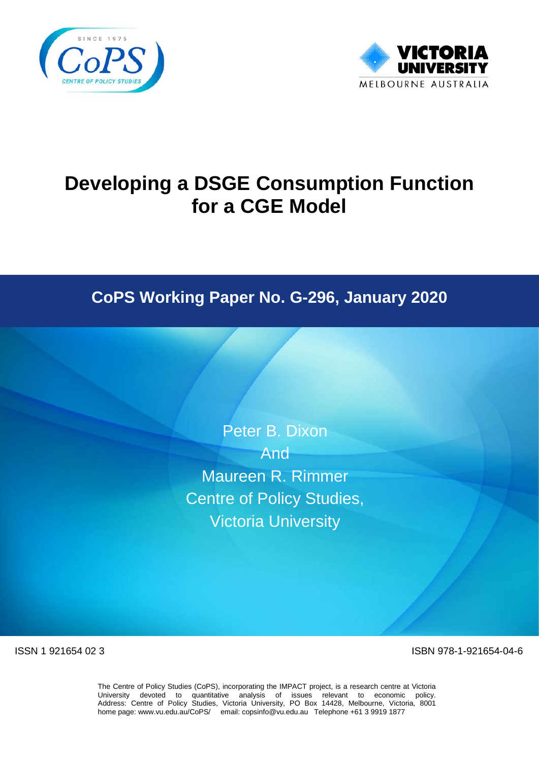SINCE 1975

CoPS

CENTRE OF POLICY STUDIES

VICTORIA UNIVERSITY

MELBOURNE AUSTRALIA

# Developing a DSGE Consumption Function for a CGE Model

## CoPS Working Paper No. G-296, January 2020

Peter B. Dixon

And

Maureen R. Rimmer

Centre of Policy Studies,

Victoria University

ISSN 1 921654 02 3

ISBN 978-1-921654-04-6

The Centre of Policy Studies (CoPS), incorporating the IMPACT project, is a research centre at Victoria University devoted to quantitative analysis of issues relevant to economic policy. Address: Centre of Policy Studies, Victoria University, PO Box 14428, Melbourne, Victoria, 8001 home page: www.vu.edu.au/CoPS/ email: copsinfo@vu.edu.au Telephone +61 3 9919 1877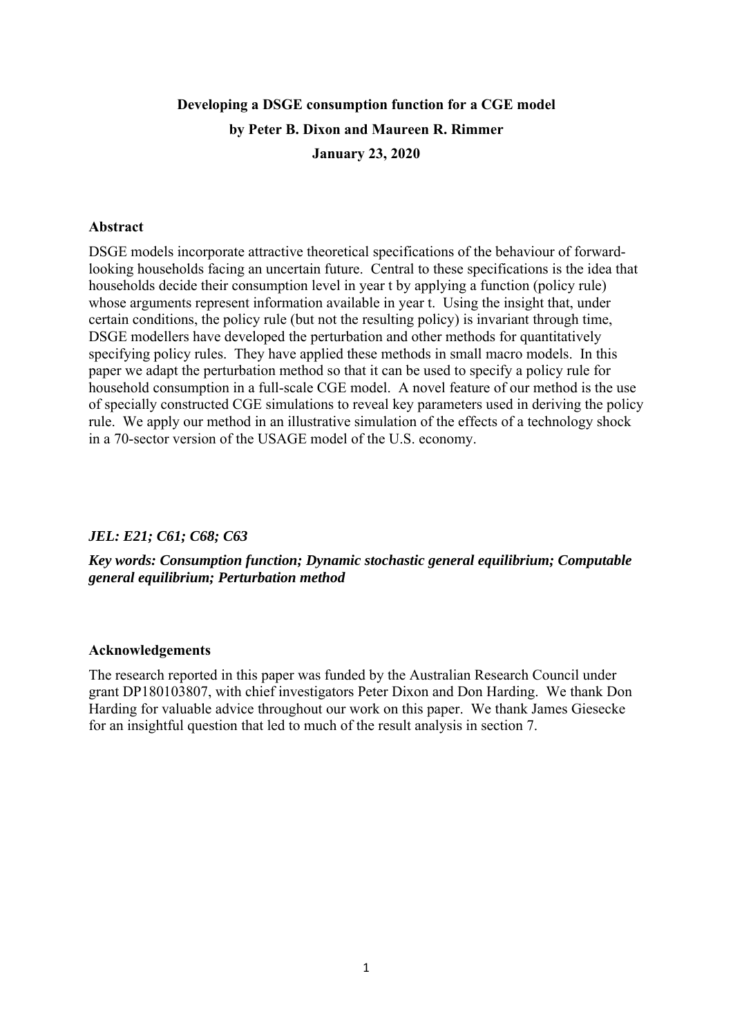**Developing a DSGE consumption function for a CGE model**

**by Peter B. Dixon and Maureen R. Rimmer**

**January 23, 2020**

## Abstract

DSGE models incorporate attractive theoretical specifications of the behaviour of forward-looking households facing an uncertain future. Central to these specifications is the idea that households decide their consumption level in year t by applying a function (policy rule) whose arguments represent information available in year t. Using the insight that, under certain conditions, the policy rule (but not the resulting policy) is invariant through time, DSGE modellers have developed the perturbation and other methods for quantitatively specifying policy rules. They have applied these methods in small macro models. In this paper we adapt the perturbation method so that it can be used to specify a policy rule for household consumption in a full-scale CGE model. A novel feature of our method is the use of specially constructed CGE simulations to reveal key parameters used in deriving the policy rule. We apply our method in an illustrative simulation of the effects of a technology shock in a 70-sector version of the USAGE model of the U.S. economy.

***JEL: E21; C61; C68; C63***

***Key words: Consumption function; Dynamic stochastic general equilibrium; Computable general equilibrium; Perturbation method***

## Acknowledgements

The research reported in this paper was funded by the Australian Research Council under grant DP180103807, with chief investigators Peter Dixon and Don Harding. We thank Don Harding for valuable advice throughout our work on this paper. We thank James Giesecke for an insightful question that led to much of the result analysis in section 7.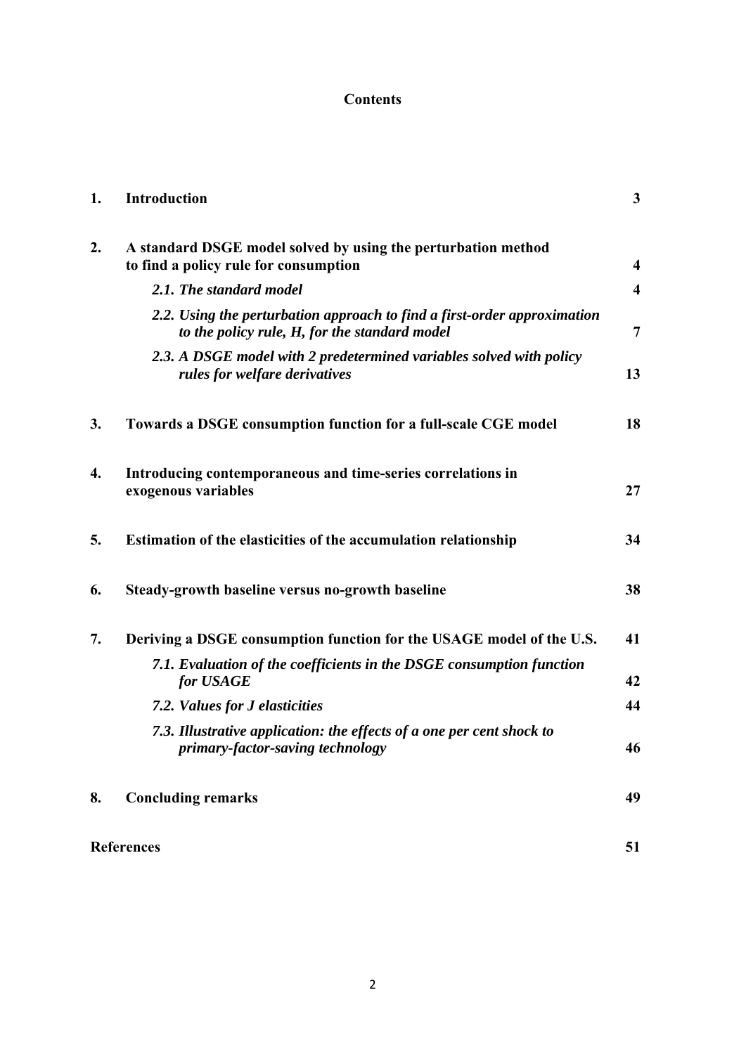**Contents**

| | | |
|---|---|---|
| **1.** | **Introduction** | **3** |
| **2.** | **A standard DSGE model solved by using the perturbation method to find a policy rule for consumption** | **4** |
| | ***2.1. The standard model*** | **4** |
| | ***2.2. Using the perturbation approach to find a first-order approximation to the policy rule, H, for the standard model*** | **7** |
| | ***2.3. A DSGE model with 2 predetermined variables solved with policy rules for welfare derivatives*** | **13** |
| **3.** | **Towards a DSGE consumption function for a full-scale CGE model** | **18** |
| **4.** | **Introducing contemporaneous and time-series correlations in exogenous variables** | **27** |
| **5.** | **Estimation of the elasticities of the accumulation relationship** | **34** |
| **6.** | **Steady-growth baseline versus no-growth baseline** | **38** |
| **7.** | **Deriving a DSGE consumption function for the USAGE model of the U.S.** | **41** |
| | ***7.1. Evaluation of the coefficients in the DSGE consumption function for USAGE*** | **42** |
| | ***7.2. Values for J elasticities*** | **44** |
| | ***7.3. Illustrative application: the effects of a one per cent shock to primary-factor-saving technology*** | **46** |
| **8.** | **Concluding remarks** | **49** |
| **References** | | **51** |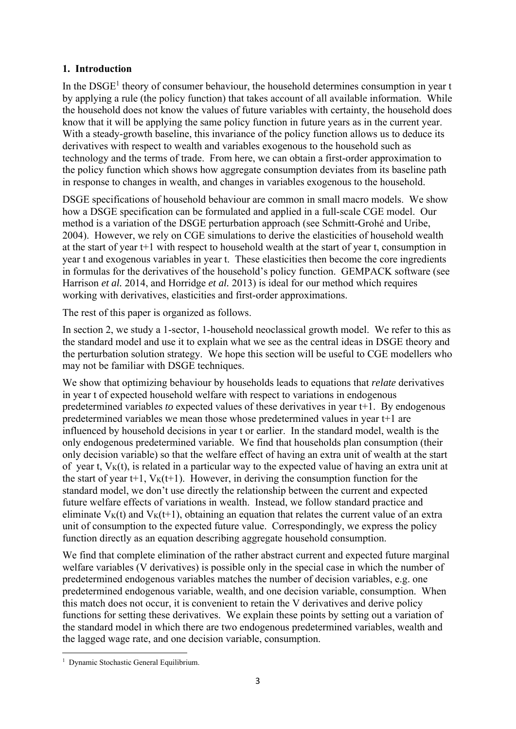## 1. Introduction

In the DSGE[1] theory of consumer behaviour, the household determines consumption in year t by applying a rule (the policy function) that takes account of all available information. While the household does not know the values of future variables with certainty, the household does know that it will be applying the same policy function in future years as in the current year. With a steady-growth baseline, this invariance of the policy function allows us to deduce its derivatives with respect to wealth and variables exogenous to the household such as technology and the terms of trade. From here, we can obtain a first-order approximation to the policy function which shows how aggregate consumption deviates from its baseline path in response to changes in wealth, and changes in variables exogenous to the household.

DSGE specifications of household behaviour are common in small macro models. We show how a DSGE specification can be formulated and applied in a full-scale CGE model. Our method is a variation of the DSGE perturbation approach (see Schmitt-Grohé and Uribe, 2004). However, we rely on CGE simulations to derive the elasticities of household wealth at the start of year t+1 with respect to household wealth at the start of year t, consumption in year t and exogenous variables in year t. These elasticities then become the core ingredients in formulas for the derivatives of the household's policy function. GEMPACK software (see Harrison *et al.* 2014, and Horridge *et al.* 2013) is ideal for our method which requires working with derivatives, elasticities and first-order approximations.

The rest of this paper is organized as follows.

In section 2, we study a 1-sector, 1-household neoclassical growth model. We refer to this as the standard model and use it to explain what we see as the central ideas in DSGE theory and the perturbation solution strategy. We hope this section will be useful to CGE modellers who may not be familiar with DSGE techniques.

We show that optimizing behaviour by households leads to equations that *relate* derivatives in year t of expected household welfare with respect to variations in endogenous predetermined variables *to* expected values of these derivatives in year t+1. By endogenous predetermined variables we mean those whose predetermined values in year t+1 are influenced by household decisions in year t or earlier. In the standard model, wealth is the only endogenous predetermined variable. We find that households plan consumption (their only decision variable) so that the welfare effect of having an extra unit of wealth at the start of year t, $V_K(t)$, is related in a particular way to the expected value of having an extra unit at the start of year t+1, $V_K(t+1)$. However, in deriving the consumption function for the standard model, we don't use directly the relationship between the current and expected future welfare effects of variations in wealth. Instead, we follow standard practice and eliminate $V_K(t)$ and $V_K(t+1)$, obtaining an equation that relates the current value of an extra unit of consumption to the expected future value. Correspondingly, we express the policy function directly as an equation describing aggregate household consumption.

We find that complete elimination of the rather abstract current and expected future marginal welfare variables (V derivatives) is possible only in the special case in which the number of predetermined endogenous variables matches the number of decision variables, e.g. one predetermined endogenous variable, wealth, and one decision variable, consumption. When this match does not occur, it is convenient to retain the V derivatives and derive policy functions for setting these derivatives. We explain these points by setting out a variation of the standard model in which there are two endogenous predetermined variables, wealth and the lagged wage rate, and one decision variable, consumption.

[1] Dynamic Stochastic General Equilibrium.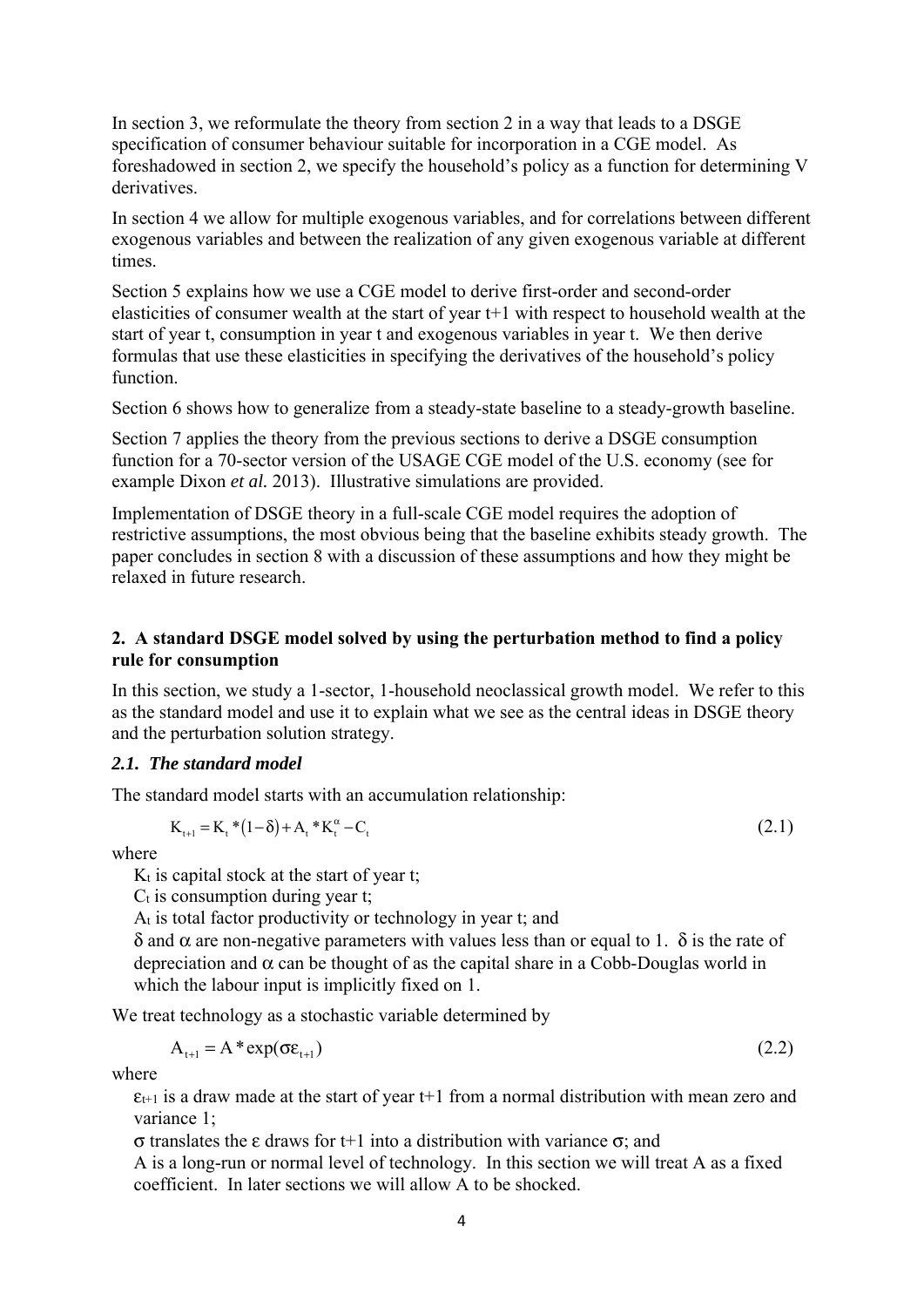In section 3, we reformulate the theory from section 2 in a way that leads to a DSGE specification of consumer behaviour suitable for incorporation in a CGE model. As foreshadowed in section 2, we specify the household's policy as a function for determining V derivatives.

In section 4 we allow for multiple exogenous variables, and for correlations between different exogenous variables and between the realization of any given exogenous variable at different times.

Section 5 explains how we use a CGE model to derive first-order and second-order elasticities of consumer wealth at the start of year t+1 with respect to household wealth at the start of year t, consumption in year t and exogenous variables in year t. We then derive formulas that use these elasticities in specifying the derivatives of the household's policy function.

Section 6 shows how to generalize from a steady-state baseline to a steady-growth baseline.

Section 7 applies the theory from the previous sections to derive a DSGE consumption function for a 70-sector version of the USAGE CGE model of the U.S. economy (see for example Dixon *et al.* 2013). Illustrative simulations are provided.

Implementation of DSGE theory in a full-scale CGE model requires the adoption of restrictive assumptions, the most obvious being that the baseline exhibits steady growth. The paper concludes in section 8 with a discussion of these assumptions and how they might be relaxed in future research.

## 2. A standard DSGE model solved by using the perturbation method to find a policy rule for consumption

In this section, we study a 1-sector, 1-household neoclassical growth model. We refer to this as the standard model and use it to explain what we see as the central ideas in DSGE theory and the perturbation solution strategy.

### *2.1. The standard model*

The standard model starts with an accumulation relationship:

$$K_{t+1} = K_t * (1-\delta) + A_t * K_t^{\alpha} - C_t \tag{2.1}$$

where

$K_t$ is capital stock at the start of year t;

$C_t$ is consumption during year t;

$A_t$ is total factor productivity or technology in year t; and

$\delta$ and $\alpha$ are non-negative parameters with values less than or equal to 1. $\delta$ is the rate of depreciation and $\alpha$ can be thought of as the capital share in a Cobb-Douglas world in which the labour input is implicitly fixed on 1.

We treat technology as a stochastic variable determined by

$$A_{t+1} = A * \exp(\sigma\varepsilon_{t+1}) \tag{2.2}$$

where

$\varepsilon_{t+1}$ is a draw made at the start of year t+1 from a normal distribution with mean zero and variance 1;

$\sigma$ translates the $\varepsilon$ draws for t+1 into a distribution with variance $\sigma$; and

A is a long-run or normal level of technology. In this section we will treat A as a fixed coefficient. In later sections we will allow A to be shocked.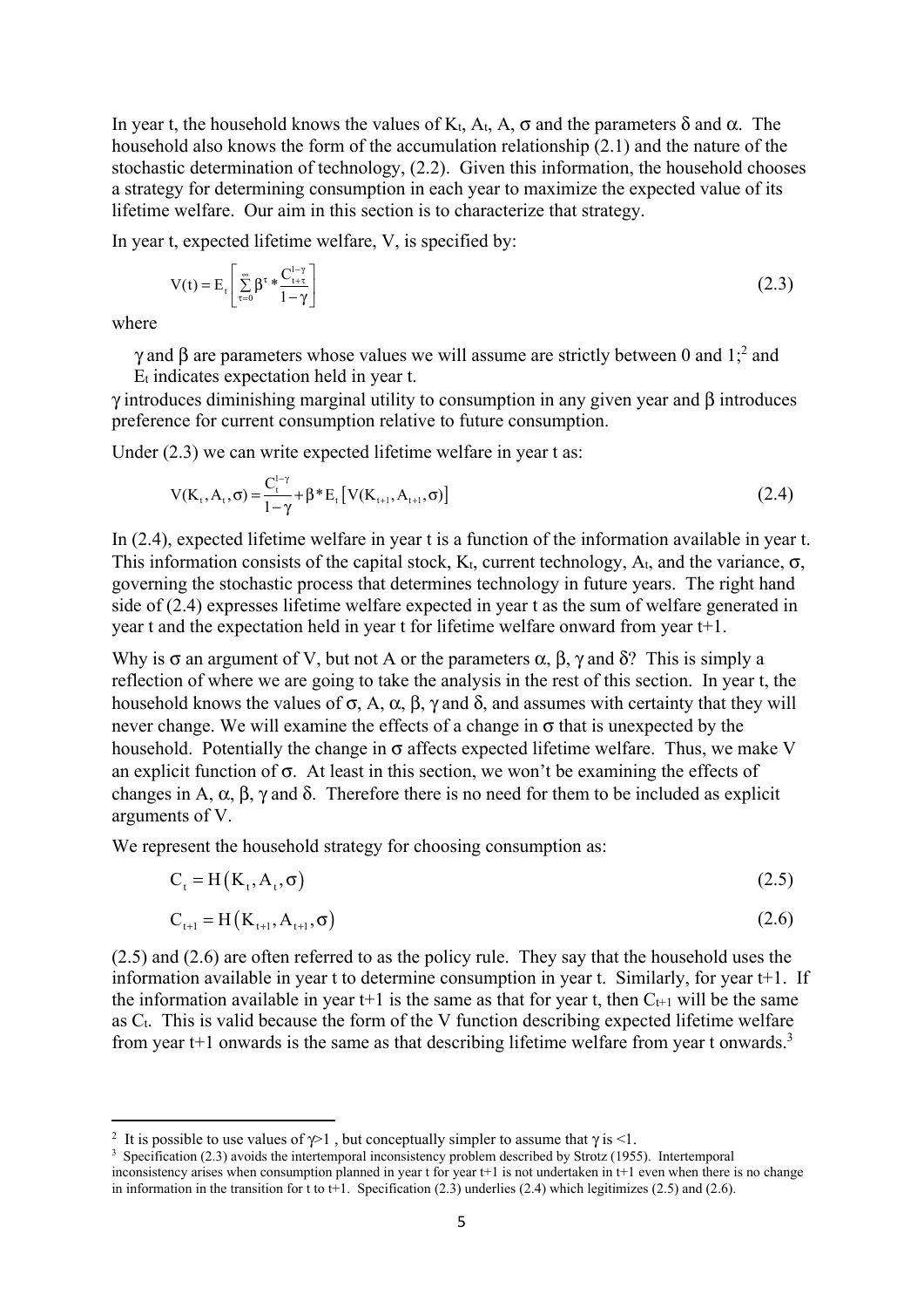In year t, the household knows the values of $K_t$, $A_t$, A, $\sigma$ and the parameters $\delta$ and $\alpha$. The household also knows the form of the accumulation relationship (2.1) and the nature of the stochastic determination of technology, (2.2). Given this information, the household chooses a strategy for determining consumption in each year to maximize the expected value of its lifetime welfare. Our aim in this section is to characterize that strategy.

In year t, expected lifetime welfare, V, is specified by:

$$V(t) = E_t\left[\sum_{\tau=0}^{\infty}\beta^{\tau} * \frac{C_{t+\tau}^{1-\gamma}}{1-\gamma}\right] \tag{2.3}$$

where

$\gamma$ and $\beta$ are parameters whose values we will assume are strictly between 0 and 1;[2] and $E_t$ indicates expectation held in year t.

$\gamma$ introduces diminishing marginal utility to consumption in any given year and $\beta$ introduces preference for current consumption relative to future consumption.

Under (2.3) we can write expected lifetime welfare in year t as:

$$V(K_t, A_t, \sigma) = \frac{C_t^{1-\gamma}}{1-\gamma} + \beta * E_t\left[V(K_{t+1}, A_{t+1}, \sigma)\right] \tag{2.4}$$

In (2.4), expected lifetime welfare in year t is a function of the information available in year t. This information consists of the capital stock, $K_t$, current technology, $A_t$, and the variance, $\sigma$, governing the stochastic process that determines technology in future years. The right hand side of (2.4) expresses lifetime welfare expected in year t as the sum of welfare generated in year t and the expectation held in year t for lifetime welfare onward from year t+1.

Why is $\sigma$ an argument of V, but not A or the parameters $\alpha$, $\beta$, $\gamma$ and $\delta$? This is simply a reflection of where we are going to take the analysis in the rest of this section. In year t, the household knows the values of $\sigma$, A, $\alpha$, $\beta$, $\gamma$ and $\delta$, and assumes with certainty that they will never change. We will examine the effects of a change in $\sigma$ that is unexpected by the household. Potentially the change in $\sigma$ affects expected lifetime welfare. Thus, we make V an explicit function of $\sigma$. At least in this section, we won't be examining the effects of changes in A, $\alpha$, $\beta$, $\gamma$ and $\delta$. Therefore there is no need for them to be included as explicit arguments of V.

We represent the household strategy for choosing consumption as:

$$C_t = H\left(K_t, A_t, \sigma\right) \tag{2.5}$$

$$C_{t+1} = H\left(K_{t+1}, A_{t+1}, \sigma\right) \tag{2.6}$$

(2.5) and (2.6) are often referred to as the policy rule. They say that the household uses the information available in year t to determine consumption in year t. Similarly, for year t+1. If the information available in year t+1 is the same as that for year t, then $C_{t+1}$ will be the same as $C_t$. This is valid because the form of the V function describing expected lifetime welfare from year t+1 onwards is the same as that describing lifetime welfare from year t onwards.[3]

---

[2] It is possible to use values of $\gamma > 1$, but conceptually simpler to assume that $\gamma$ is <1.

[3] Specification (2.3) avoids the intertemporal inconsistency problem described by Strotz (1955). Intertemporal inconsistency arises when consumption planned in year t for year t+1 is not undertaken in t+1 even when there is no change in information in the transition for t to t+1. Specification (2.3) underlies (2.4) which legitimizes (2.5) and (2.6).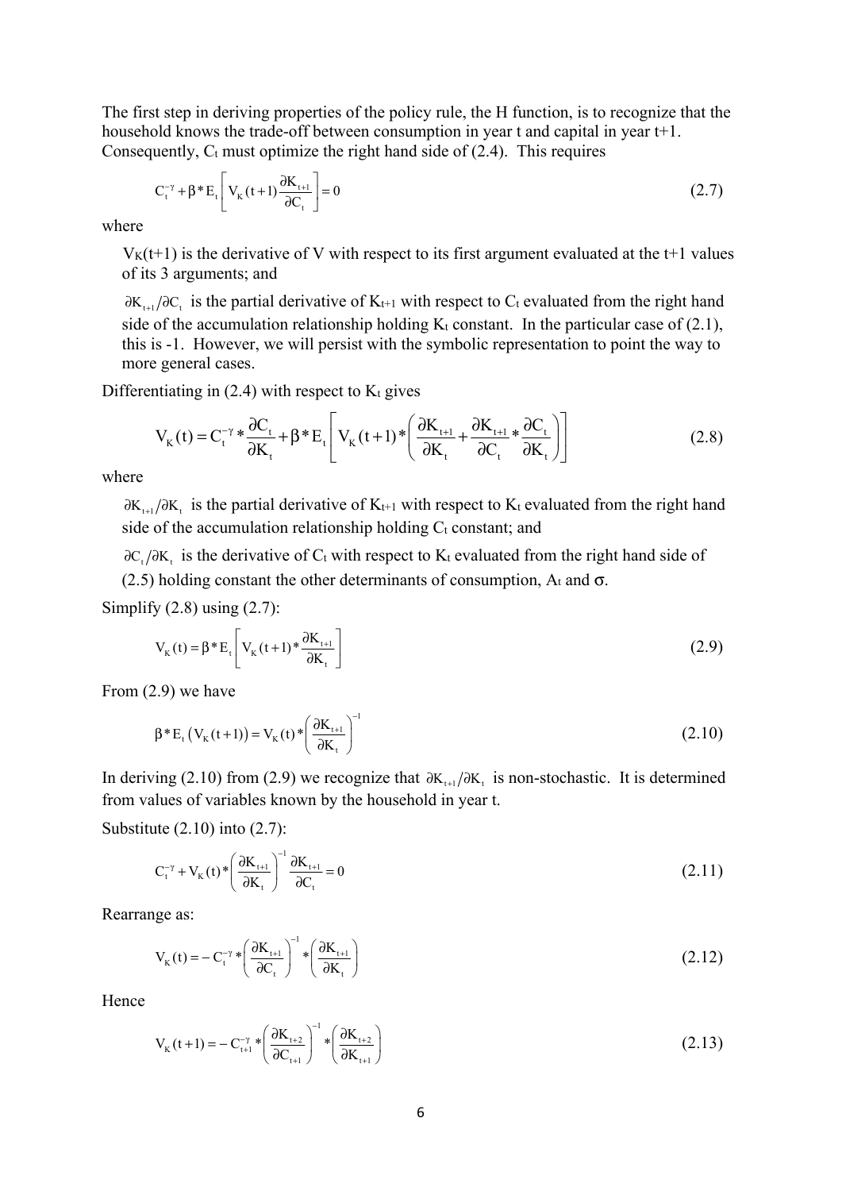The first step in deriving properties of the policy rule, the H function, is to recognize that the household knows the trade-off between consumption in year t and capital in year t+1. Consequently, $C_t$ must optimize the right hand side of (2.4). This requires

$$C_t^{-\gamma} + \beta * E_t \left[ V_K(t+1) \frac{\partial K_{t+1}}{\partial C_t} \right] = 0 \tag{2.7}$$

where

$V_K(t+1)$ is the derivative of V with respect to its first argument evaluated at the t+1 values of its 3 arguments; and

$\partial K_{t+1} / \partial C_t$ is the partial derivative of $K_{t+1}$ with respect to $C_t$ evaluated from the right hand side of the accumulation relationship holding $K_t$ constant. In the particular case of (2.1), this is -1. However, we will persist with the symbolic representation to point the way to more general cases.

Differentiating in (2.4) with respect to $K_t$ gives

$$V_K(t) = C_t^{-\gamma} * \frac{\partial C_t}{\partial K_t} + \beta * E_t \left[ V_K(t+1) * \left( \frac{\partial K_{t+1}}{\partial K_t} + \frac{\partial K_{t+1}}{\partial C_t} * \frac{\partial C_t}{\partial K_t} \right) \right] \tag{2.8}$$

where

$\partial K_{t+1} / \partial K_t$ is the partial derivative of $K_{t+1}$ with respect to $K_t$ evaluated from the right hand side of the accumulation relationship holding $C_t$ constant; and

$\partial C_t / \partial K_t$ is the derivative of $C_t$ with respect to $K_t$ evaluated from the right hand side of (2.5) holding constant the other determinants of consumption, $A_t$ and $\sigma$.

Simplify (2.8) using (2.7):

$$V_K(t) = \beta * E_t \left[ V_K(t+1) * \frac{\partial K_{t+1}}{\partial K_t} \right] \tag{2.9}$$

From (2.9) we have

$$\beta * E_t \left( V_K(t+1) \right) = V_K(t) * \left( \frac{\partial K_{t+1}}{\partial K_t} \right)^{-1} \tag{2.10}$$

In deriving (2.10) from (2.9) we recognize that $\partial K_{t+1} / \partial K_t$ is non-stochastic. It is determined from values of variables known by the household in year t.

Substitute (2.10) into (2.7):

$$C_t^{-\gamma} + V_K(t) * \left( \frac{\partial K_{t+1}}{\partial K_t} \right)^{-1} \frac{\partial K_{t+1}}{\partial C_t} = 0 \tag{2.11}$$

Rearrange as:

$$V_K(t) = -C_t^{-\gamma} * \left( \frac{\partial K_{t+1}}{\partial C_t} \right)^{-1} * \left( \frac{\partial K_{t+1}}{\partial K_t} \right) \tag{2.12}$$

Hence

$$V_K(t+1) = -C_{t+1}^{-\gamma} * \left( \frac{\partial K_{t+2}}{\partial C_{t+1}} \right)^{-1} * \left( \frac{\partial K_{t+2}}{\partial K_{t+1}} \right) \tag{2.13}$$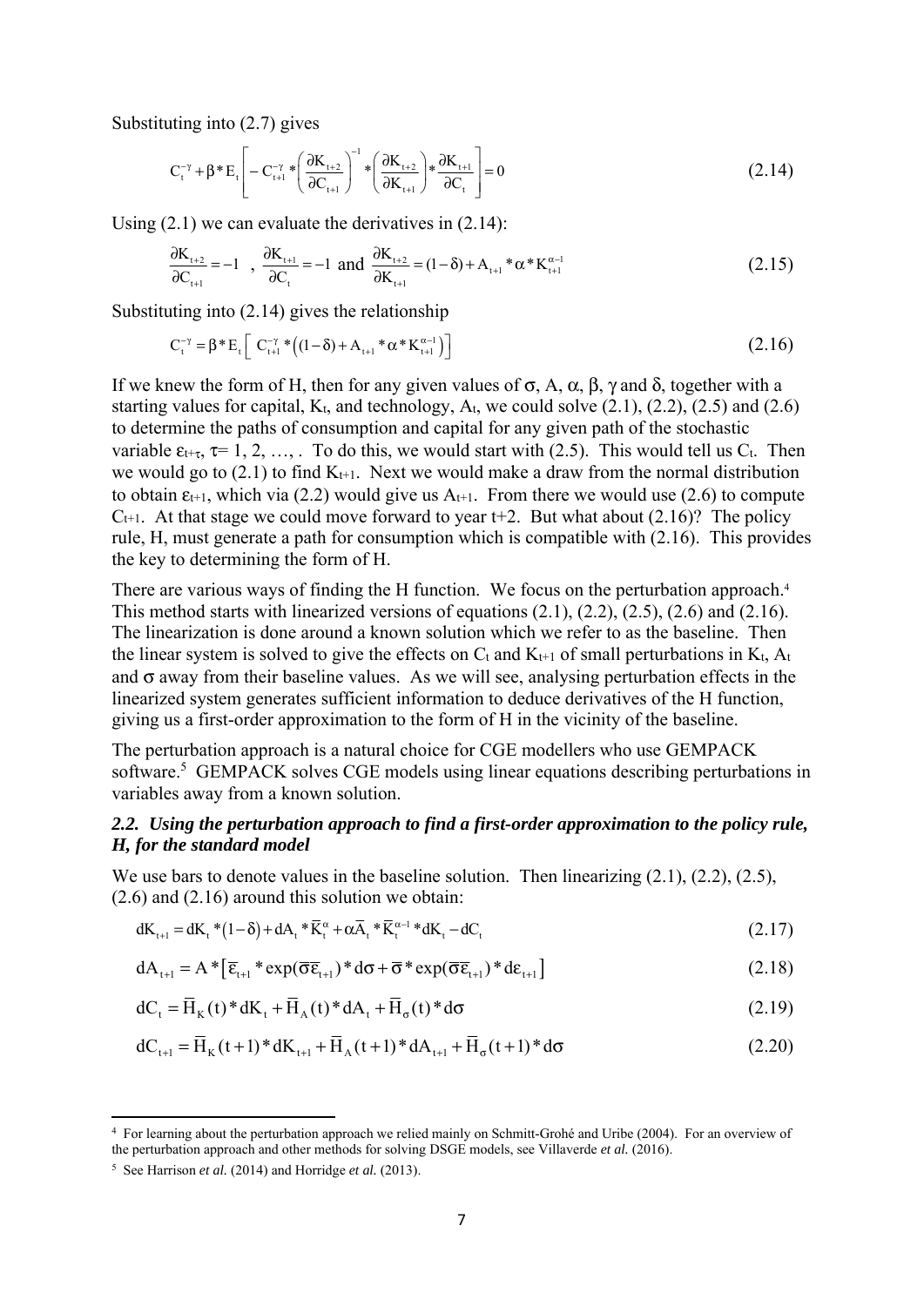Substituting into (2.7) gives

$$C_t^{-\gamma} + \beta * E_t\left[ -C_{t+1}^{-\gamma} * \left(\frac{\partial K_{t+2}}{\partial C_{t+1}}\right)^{-1} * \left(\frac{\partial K_{t+2}}{\partial K_{t+1}}\right) * \frac{\partial K_{t+1}}{\partial C_t} \right] = 0 \tag{2.14}$$

Using (2.1) we can evaluate the derivatives in (2.14):

$$\frac{\partial K_{t+2}}{\partial C_{t+1}} = -1 \ , \ \frac{\partial K_{t+1}}{\partial C_t} = -1 \text{ and } \frac{\partial K_{t+2}}{\partial K_{t+1}} = (1-\delta) + A_{t+1} * \alpha * K_{t+1}^{\alpha-1} \tag{2.15}$$

Substituting into (2.14) gives the relationship

$$C_t^{-\gamma} = \beta * E_t\left[ C_{t+1}^{-\gamma} * \left((1-\delta) + A_{t+1} * \alpha * K_{t+1}^{\alpha-1}\right)\right] \tag{2.16}$$

If we knew the form of H, then for any given values of $\sigma$, A, $\alpha$, $\beta$, $\gamma$ and $\delta$, together with a starting values for capital, $K_t$, and technology, $A_t$, we could solve (2.1), (2.2), (2.5) and (2.6) to determine the paths of consumption and capital for any given path of the stochastic variable $\varepsilon_{t+\tau}$, $\tau$= 1, 2, …, . To do this, we would start with (2.5). This would tell us $C_t$. Then we would go to (2.1) to find $K_{t+1}$. Next we would make a draw from the normal distribution to obtain $\varepsilon_{t+1}$, which via (2.2) would give us $A_{t+1}$. From there we would use (2.6) to compute $C_{t+1}$. At that stage we could move forward to year t+2. But what about (2.16)? The policy rule, H, must generate a path for consumption which is compatible with (2.16). This provides the key to determining the form of H.

There are various ways of finding the H function. We focus on the perturbation approach.[4] This method starts with linearized versions of equations (2.1), (2.2), (2.5), (2.6) and (2.16). The linearization is done around a known solution which we refer to as the baseline. Then the linear system is solved to give the effects on $C_t$ and $K_{t+1}$ of small perturbations in $K_t$, $A_t$ and $\sigma$ away from their baseline values. As we will see, analysing perturbation effects in the linearized system generates sufficient information to deduce derivatives of the H function, giving us a first-order approximation to the form of H in the vicinity of the baseline.

The perturbation approach is a natural choice for CGE modellers who use GEMPACK software.[5] GEMPACK solves CGE models using linear equations describing perturbations in variables away from a known solution.

### *2.2. Using the perturbation approach to find a first-order approximation to the policy rule, H, for the standard model*

We use bars to denote values in the baseline solution. Then linearizing (2.1), (2.2), (2.5), (2.6) and (2.16) around this solution we obtain:

$$dK_{t+1} = dK_t * (1-\delta) + dA_t * \bar{K}_t^{\alpha} + \alpha\bar{A}_t * \bar{K}_t^{\alpha-1} * dK_t - dC_t \tag{2.17}$$

$$dA_{t+1} = A * \left[\bar{\varepsilon}_{t+1} * \exp(\bar{\sigma}\bar{\varepsilon}_{t+1}) * d\sigma + \bar{\sigma} * \exp(\bar{\sigma}\bar{\varepsilon}_{t+1}) * d\varepsilon_{t+1}\right] \tag{2.18}$$

$$dC_t = \bar{H}_K(t) * dK_t + \bar{H}_A(t) * dA_t + \bar{H}_\sigma(t) * d\sigma \tag{2.19}$$

$$dC_{t+1} = \bar{H}_K(t+1) * dK_{t+1} + \bar{H}_A(t+1) * dA_{t+1} + \bar{H}_\sigma(t+1) * d\sigma \tag{2.20}$$

---

[4] For learning about the perturbation approach we relied mainly on Schmitt-Grohé and Uribe (2004). For an overview of the perturbation approach and other methods for solving DSGE models, see Villaverde *et al.* (2016).

[5] See Harrison *et al.* (2014) and Horridge *et al.* (2013).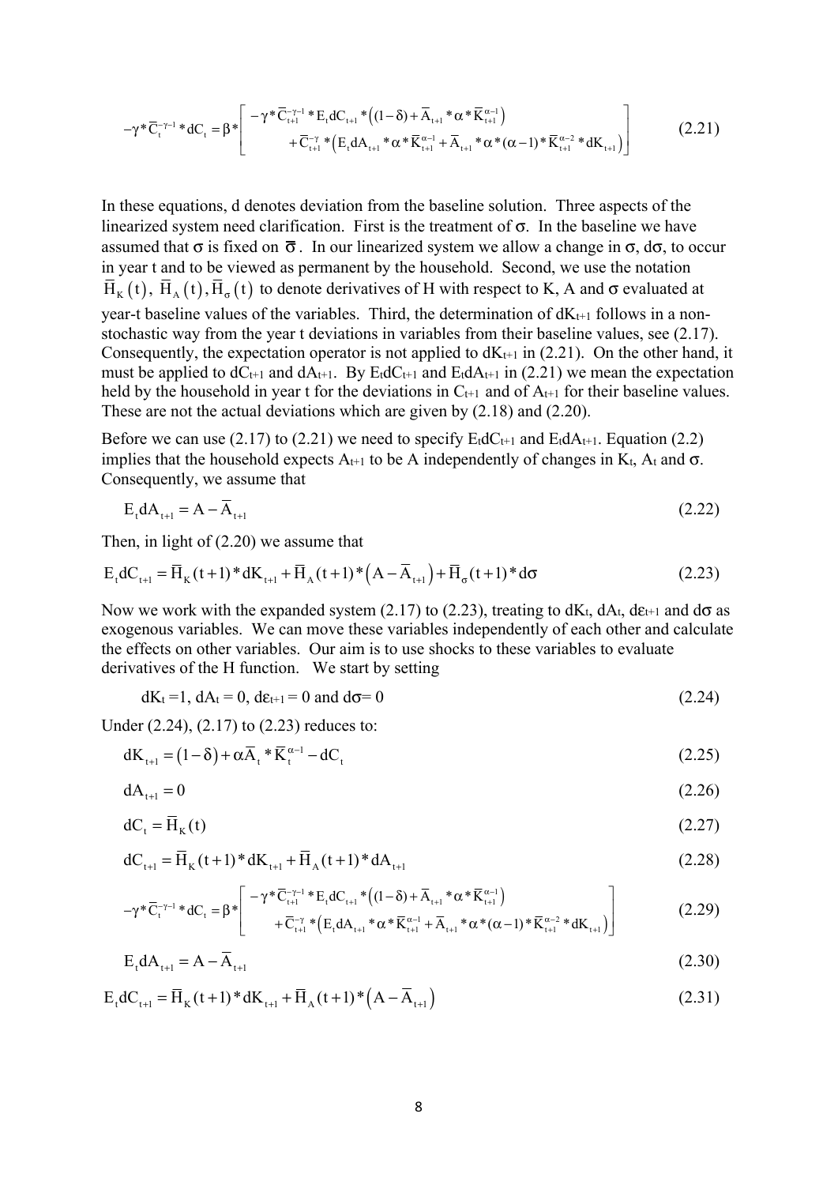$$-\gamma * \bar{C}_t^{-\gamma-1} * dC_t = \beta * \left[ \begin{array}{l} -\gamma * \bar{C}_{t+1}^{-\gamma-1} * E_t dC_{t+1} * \left( (1-\delta) + \bar{A}_{t+1} * \alpha * \bar{K}_{t+1}^{\alpha-1} \right) \\ + \bar{C}_{t+1}^{-\gamma} * \left( E_t dA_{t+1} * \alpha * \bar{K}_{t+1}^{\alpha-1} + \bar{A}_{t+1} * \alpha * (\alpha-1) * \bar{K}_{t+1}^{\alpha-2} * dK_{t+1} \right) \end{array} \right] \tag{2.21}$$

In these equations, d denotes deviation from the baseline solution. Three aspects of the linearized system need clarification. First is the treatment of $\sigma$. In the baseline we have assumed that $\sigma$ is fixed on $\bar{\sigma}$. In our linearized system we allow a change in $\sigma$, $d\sigma$, to occur in year t and to be viewed as permanent by the household. Second, we use the notation $\bar{H}_K(t)$, $\bar{H}_A(t)$, $\bar{H}_\sigma(t)$ to denote derivatives of H with respect to K, A and $\sigma$ evaluated at year-t baseline values of the variables. Third, the determination of $dK_{t+1}$ follows in a non-stochastic way from the year t deviations in variables from their baseline values, see (2.17). Consequently, the expectation operator is not applied to $dK_{t+1}$ in (2.21). On the other hand, it must be applied to $dC_{t+1}$ and $dA_{t+1}$. By $E_t dC_{t+1}$ and $E_t dA_{t+1}$ in (2.21) we mean the expectation held by the household in year t for the deviations in $C_{t+1}$ and of $A_{t+1}$ for their baseline values. These are not the actual deviations which are given by (2.18) and (2.20).

Before we can use (2.17) to (2.21) we need to specify $E_t dC_{t+1}$ and $E_t dA_{t+1}$. Equation (2.2) implies that the household expects $A_{t+1}$ to be A independently of changes in $K_t$, $A_t$ and $\sigma$. Consequently, we assume that

$$E_t dA_{t+1} = A - \bar{A}_{t+1} \tag{2.22}$$

Then, in light of (2.20) we assume that

$$E_t dC_{t+1} = \bar{H}_K(t+1) * dK_{t+1} + \bar{H}_A(t+1) * \left( A - \bar{A}_{t+1} \right) + \bar{H}_\sigma(t+1) * d\sigma \tag{2.23}$$

Now we work with the expanded system (2.17) to (2.23), treating to $dK_t$, $dA_t$, $d\varepsilon_{t+1}$ and $d\sigma$ as exogenous variables. We can move these variables independently of each other and calculate the effects on other variables. Our aim is to use shocks to these variables to evaluate derivatives of the H function. We start by setting

$$dK_t = 1,\ dA_t = 0,\ d\varepsilon_{t+1} = 0 \text{ and } d\sigma = 0 \tag{2.24}$$

Under (2.24), (2.17) to (2.23) reduces to:

$$dK_{t+1} = (1-\delta) + \alpha \bar{A}_t * \bar{K}_t^{\alpha-1} - dC_t \tag{2.25}$$

$$dA_{t+1} = 0 \tag{2.26}$$

$$dC_t = \bar{H}_K(t) \tag{2.27}$$

$$dC_{t+1} = \bar{H}_K(t+1) * dK_{t+1} + \bar{H}_A(t+1) * dA_{t+1} \tag{2.28}$$

$$-\gamma * \bar{C}_t^{-\gamma-1} * dC_t = \beta * \left[ \begin{array}{l} -\gamma * \bar{C}_{t+1}^{-\gamma-1} * E_t dC_{t+1} * \left( (1-\delta) + \bar{A}_{t+1} * \alpha * \bar{K}_{t+1}^{\alpha-1} \right) \\ + \bar{C}_{t+1}^{-\gamma} * \left( E_t dA_{t+1} * \alpha * \bar{K}_{t+1}^{\alpha-1} + \bar{A}_{t+1} * \alpha * (\alpha-1) * \bar{K}_{t+1}^{\alpha-2} * dK_{t+1} \right) \end{array} \right] \tag{2.29}$$

$$E_t dA_{t+1} = A - \bar{A}_{t+1} \tag{2.30}$$

$$E_t dC_{t+1} = \bar{H}_K(t+1) * dK_{t+1} + \bar{H}_A(t+1) * \left( A - \bar{A}_{t+1} \right) \tag{2.31}$$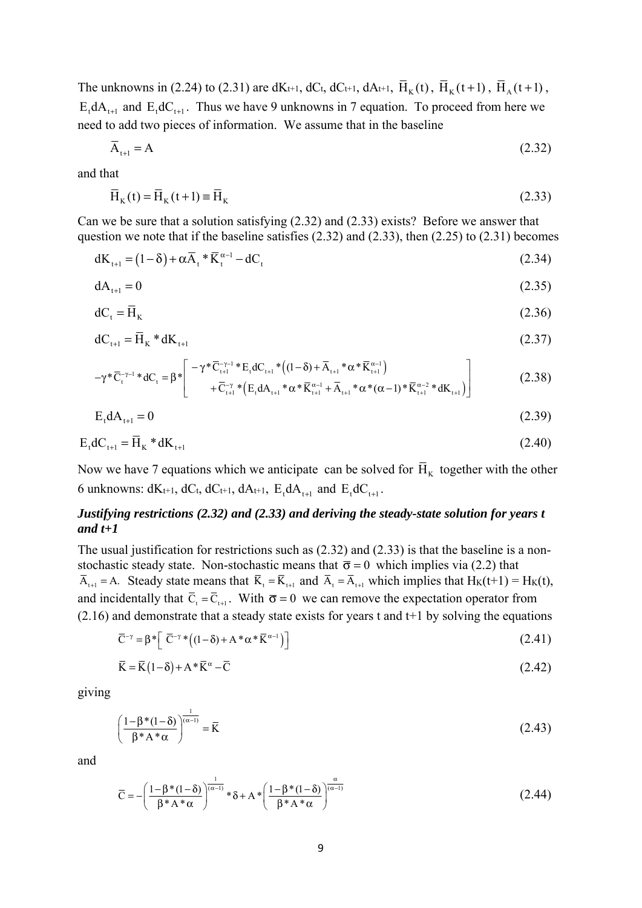The unknowns in (2.24) to (2.31) are $dK_{t+1}$, $dC_t$, $dC_{t+1}$, $dA_{t+1}$, $\overline{H}_K(t)$, $\overline{H}_K(t+1)$, $\overline{H}_A(t+1)$, $E_t dA_{t+1}$ and $E_t dC_{t+1}$. Thus we have 9 unknowns in 7 equation. To proceed from here we need to add two pieces of information. We assume that in the baseline

$$\overline{A}_{t+1} = A \tag{2.32}$$

and that

$$\overline{H}_K(t) = \overline{H}_K(t+1) \equiv \overline{H}_K \tag{2.33}$$

Can we be sure that a solution satisfying (2.32) and (2.33) exists? Before we answer that question we note that if the baseline satisfies (2.32) and (2.33), then (2.25) to (2.31) becomes

$$dK_{t+1} = (1-\delta) + \alpha \overline{A}_t * \overline{K}_t^{\alpha-1} - dC_t \tag{2.34}$$

$$dA_{t+1} = 0 \tag{2.35}$$

$$dC_t = \overline{H}_K \tag{2.36}$$

$$dC_{t+1} = \overline{H}_K * dK_{t+1} \tag{2.37}$$

$$-\gamma * \overline{C}_t^{-\gamma-1} * dC_t = \beta * \left[ \begin{array}{l} -\gamma * \overline{C}_{t+1}^{-\gamma-1} * E_t dC_{t+1} * \left((1-\delta) + \overline{A}_{t+1} * \alpha * \overline{K}_{t+1}^{\alpha-1}\right) \\ + \overline{C}_{t+1}^{-\gamma} * \left(E_t dA_{t+1} * \alpha * \overline{K}_{t+1}^{\alpha-1} + \overline{A}_{t+1} * \alpha * (\alpha-1) * \overline{K}_{t+1}^{\alpha-2} * dK_{t+1}\right) \end{array} \right] \tag{2.38}$$

$$E_t dA_{t+1} = 0 \tag{2.39}$$

$$E_t dC_{t+1} = \overline{H}_K * dK_{t+1} \tag{2.40}$$

Now we have 7 equations which we anticipate can be solved for $\overline{H}_K$ together with the other 6 unknowns: $dK_{t+1}$, $dC_t$, $dC_{t+1}$, $dA_{t+1}$, $E_t dA_{t+1}$ and $E_t dC_{t+1}$.

***Justifying restrictions (2.32) and (2.33) and deriving the steady-state solution for years t and t+1***

The usual justification for restrictions such as (2.32) and (2.33) is that the baseline is a non-stochastic steady state. Non-stochastic means that $\overline{\sigma} = 0$ which implies via (2.2) that $\overline{A}_{t+1} = A$. Steady state means that $\overline{K}_t = \overline{K}_{t+1}$ and $\overline{A}_t = \overline{A}_{t+1}$ which implies that $H_K(t+1) = H_K(t)$, and incidentally that $\overline{C}_t = \overline{C}_{t+1}$. With $\overline{\sigma} = 0$ we can remove the expectation operator from (2.16) and demonstrate that a steady state exists for years t and t+1 by solving the equations

$$\overline{C}^{-\gamma} = \beta * \left[ \overline{C}^{-\gamma} * \left((1-\delta) + A * \alpha * \overline{K}^{\alpha-1}\right) \right] \tag{2.41}$$

$$\overline{K} = \overline{K}(1-\delta) + A * \overline{K}^{\alpha} - \overline{C} \tag{2.42}$$

giving

$$\left( \frac{1-\beta*(1-\delta)}{\beta*A*\alpha} \right)^{\frac{1}{(\alpha-1)}} = \overline{K} \tag{2.43}$$

and

$$\overline{C} = -\left( \frac{1-\beta*(1-\delta)}{\beta*A*\alpha} \right)^{\frac{1}{(\alpha-1)}} * \delta + A * \left( \frac{1-\beta*(1-\delta)}{\beta*A*\alpha} \right)^{\frac{\alpha}{(\alpha-1)}} \tag{2.44}$$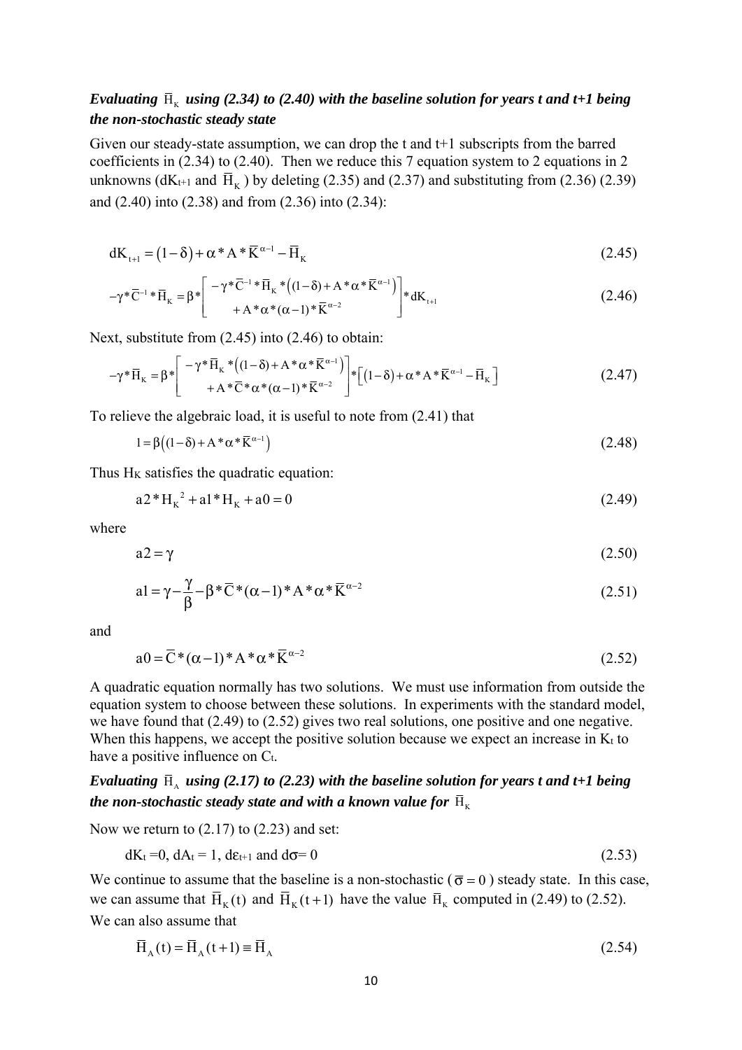***Evaluating $\bar{H}_K$ using (2.34) to (2.40) with the baseline solution for years t and t+1 being the non-stochastic steady state***

Given our steady-state assumption, we can drop the t and t+1 subscripts from the barred coefficients in (2.34) to (2.40). Then we reduce this 7 equation system to 2 equations in 2 unknowns ($dK_{t+1}$ and $\bar{H}_K$) by deleting (2.35) and (2.37) and substituting from (2.36) (2.39) and (2.40) into (2.38) and from (2.36) into (2.34):

$$dK_{t+1} = (1-\delta) + \alpha * A * \bar{K}^{\alpha-1} - \bar{H}_K \tag{2.45}$$

$$-\gamma * \bar{C}^{-1} * \bar{H}_K = \beta * \left[ \begin{array}{c} -\gamma * \bar{C}^{-1} * \bar{H}_K * \left((1-\delta) + A * \alpha * \bar{K}^{\alpha-1}\right) \\ + A * \alpha * (\alpha - 1) * \bar{K}^{\alpha-2} \end{array} \right] * dK_{t+1} \tag{2.46}$$

Next, substitute from (2.45) into (2.46) to obtain:

$$-\gamma * \bar{H}_K = \beta * \left[ \begin{array}{c} -\gamma * \bar{H}_K * \left((1-\delta) + A * \alpha * \bar{K}^{\alpha-1}\right) \\ + A * \bar{C} * \alpha * (\alpha - 1) * \bar{K}^{\alpha-2} \end{array} \right] * \left[(1-\delta) + \alpha * A * \bar{K}^{\alpha-1} - \bar{H}_K\right] \tag{2.47}$$

To relieve the algebraic load, it is useful to note from (2.41) that

$$1 = \beta\left((1-\delta) + A * \alpha * \bar{K}^{\alpha-1}\right) \tag{2.48}$$

Thus $H_K$ satisfies the quadratic equation:

$$a2 * H_K^{\ 2} + a1 * H_K + a0 = 0 \tag{2.49}$$

where

$$a2 = \gamma \tag{2.50}$$

$$a1 = \gamma - \frac{\gamma}{\beta} - \beta * \bar{C} * (\alpha - 1) * A * \alpha * \bar{K}^{\alpha-2} \tag{2.51}$$

and

$$a0 = \bar{C} * (\alpha - 1) * A * \alpha * \bar{K}^{\alpha-2} \tag{2.52}$$

A quadratic equation normally has two solutions. We must use information from outside the equation system to choose between these solutions. In experiments with the standard model, we have found that (2.49) to (2.52) gives two real solutions, one positive and one negative. When this happens, we accept the positive solution because we expect an increase in $K_t$ to have a positive influence on $C_t$.

***Evaluating $\bar{H}_A$ using (2.17) to (2.23) with the baseline solution for years t and t+1 being the non-stochastic steady state and with a known value for $\bar{H}_K$***

Now we return to (2.17) to (2.23) and set:

$$dK_t = 0, \ dA_t = 1, \ d\varepsilon_{t+1} \text{ and } d\sigma = 0 \tag{2.53}$$

We continue to assume that the baseline is a non-stochastic ($\bar{\sigma} = 0$) steady state. In this case, we can assume that $\bar{H}_K(t)$ and $\bar{H}_K(t+1)$ have the value $\bar{H}_K$ computed in (2.49) to (2.52). We can also assume that

$$\bar{H}_A(t) = \bar{H}_A(t+1) \equiv \bar{H}_A \tag{2.54}$$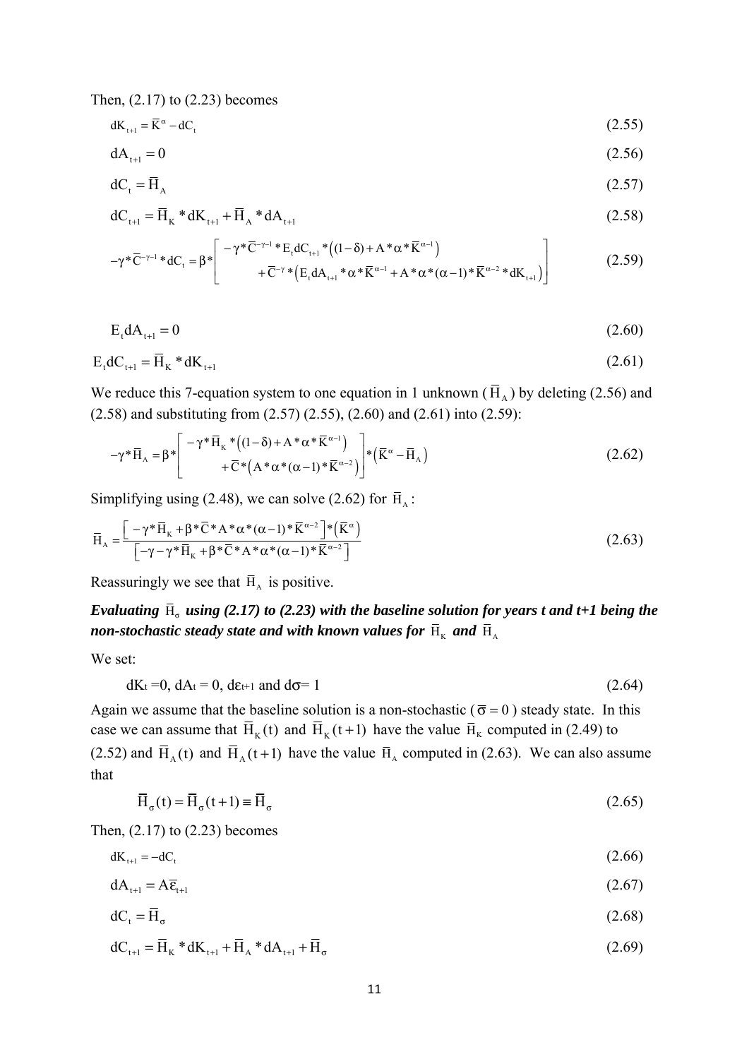Then, (2.17) to (2.23) becomes

$$dK_{t+1} = \bar{K}^{\alpha} - dC_t \tag{2.55}$$

$$dA_{t+1} = 0 \tag{2.56}$$

$$dC_t = \bar{H}_A \tag{2.57}$$

$$dC_{t+1} = \bar{H}_K * dK_{t+1} + \bar{H}_A * dA_{t+1} \tag{2.58}$$

$$-\gamma * \bar{C}^{-\gamma-1} * dC_t = \beta * \begin{bmatrix} -\gamma * \bar{C}^{-\gamma-1} * E_t dC_{t+1} * \left((1-\delta) + A * \alpha * \bar{K}^{\alpha-1}\right) \\ + \bar{C}^{-\gamma} * \left(E_t dA_{t+1} * \alpha * \bar{K}^{\alpha-1} + A * \alpha * (\alpha-1) * \bar{K}^{\alpha-2} * dK_{t+1}\right) \end{bmatrix} \tag{2.59}$$

$$E_t dA_{t+1} = 0 \tag{2.60}$$

$$E_t dC_{t+1} = \bar{H}_K * dK_{t+1} \tag{2.61}$$

We reduce this 7-equation system to one equation in 1 unknown ($\bar{H}_A$) by deleting (2.56) and (2.58) and substituting from (2.57) (2.55), (2.60) and (2.61) into (2.59):

$$-\gamma * \bar{H}_A = \beta * \begin{bmatrix} -\gamma * \bar{H}_K * \left((1-\delta) + A * \alpha * \bar{K}^{\alpha-1}\right) \\ + \bar{C} * \left(A * \alpha * (\alpha-1) * \bar{K}^{\alpha-2}\right) \end{bmatrix} * \left(\bar{K}^{\alpha} - \bar{H}_A\right) \tag{2.62}$$

Simplifying using (2.48), we can solve (2.62) for $\bar{H}_A$:

$$\bar{H}_A = \frac{\left[-\gamma * \bar{H}_K + \beta * \bar{C} * A * \alpha * (\alpha-1) * \bar{K}^{\alpha-2}\right] * \left(\bar{K}^{\alpha}\right)}{\left[-\gamma - \gamma * \bar{H}_K + \beta * \bar{C} * A * \alpha * (\alpha-1) * \bar{K}^{\alpha-2}\right]} \tag{2.63}$$

Reassuringly we see that $\bar{H}_A$ is positive.

***Evaluating $\bar{H}_\sigma$ using (2.17) to (2.23) with the baseline solution for years t and t+1 being the non-stochastic steady state and with known values for $\bar{H}_K$ and $\bar{H}_A$***

We set:

$$dK_t = 0,\ dA_t = 0,\ d\varepsilon_{t+1} \text{ and } d\sigma = 1 \tag{2.64}$$

Again we assume that the baseline solution is a non-stochastic ($\bar{\sigma} = 0$) steady state. In this case we can assume that $\bar{H}_K(t)$ and $\bar{H}_K(t+1)$ have the value $\bar{H}_K$ computed in (2.49) to (2.52) and $\bar{H}_A(t)$ and $\bar{H}_A(t+1)$ have the value $\bar{H}_A$ computed in (2.63). We can also assume that

$$\bar{H}_\sigma(t) = \bar{H}_\sigma(t+1) \equiv \bar{H}_\sigma \tag{2.65}$$

Then, (2.17) to (2.23) becomes

$$dK_{t+1} = -dC_t \tag{2.66}$$

$$dA_{t+1} = A\bar{\varepsilon}_{t+1} \tag{2.67}$$

$$dC_t = \bar{H}_\sigma \tag{2.68}$$

$$dC_{t+1} = \bar{H}_K * dK_{t+1} + \bar{H}_A * dA_{t+1} + \bar{H}_\sigma \tag{2.69}$$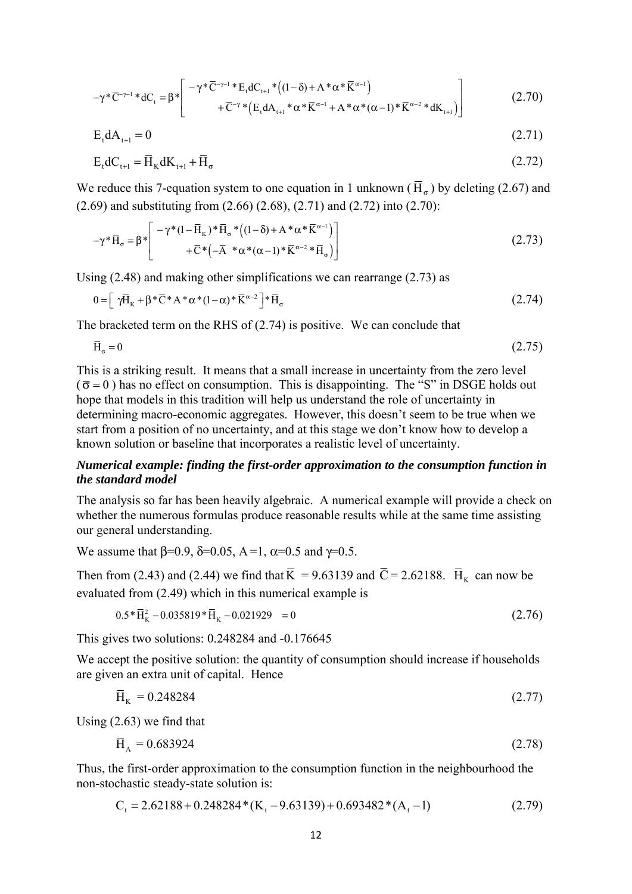$$-\gamma*\bar{C}^{-\gamma-1}*dC_t = \beta*\begin{bmatrix} -\gamma*\bar{C}^{-\gamma-1}*E_t dC_{t+1}*\left((1-\delta)+A*\alpha*\bar{K}^{\alpha-1}\right) \\ +\bar{C}^{-\gamma}*\left(E_t dA_{t+1}*\alpha*\bar{K}^{\alpha-1}+A*\alpha*(\alpha-1)*\bar{K}^{\alpha-2}*dK_{t+1}\right) \end{bmatrix} \tag{2.70}$$

$$E_t dA_{t+1} = 0 \tag{2.71}$$

$$E_t dC_{t+1} = \bar{H}_K dK_{t+1} + \bar{H}_\sigma \tag{2.72}$$

We reduce this 7-equation system to one equation in 1 unknown ($\bar{H}_\sigma$) by deleting (2.67) and (2.69) and substituting from (2.66) (2.68), (2.71) and (2.72) into (2.70):

$$-\gamma*\bar{H}_\sigma = \beta*\begin{bmatrix} -\gamma*(1-\bar{H}_K)*\bar{H}_\sigma*\left((1-\delta)+A*\alpha*\bar{K}^{\alpha-1}\right) \\ +\bar{C}*\left(-\bar{A}\ *\alpha*(\alpha-1)*\bar{K}^{\alpha-2}*\bar{H}_\sigma\right) \end{bmatrix} \tag{2.73}$$

Using (2.48) and making other simplifications we can rearrange (2.73) as

$$0 = \left[\ \gamma\bar{H}_K + \beta*\bar{C}*A*\alpha*(1-\alpha)*\bar{K}^{\alpha-2}\right]*\bar{H}_\sigma \tag{2.74}$$

The bracketed term on the RHS of (2.74) is positive. We can conclude that

$$\bar{H}_\sigma = 0 \tag{2.75}$$

This is a striking result. It means that a small increase in uncertainty from the zero level ($\bar{\sigma} = 0$) has no effect on consumption. This is disappointing. The "S" in DSGE holds out hope that models in this tradition will help us understand the role of uncertainty in determining macro-economic aggregates. However, this doesn't seem to be true when we start from a position of no uncertainty, and at this stage we don't know how to develop a known solution or baseline that incorporates a realistic level of uncertainty.

***Numerical example: finding the first-order approximation to the consumption function in the standard model***

The analysis so far has been heavily algebraic. A numerical example will provide a check on whether the numerous formulas produce reasonable results while at the same time assisting our general understanding.

We assume that $\beta$=0.9, $\delta$=0.05, A =1, $\alpha$=0.5 and $\gamma$=0.5.

Then from (2.43) and (2.44) we find that $\bar{K}$ = 9.63139 and $\bar{C}$ = 2.62188. $\bar{H}_K$ can now be evaluated from (2.49) which in this numerical example is

$$0.5*\bar{H}_K^2 - 0.035819*\bar{H}_K - 0.021929 \quad = 0 \tag{2.76}$$

This gives two solutions: 0.248284 and -0.176645

We accept the positive solution: the quantity of consumption should increase if households are given an extra unit of capital. Hence

$$\bar{H}_K = 0.248284 \tag{2.77}$$

Using (2.63) we find that

$$\bar{H}_A = 0.683924 \tag{2.78}$$

Thus, the first-order approximation to the consumption function in the neighbourhood the non-stochastic steady-state solution is:

$$C_t = 2.62188 + 0.248284*(K_t - 9.63139) + 0.693482*(A_t - 1) \tag{2.79}$$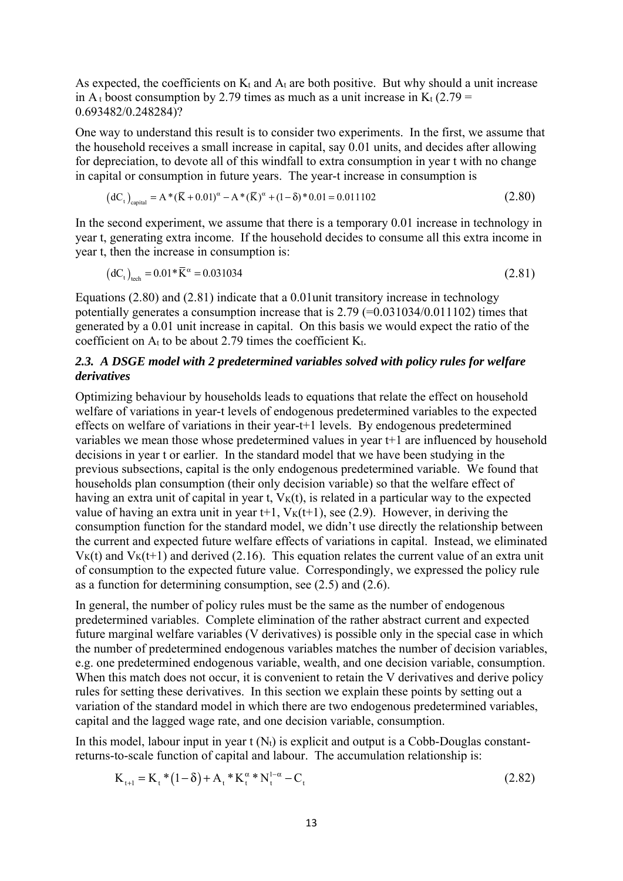As expected, the coefficients on $K_t$ and $A_t$ are both positive. But why should a unit increase in $A_t$ boost consumption by 2.79 times as much as a unit increase in $K_t$ (2.79 = 0.693482/0.248284)?

One way to understand this result is to consider two experiments. In the first, we assume that the household receives a small increase in capital, say 0.01 units, and decides after allowing for depreciation, to devote all of this windfall to extra consumption in year t with no change in capital or consumption in future years. The year-t increase in consumption is

$$\left(dC_t\right)_{capital} = A*(\bar{K}+0.01)^{\alpha} - A*(\bar{K})^{\alpha} + (1-\delta)*0.01 = 0.011102 \tag{2.80}$$

In the second experiment, we assume that there is a temporary 0.01 increase in technology in year t, generating extra income. If the household decides to consume all this extra income in year t, then the increase in consumption is:

$$\left(dC_t\right)_{tech} = 0.01*\bar{K}^{\alpha} = 0.031034 \tag{2.81}$$

Equations (2.80) and (2.81) indicate that a 0.01unit transitory increase in technology potentially generates a consumption increase that is 2.79 (=0.031034/0.011102) times that generated by a 0.01 unit increase in capital. On this basis we would expect the ratio of the coefficient on $A_t$ to be about 2.79 times the coefficient $K_t$.

### *2.3. A DSGE model with 2 predetermined variables solved with policy rules for welfare derivatives*

Optimizing behaviour by households leads to equations that relate the effect on household welfare of variations in year-t levels of endogenous predetermined variables to the expected effects on welfare of variations in their year-t+1 levels. By endogenous predetermined variables we mean those whose predetermined values in year t+1 are influenced by household decisions in year t or earlier. In the standard model that we have been studying in the previous subsections, capital is the only endogenous predetermined variable. We found that households plan consumption (their only decision variable) so that the welfare effect of having an extra unit of capital in year t, $V_K(t)$, is related in a particular way to the expected value of having an extra unit in year t+1, $V_K(t+1)$, see (2.9). However, in deriving the consumption function for the standard model, we didn't use directly the relationship between the current and expected future welfare effects of variations in capital. Instead, we eliminated $V_K(t)$ and $V_K(t+1)$ and derived (2.16). This equation relates the current value of an extra unit of consumption to the expected future value. Correspondingly, we expressed the policy rule as a function for determining consumption, see (2.5) and (2.6).

In general, the number of policy rules must be the same as the number of endogenous predetermined variables. Complete elimination of the rather abstract current and expected future marginal welfare variables (V derivatives) is possible only in the special case in which the number of predetermined endogenous variables matches the number of decision variables, e.g. one predetermined endogenous variable, wealth, and one decision variable, consumption. When this match does not occur, it is convenient to retain the V derivatives and derive policy rules for setting these derivatives. In this section we explain these points by setting out a variation of the standard model in which there are two endogenous predetermined variables, capital and the lagged wage rate, and one decision variable, consumption.

In this model, labour input in year t ($N_t$) is explicit and output is a Cobb-Douglas constant-returns-to-scale function of capital and labour. The accumulation relationship is:

$$K_{t+1} = K_t*\left(1-\delta\right) + A_t*K_t^{\alpha}*N_t^{1-\alpha} - C_t \tag{2.82}$$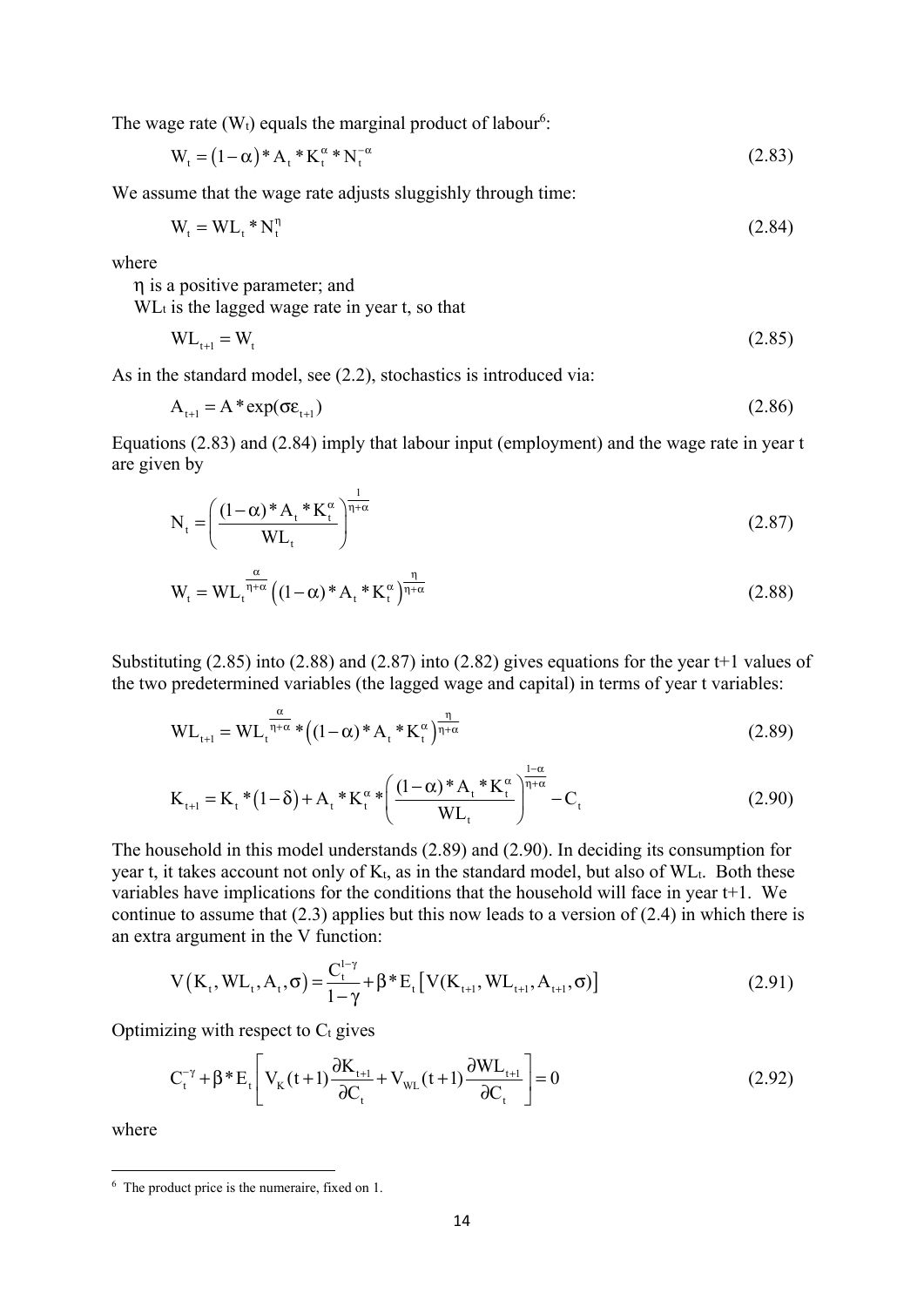The wage rate ($W_t$) equals the marginal product of labour[6]:

$$W_t = (1-\alpha) * A_t * K_t^{\alpha} * N_t^{-\alpha} \tag{2.83}$$

We assume that the wage rate adjusts sluggishly through time:

$$W_t = WL_t * N_t^{\eta} \tag{2.84}$$

where

$\eta$ is a positive parameter; and

$WL_t$ is the lagged wage rate in year t, so that

$$WL_{t+1} = W_t \tag{2.85}$$

As in the standard model, see (2.2), stochastics is introduced via:

$$A_{t+1} = A * \exp(\sigma \varepsilon_{t+1}) \tag{2.86}$$

Equations (2.83) and (2.84) imply that labour input (employment) and the wage rate in year t are given by

$$N_t = \left( \frac{(1-\alpha) * A_t * K_t^{\alpha}}{WL_t} \right)^{\frac{1}{\eta+\alpha}} \tag{2.87}$$

$$W_t = WL_t^{\frac{\alpha}{\eta+\alpha}} \left( (1-\alpha) * A_t * K_t^{\alpha} \right)^{\frac{\eta}{\eta+\alpha}} \tag{2.88}$$

Substituting (2.85) into (2.88) and (2.87) into (2.82) gives equations for the year t+1 values of the two predetermined variables (the lagged wage and capital) in terms of year t variables:

$$WL_{t+1} = WL_t^{\frac{\alpha}{\eta+\alpha}} * \left( (1-\alpha) * A_t * K_t^{\alpha} \right)^{\frac{\eta}{\eta+\alpha}} \tag{2.89}$$

$$K_{t+1} = K_t * (1-\delta) + A_t * K_t^{\alpha} * \left( \frac{(1-\alpha) * A_t * K_t^{\alpha}}{WL_t} \right)^{\frac{1-\alpha}{\eta+\alpha}} - C_t \tag{2.90}$$

The household in this model understands (2.89) and (2.90). In deciding its consumption for year t, it takes account not only of $K_t$, as in the standard model, but also of $WL_t$. Both these variables have implications for the conditions that the household will face in year t+1. We continue to assume that (2.3) applies but this now leads to a version of (2.4) in which there is an extra argument in the V function:

$$V(K_t, WL_t, A_t, \sigma) = \frac{C_t^{1-\gamma}}{1-\gamma} + \beta * E_t \left[ V(K_{t+1}, WL_{t+1}, A_{t+1}, \sigma) \right] \tag{2.91}$$

Optimizing with respect to $C_t$ gives

$$C_t^{-\gamma} + \beta * E_t \left[ V_K(t+1) \frac{\partial K_{t+1}}{\partial C_t} + V_{WL}(t+1) \frac{\partial WL_{t+1}}{\partial C_t} \right] = 0 \tag{2.92}$$

where

[6] The product price is the numeraire, fixed on 1.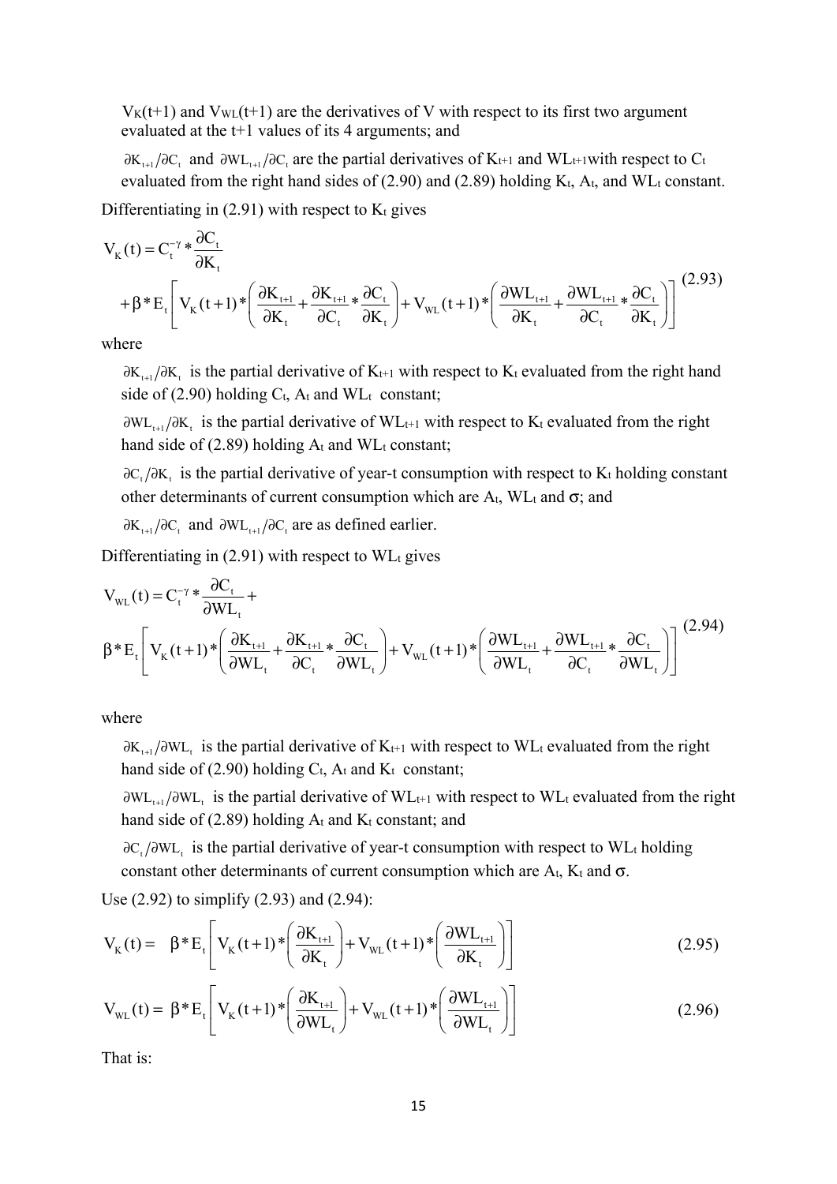$V_K(t+1)$ and $V_{WL}(t+1)$ are the derivatives of V with respect to its first two argument evaluated at the t+1 values of its 4 arguments; and

$\partial K_{t+1}/\partial C_t$ and $\partial WL_{t+1}/\partial C_t$ are the partial derivatives of $K_{t+1}$ and $WL_{t+1}$ with respect to $C_t$ evaluated from the right hand sides of (2.90) and (2.89) holding $K_t$, $A_t$, and $WL_t$ constant.

Differentiating in (2.91) with respect to $K_t$ gives

$$V_K(t) = C_t^{-\gamma} * \frac{\partial C_t}{\partial K_t} + \beta * E_t\left[ V_K(t+1) * \left( \frac{\partial K_{t+1}}{\partial K_t} + \frac{\partial K_{t+1}}{\partial C_t} * \frac{\partial C_t}{\partial K_t} \right) + V_{WL}(t+1) * \left( \frac{\partial WL_{t+1}}{\partial K_t} + \frac{\partial WL_{t+1}}{\partial C_t} * \frac{\partial C_t}{\partial K_t} \right) \right] \tag{2.93}$$

where

$\partial K_{t+1}/\partial K_t$ is the partial derivative of $K_{t+1}$ with respect to $K_t$ evaluated from the right hand side of (2.90) holding $C_t$, $A_t$ and $WL_t$ constant;

$\partial WL_{t+1}/\partial K_t$ is the partial derivative of $WL_{t+1}$ with respect to $K_t$ evaluated from the right hand side of (2.89) holding $A_t$ and $WL_t$ constant;

$\partial C_t/\partial K_t$ is the partial derivative of year-t consumption with respect to $K_t$ holding constant other determinants of current consumption which are $A_t$, $WL_t$ and $\sigma$; and

$\partial K_{t+1}/\partial C_t$ and $\partial WL_{t+1}/\partial C_t$ are as defined earlier.

Differentiating in (2.91) with respect to $WL_t$ gives

$$V_{WL}(t) = C_t^{-\gamma} * \frac{\partial C_t}{\partial WL_t} + \beta * E_t\left[ V_K(t+1) * \left( \frac{\partial K_{t+1}}{\partial WL_t} + \frac{\partial K_{t+1}}{\partial C_t} * \frac{\partial C_t}{\partial WL_t} \right) + V_{WL}(t+1) * \left( \frac{\partial WL_{t+1}}{\partial WL_t} + \frac{\partial WL_{t+1}}{\partial C_t} * \frac{\partial C_t}{\partial WL_t} \right) \right] \tag{2.94}$$

where

$\partial K_{t+1}/\partial WL_t$ is the partial derivative of $K_{t+1}$ with respect to $WL_t$ evaluated from the right hand side of (2.90) holding $C_t$, $A_t$ and $K_t$ constant;

$\partial WL_{t+1}/\partial WL_t$ is the partial derivative of $WL_{t+1}$ with respect to $WL_t$ evaluated from the right hand side of (2.89) holding $A_t$ and $K_t$ constant; and

$\partial C_t/\partial WL_t$ is the partial derivative of year-t consumption with respect to $WL_t$ holding constant other determinants of current consumption which are $A_t$, $K_t$ and $\sigma$.

Use (2.92) to simplify (2.93) and (2.94):

$$V_K(t) = \beta * E_t\left[ V_K(t+1) * \left( \frac{\partial K_{t+1}}{\partial K_t} \right) + V_{WL}(t+1) * \left( \frac{\partial WL_{t+1}}{\partial K_t} \right) \right] \tag{2.95}$$

$$V_{WL}(t) = \beta * E_t\left[ V_K(t+1) * \left( \frac{\partial K_{t+1}}{\partial WL_t} \right) + V_{WL}(t+1) * \left( \frac{\partial WL_{t+1}}{\partial WL_t} \right) \right] \tag{2.96}$$

That is: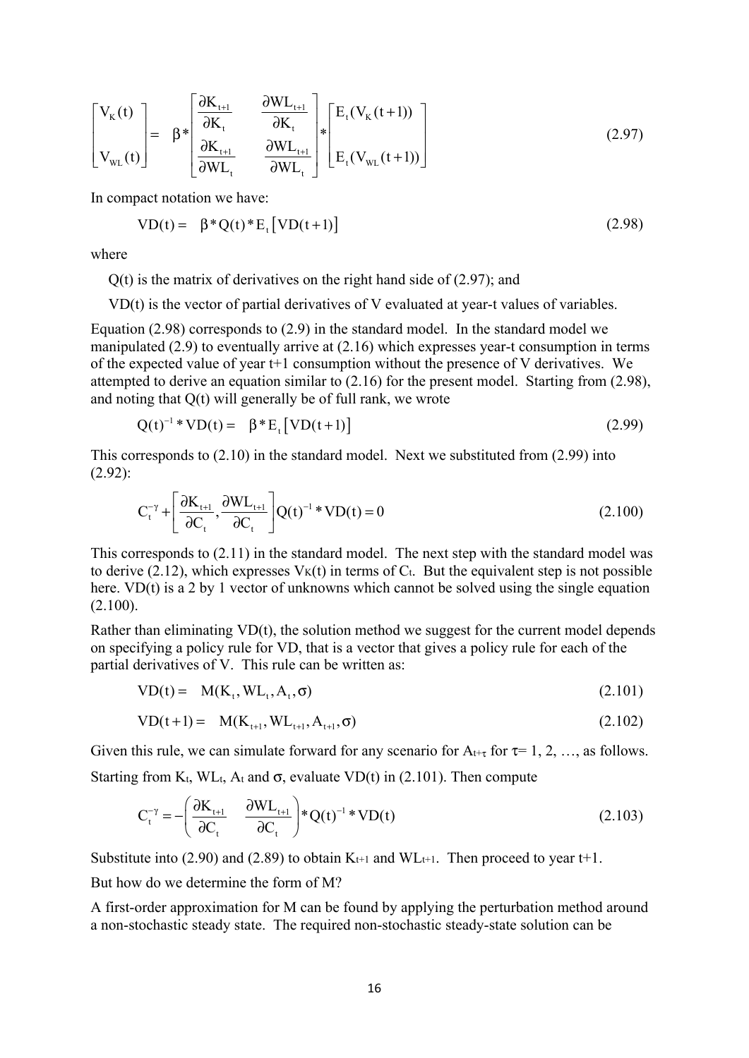$$\begin{bmatrix} V_K(t) \\ \\ V_{WL}(t) \end{bmatrix} = \beta * \begin{bmatrix} \dfrac{\partial K_{t+1}}{\partial K_t} & \dfrac{\partial WL_{t+1}}{\partial K_t} \\ \dfrac{\partial K_{t+1}}{\partial WL_t} & \dfrac{\partial WL_{t+1}}{\partial WL_t} \end{bmatrix} * \begin{bmatrix} E_t(V_K(t+1)) \\ \\ E_t(V_{WL}(t+1)) \end{bmatrix} \tag{2.97}$$

In compact notation we have:

$$VD(t) = \beta * Q(t) * E_t\left[VD(t+1)\right] \tag{2.98}$$

where

$Q(t)$ is the matrix of derivatives on the right hand side of (2.97); and

$VD(t)$ is the vector of partial derivatives of V evaluated at year-t values of variables.

Equation (2.98) corresponds to (2.9) in the standard model. In the standard model we manipulated (2.9) to eventually arrive at (2.16) which expresses year-t consumption in terms of the expected value of year t+1 consumption without the presence of V derivatives. We attempted to derive an equation similar to (2.16) for the present model. Starting from (2.98), and noting that $Q(t)$ will generally be of full rank, we wrote

$$Q(t)^{-1} * VD(t) = \beta * E_t\left[VD(t+1)\right] \tag{2.99}$$

This corresponds to (2.10) in the standard model. Next we substituted from (2.99) into (2.92):

$$C_t^{-\gamma} + \left[\frac{\partial K_{t+1}}{\partial C_t}, \frac{\partial WL_{t+1}}{\partial C_t}\right] Q(t)^{-1} * VD(t) = 0 \tag{2.100}$$

This corresponds to (2.11) in the standard model. The next step with the standard model was to derive (2.12), which expresses $V_K(t)$ in terms of $C_t$. But the equivalent step is not possible here. $VD(t)$ is a 2 by 1 vector of unknowns which cannot be solved using the single equation (2.100).

Rather than eliminating $VD(t)$, the solution method we suggest for the current model depends on specifying a policy rule for VD, that is a vector that gives a policy rule for each of the partial derivatives of V. This rule can be written as:

$$VD(t) = M(K_t, WL_t, A_t, \sigma) \tag{2.101}$$

$$VD(t+1) = M(K_{t+1}, WL_{t+1}, A_{t+1}, \sigma) \tag{2.102}$$

Given this rule, we can simulate forward for any scenario for $A_{t+\tau}$ for $\tau = 1, 2, \ldots$, as follows. Starting from $K_t$, $WL_t$, $A_t$ and $\sigma$, evaluate $VD(t)$ in (2.101). Then compute

$$C_t^{-\gamma} = -\left(\frac{\partial K_{t+1}}{\partial C_t} \quad \frac{\partial WL_{t+1}}{\partial C_t}\right) * Q(t)^{-1} * VD(t) \tag{2.103}$$

Substitute into (2.90) and (2.89) to obtain $K_{t+1}$ and $WL_{t+1}$. Then proceed to year t+1.

But how do we determine the form of M?

A first-order approximation for M can be found by applying the perturbation method around a non-stochastic steady state. The required non-stochastic steady-state solution can be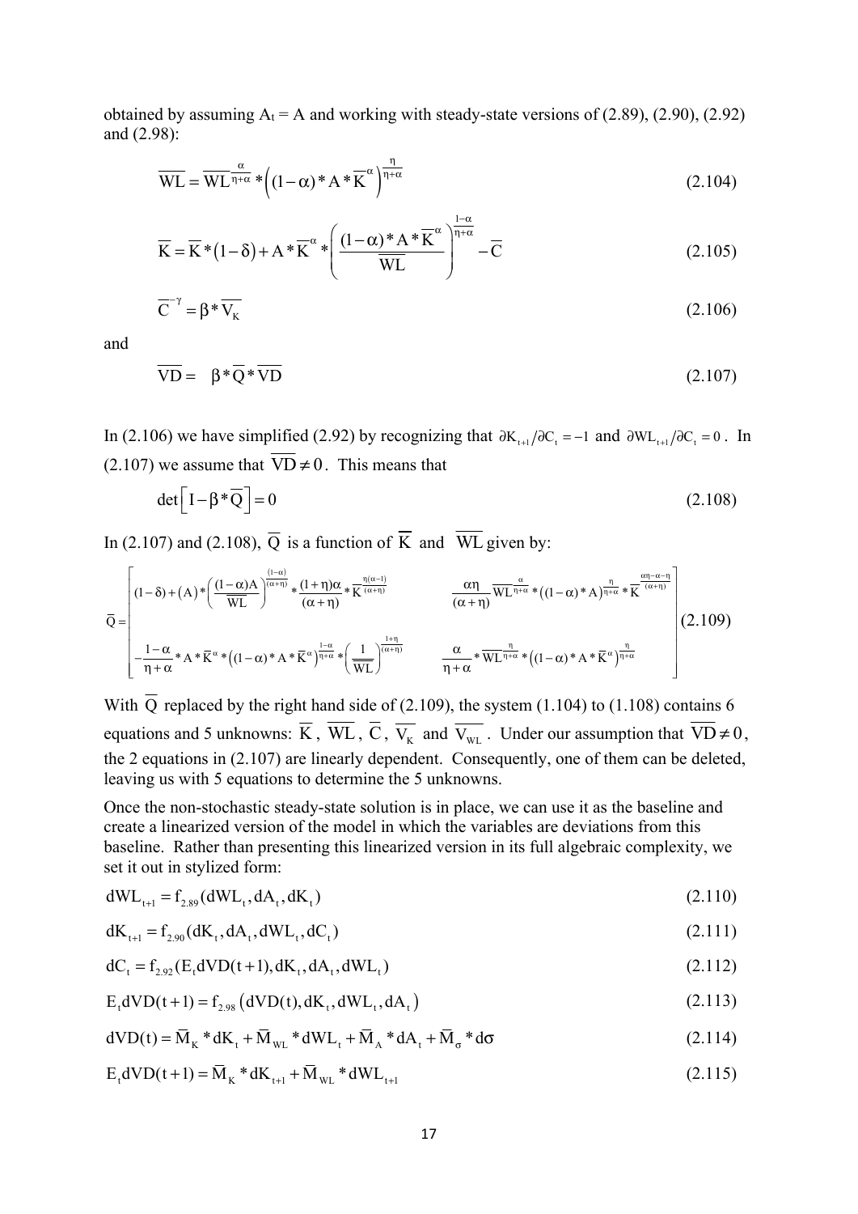obtained by assuming $A_t = A$ and working with steady-state versions of (2.89), (2.90), (2.92) and (2.98):

$$\overline{WL} = \overline{WL}^{\frac{\alpha}{\eta+\alpha}} * \left((1-\alpha) * A * \overline{K}^{\alpha}\right)^{\frac{\eta}{\eta+\alpha}} \tag{2.104}$$

$$\overline{K} = \overline{K} * (1-\delta) + A * \overline{K}^{\alpha} * \left(\frac{(1-\alpha) * A * \overline{K}^{\alpha}}{\overline{WL}}\right)^{\frac{1-\alpha}{\eta+\alpha}} - \overline{C} \tag{2.105}$$

$$\overline{C}^{-\gamma} = \beta * \overline{V_K} \tag{2.106}$$

and

$$\overline{VD} = \beta * \overline{Q} * \overline{VD} \tag{2.107}$$

In (2.106) we have simplified (2.92) by recognizing that $\partial K_{t+1}/\partial C_t = -1$ and $\partial WL_{t+1}/\partial C_t = 0$. In (2.107) we assume that $\overline{VD} \neq 0$. This means that

$$\det\left[I - \beta * \overline{Q}\right] = 0 \tag{2.108}$$

In (2.107) and (2.108), $\overline{Q}$ is a function of $\overline{K}$ and $\overline{WL}$ given by:

$$\overline{Q} = \begin{bmatrix} (1-\delta) + (A) * \left(\frac{(1-\alpha)A}{\overline{WL}}\right)^{\frac{(1-\alpha)}{(\alpha+\eta)}} * \frac{(1+\eta)\alpha}{(\alpha+\eta)} * \overline{K}^{\frac{\eta(\alpha-1)}{(\alpha+\eta)}} & \frac{\alpha\eta}{(\alpha+\eta)} \overline{WL}^{\frac{\alpha}{\eta+\alpha}} * \left((1-\alpha) * A\right)^{\frac{\eta}{\eta+\alpha}} * \overline{K}^{\frac{\alpha\eta-\alpha-\eta}{(\alpha+\eta)}} \\ -\frac{1-\alpha}{\eta+\alpha} * A * \overline{K}^{\alpha} * \left((1-\alpha) * A * \overline{K}^{\alpha}\right)^{\frac{1-\alpha}{\eta+\alpha}} * \left(\frac{1}{\overline{WL}}\right)^{\frac{1+\eta}{(\alpha+\eta)}} & \frac{\alpha}{\eta+\alpha} * \overline{WL}^{\frac{\eta}{\eta+\alpha}} * \left((1-\alpha) * A * \overline{K}^{\alpha}\right)^{\frac{\eta}{\eta+\alpha}} \end{bmatrix} \tag{2.109}$$

With $\overline{Q}$ replaced by the right hand side of (2.109), the system (1.104) to (1.108) contains 6 equations and 5 unknowns: $\overline{K}$, $\overline{WL}$, $\overline{C}$, $\overline{V_K}$ and $\overline{V_{WL}}$. Under our assumption that $\overline{VD} \neq 0$, the 2 equations in (2.107) are linearly dependent. Consequently, one of them can be deleted, leaving us with 5 equations to determine the 5 unknowns.

Once the non-stochastic steady-state solution is in place, we can use it as the baseline and create a linearized version of the model in which the variables are deviations from this baseline. Rather than presenting this linearized version in its full algebraic complexity, we set it out in stylized form:

$$dWL_{t+1} = f_{2.89}(dWL_t, dA_t, dK_t) \tag{2.110}$$

$$dK_{t+1} = f_{2.90}(dK_t, dA_t, dWL_t, dC_t) \tag{2.111}$$

$$dC_t = f_{2.92}(E_t dVD(t+1), dK_t, dA_t, dWL_t) \tag{2.112}$$

$$E_t dVD(t+1) = f_{2.98}\left(dVD(t), dK_t, dWL_t, dA_t\right) \tag{2.113}$$

$$dVD(t) = \overline{M}_K * dK_t + \overline{M}_{WL} * dWL_t + \overline{M}_A * dA_t + \overline{M}_{\sigma} * d\sigma \tag{2.114}$$

$$E_t dVD(t+1) = \overline{M}_K * dK_{t+1} + \overline{M}_{WL} * dWL_{t+1} \tag{2.115}$$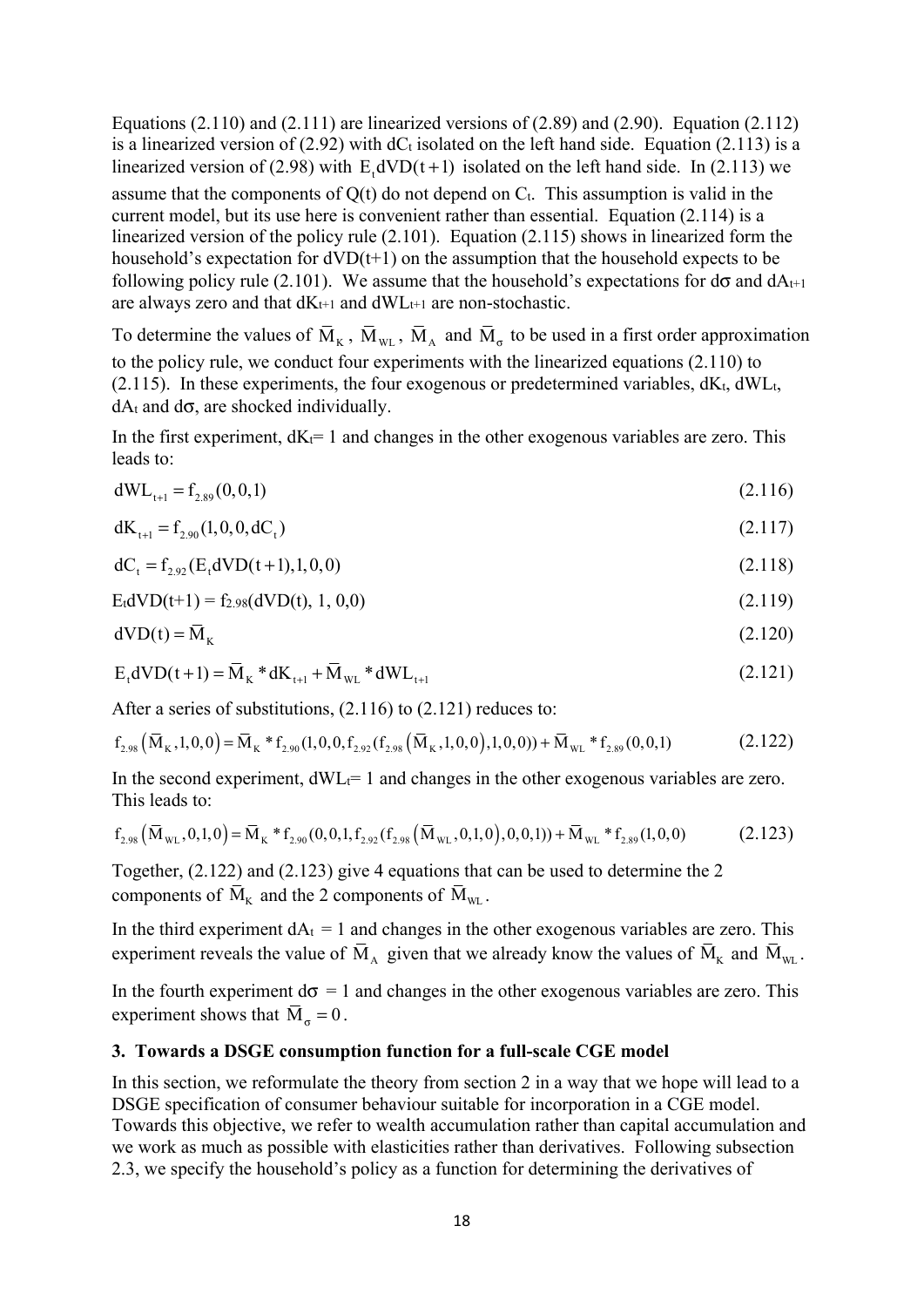Equations (2.110) and (2.111) are linearized versions of (2.89) and (2.90). Equation (2.112) is a linearized version of (2.92) with $dC_t$ isolated on the left hand side. Equation (2.113) is a linearized version of (2.98) with $E_t dVD(t+1)$ isolated on the left hand side. In (2.113) we assume that the components of Q(t) do not depend on $C_t$. This assumption is valid in the current model, but its use here is convenient rather than essential. Equation (2.114) is a linearized version of the policy rule (2.101). Equation (2.115) shows in linearized form the household's expectation for dVD(t+1) on the assumption that the household expects to be following policy rule (2.101). We assume that the household's expectations for $d\sigma$ and $dA_{t+1}$ are always zero and that $dK_{t+1}$ and $dWL_{t+1}$ are non-stochastic.

To determine the values of $\overline{M}_K$, $\overline{M}_{WL}$, $\overline{M}_A$ and $\overline{M}_\sigma$ to be used in a first order approximation to the policy rule, we conduct four experiments with the linearized equations (2.110) to (2.115). In these experiments, the four exogenous or predetermined variables, $dK_t$, $dWL_t$, $dA_t$ and $d\sigma$, are shocked individually.

In the first experiment, $dK_t = 1$ and changes in the other exogenous variables are zero. This leads to:

$$dWL_{t+1} = f_{2.89}(0,0,1) \tag{2.116}$$

$$dK_{t+1} = f_{2.90}(1,0,0,dC_t) \tag{2.117}$$

$$dC_t = f_{2.92}(E_t dVD(t+1),1,0,0) \tag{2.118}$$

$$E_t dVD(t+1) = f_{2.98}(dVD(t),1,0,0) \tag{2.119}$$

$$dVD(t) = \overline{M}_K \tag{2.120}$$

$$E_t dVD(t+1) = \overline{M}_K * dK_{t+1} + \overline{M}_{WL} * dWL_{t+1} \tag{2.121}$$

After a series of substitutions, (2.116) to (2.121) reduces to:

$$f_{2.98}\left(\overline{M}_K,1,0,0\right) = \overline{M}_K * f_{2.90}(1,0,0,f_{2.92}(f_{2.98}\left(\overline{M}_K,1,0,0\right),1,0,0)) + \overline{M}_{WL} * f_{2.89}(0,0,1) \tag{2.122}$$

In the second experiment, $dWL_t = 1$ and changes in the other exogenous variables are zero. This leads to:

$$f_{2.98}\left(\overline{M}_{WL},0,1,0\right) = \overline{M}_K * f_{2.90}(0,0,1,f_{2.92}(f_{2.98}\left(\overline{M}_{WL},0,1,0\right),0,0,1)) + \overline{M}_{WL} * f_{2.89}(1,0,0) \tag{2.123}$$

Together, (2.122) and (2.123) give 4 equations that can be used to determine the 2 components of $\overline{M}_K$ and the 2 components of $\overline{M}_{WL}$.

In the third experiment $dA_t = 1$ and changes in the other exogenous variables are zero. This experiment reveals the value of $\overline{M}_A$ given that we already know the values of $\overline{M}_K$ and $\overline{M}_{WL}$.

In the fourth experiment $d\sigma = 1$ and changes in the other exogenous variables are zero. This experiment shows that $\overline{M}_\sigma = 0$.

## 3. Towards a DSGE consumption function for a full-scale CGE model

In this section, we reformulate the theory from section 2 in a way that we hope will lead to a DSGE specification of consumer behaviour suitable for incorporation in a CGE model. Towards this objective, we refer to wealth accumulation rather than capital accumulation and we work as much as possible with elasticities rather than derivatives. Following subsection 2.3, we specify the household's policy as a function for determining the derivatives of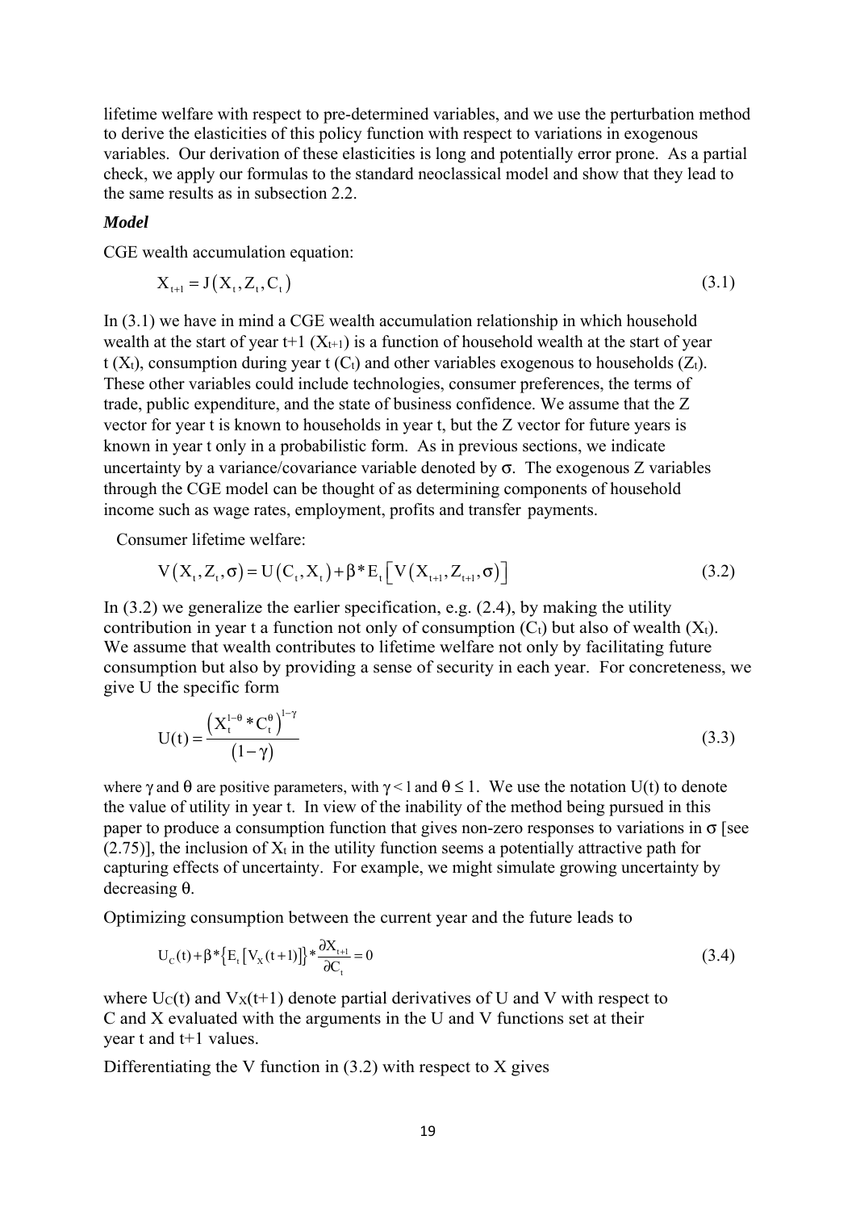lifetime welfare with respect to pre-determined variables, and we use the perturbation method to derive the elasticities of this policy function with respect to variations in exogenous variables. Our derivation of these elasticities is long and potentially error prone. As a partial check, we apply our formulas to the standard neoclassical model and show that they lead to the same results as in subsection 2.2.

***Model***

CGE wealth accumulation equation:

$$X_{t+1} = J\left(X_t, Z_t, C_t\right) \tag{3.1}$$

In (3.1) we have in mind a CGE wealth accumulation relationship in which household wealth at the start of year t+1 ($X_{t+1}$) is a function of household wealth at the start of year t ($X_t$), consumption during year t ($C_t$) and other variables exogenous to households ($Z_t$). These other variables could include technologies, consumer preferences, the terms of trade, public expenditure, and the state of business confidence. We assume that the Z vector for year t is known to households in year t, but the Z vector for future years is known in year t only in a probabilistic form. As in previous sections, we indicate uncertainty by a variance/covariance variable denoted by $\sigma$. The exogenous Z variables through the CGE model can be thought of as determining components of household income such as wage rates, employment, profits and transfer payments.

Consumer lifetime welfare:

$$V\left(X_t, Z_t, \sigma\right) = U\left(C_t, X_t\right) + \beta * E_t\left[V\left(X_{t+1}, Z_{t+1}, \sigma\right)\right] \tag{3.2}$$

In (3.2) we generalize the earlier specification, e.g. (2.4), by making the utility contribution in year t a function not only of consumption ($C_t$) but also of wealth ($X_t$). We assume that wealth contributes to lifetime welfare not only by facilitating future consumption but also by providing a sense of security in each year. For concreteness, we give U the specific form

$$U(t) = \frac{\left(X_t^{1-\theta} * C_t^{\theta}\right)^{1-\gamma}}{\left(1-\gamma\right)} \tag{3.3}$$

where $\gamma$ and $\theta$ are positive parameters, with $\gamma < 1$ and $\theta \leq 1$. We use the notation U(t) to denote the value of utility in year t. In view of the inability of the method being pursued in this paper to produce a consumption function that gives non-zero responses to variations in $\sigma$ [see (2.75)], the inclusion of $X_t$ in the utility function seems a potentially attractive path for capturing effects of uncertainty. For example, we might simulate growing uncertainty by decreasing $\theta$.

Optimizing consumption between the current year and the future leads to

$$U_C(t) + \beta * \left\{E_t\left[V_X(t+1)\right]\right\} * \frac{\partial X_{t+1}}{\partial C_t} = 0 \tag{3.4}$$

where $U_C(t)$ and $V_X(t+1)$ denote partial derivatives of U and V with respect to C and X evaluated with the arguments in the U and V functions set at their year t and t+1 values.

Differentiating the V function in (3.2) with respect to X gives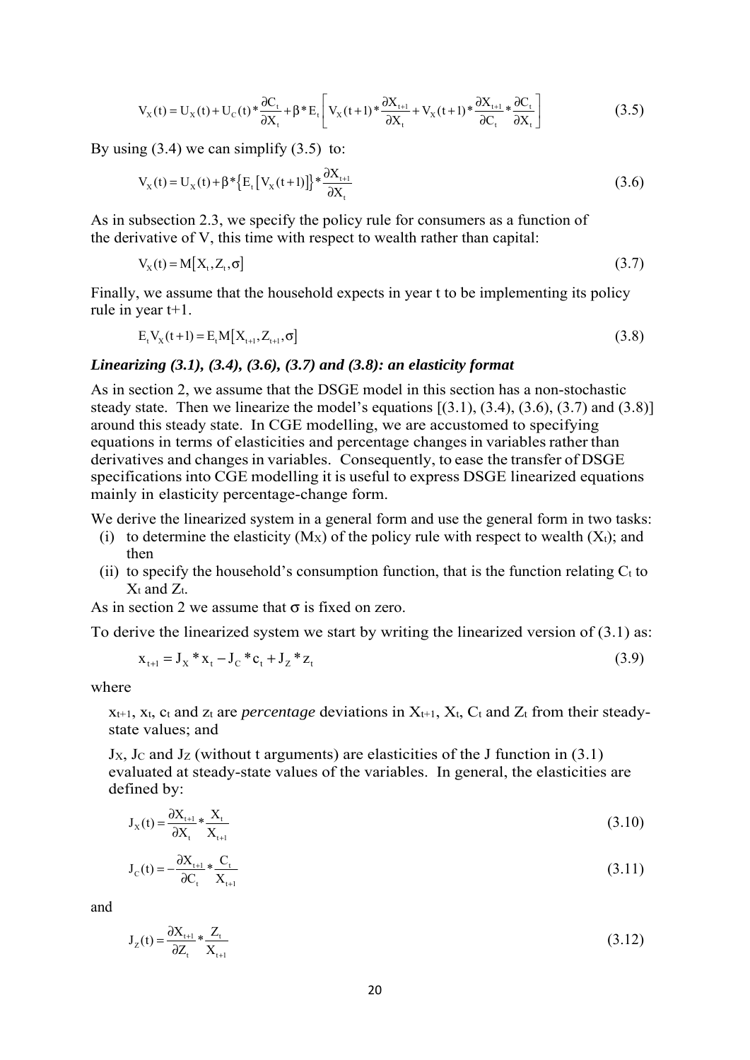$$V_X(t) = U_X(t) + U_C(t) * \frac{\partial C_t}{\partial X_t} + \beta * E_t \left[ V_X(t+1) * \frac{\partial X_{t+1}}{\partial X_t} + V_X(t+1) * \frac{\partial X_{t+1}}{\partial C_t} * \frac{\partial C_t}{\partial X_t} \right] \tag{3.5}$$

By using (3.4) we can simplify (3.5) to:

$$V_X(t) = U_X(t) + \beta * \{E_t [V_X(t+1)]\} * \frac{\partial X_{t+1}}{\partial X_t} \tag{3.6}$$

As in subsection 2.3, we specify the policy rule for consumers as a function of the derivative of V, this time with respect to wealth rather than capital:

$$V_X(t) = M[X_t, Z_t, \sigma] \tag{3.7}$$

Finally, we assume that the household expects in year t to be implementing its policy rule in year t+1.

$$E_t V_X(t+1) = E_t M[X_{t+1}, Z_{t+1}, \sigma] \tag{3.8}$$

***Linearizing (3.1), (3.4), (3.6), (3.7) and (3.8): an elasticity format***

As in section 2, we assume that the DSGE model in this section has a non-stochastic steady state. Then we linearize the model's equations [(3.1), (3.4), (3.6), (3.7) and (3.8)] around this steady state. In CGE modelling, we are accustomed to specifying equations in terms of elasticities and percentage changes in variables rather than derivatives and changes in variables. Consequently, to ease the transfer of DSGE specifications into CGE modelling it is useful to express DSGE linearized equations mainly in elasticity percentage-change form.

We derive the linearized system in a general form and use the general form in two tasks:

(i) to determine the elasticity ($M_X$) of the policy rule with respect to wealth ($X_t$); and then

(ii) to specify the household's consumption function, that is the function relating $C_t$ to $X_t$ and $Z_t$.

As in section 2 we assume that σ is fixed on zero.

To derive the linearized system we start by writing the linearized version of (3.1) as:

$$x_{t+1} = J_X * x_t - J_C * c_t + J_Z * z_t \tag{3.9}$$

where

$x_{t+1}$, $x_t$, $c_t$ and $z_t$ are *percentage* deviations in $X_{t+1}$, $X_t$, $C_t$ and $Z_t$ from their steady-state values; and

$J_X$, $J_C$ and $J_Z$ (without t arguments) are elasticities of the J function in (3.1) evaluated at steady-state values of the variables. In general, the elasticities are defined by:

$$J_X(t) = \frac{\partial X_{t+1}}{\partial X_t} * \frac{X_t}{X_{t+1}} \tag{3.10}$$

$$J_C(t) = -\frac{\partial X_{t+1}}{\partial C_t} * \frac{C_t}{X_{t+1}} \tag{3.11}$$

and

$$J_Z(t) = \frac{\partial X_{t+1}}{\partial Z_t} * \frac{Z_t}{X_{t+1}} \tag{3.12}$$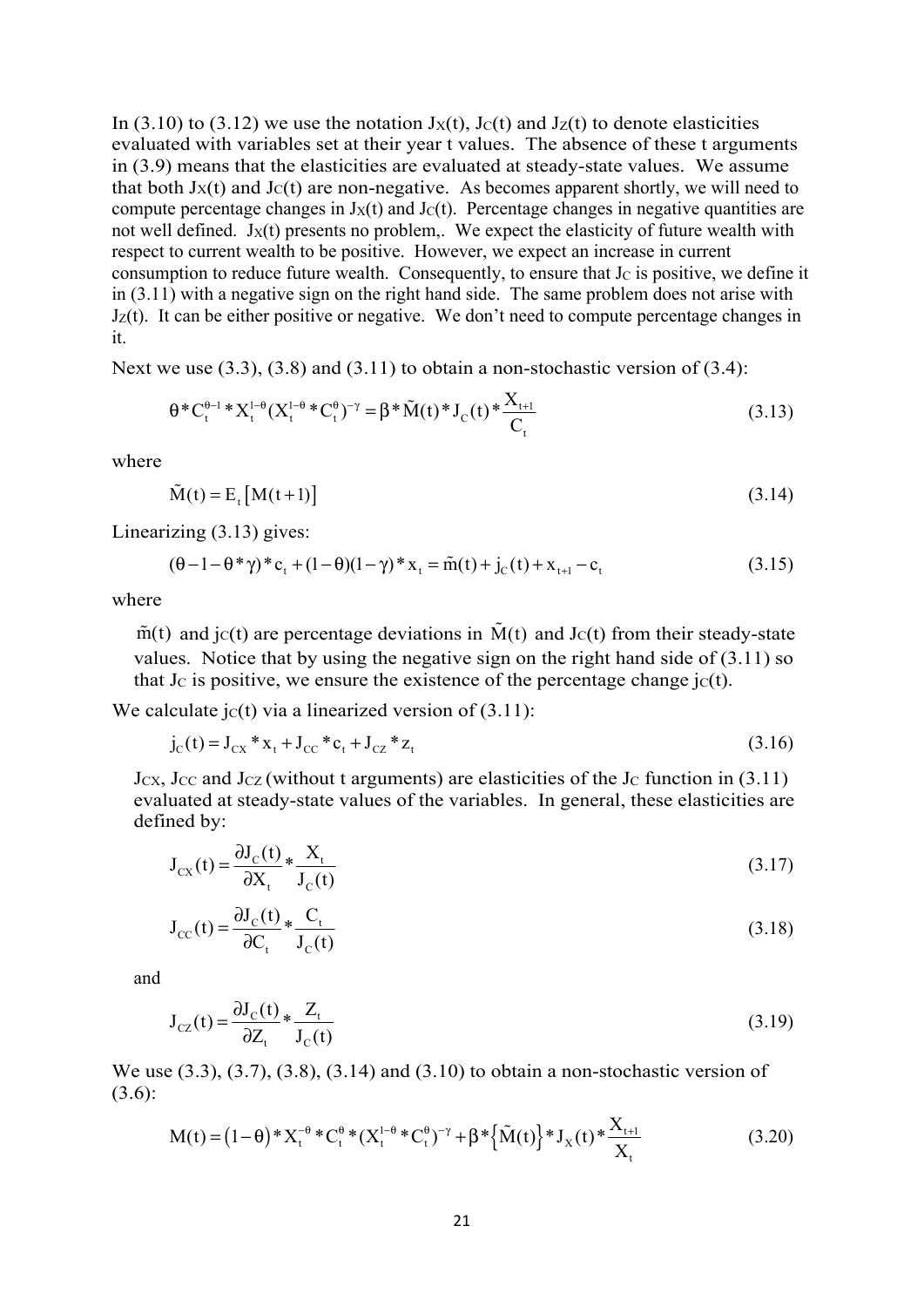In (3.10) to (3.12) we use the notation $J_X(t)$, $J_C(t)$ and $J_Z(t)$ to denote elasticities evaluated with variables set at their year t values. The absence of these t arguments in (3.9) means that the elasticities are evaluated at steady-state values. We assume that both $J_X(t)$ and $J_C(t)$ are non-negative. As becomes apparent shortly, we will need to compute percentage changes in $J_X(t)$ and $J_C(t)$. Percentage changes in negative quantities are not well defined. $J_X(t)$ presents no problem,. We expect the elasticity of future wealth with respect to current wealth to be positive. However, we expect an increase in current consumption to reduce future wealth. Consequently, to ensure that $J_C$ is positive, we define it in (3.11) with a negative sign on the right hand side. The same problem does not arise with $J_Z(t)$. It can be either positive or negative. We don't need to compute percentage changes in it.

Next we use (3.3), (3.8) and (3.11) to obtain a non-stochastic version of (3.4):

$$\theta * C_t^{\theta-1} * X_t^{1-\theta} (X_t^{1-\theta} * C_t^{\theta})^{-\gamma} = \beta * \tilde{M}(t) * J_C(t) * \frac{X_{t+1}}{C_t} \tag{3.13}$$

where

$$\tilde{M}(t) = E_t\left[M(t+1)\right] \tag{3.14}$$

Linearizing (3.13) gives:

$$(\theta - 1 - \theta * \gamma) * c_t + (1-\theta)(1-\gamma) * x_t = \tilde{m}(t) + j_C(t) + x_{t+1} - c_t \tag{3.15}$$

where

$\tilde{m}(t)$ and $j_C(t)$ are percentage deviations in $\tilde{M}(t)$ and $J_C(t)$ from their steady-state values. Notice that by using the negative sign on the right hand side of (3.11) so that $J_C$ is positive, we ensure the existence of the percentage change $j_C(t)$.

We calculate $j_C(t)$ via a linearized version of (3.11):

$$j_C(t) = J_{CX} * x_t + J_{CC} * c_t + J_{CZ} * z_t \tag{3.16}$$

$J_{CX}$, $J_{CC}$ and $J_{CZ}$ (without t arguments) are elasticities of the $J_C$ function in (3.11) evaluated at steady-state values of the variables. In general, these elasticities are defined by:

$$J_{CX}(t) = \frac{\partial J_C(t)}{\partial X_t} * \frac{X_t}{J_C(t)} \tag{3.17}$$

$$J_{CC}(t) = \frac{\partial J_C(t)}{\partial C_t} * \frac{C_t}{J_C(t)} \tag{3.18}$$

and

$$J_{CZ}(t) = \frac{\partial J_C(t)}{\partial Z_t} * \frac{Z_t}{J_C(t)} \tag{3.19}$$

We use (3.3), (3.7), (3.8), (3.14) and (3.10) to obtain a non-stochastic version of (3.6):

$$M(t) = (1-\theta) * X_t^{-\theta} * C_t^{\theta} * (X_t^{1-\theta} * C_t^{\theta})^{-\gamma} + \beta * \left\{\tilde{M}(t)\right\} * J_X(t) * \frac{X_{t+1}}{X_t} \tag{3.20}$$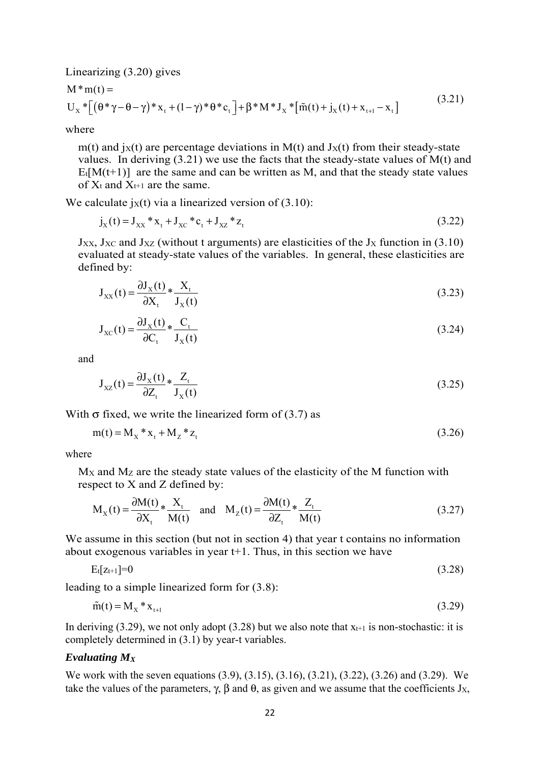Linearizing (3.20) gives

$$M * m(t) = U_X * \left[ (\theta * \gamma - \theta - \gamma) * x_t + (1-\gamma) * \theta * c_t \right] + \beta * M * J_X * \left[ \tilde{m}(t) + j_X(t) + x_{t+1} - x_t \right] \tag{3.21}$$

where

$m(t)$ and $j_X(t)$ are percentage deviations in $M(t)$ and $J_X(t)$ from their steady-state values. In deriving (3.21) we use the facts that the steady-state values of $M(t)$ and $E_t[M(t+1)]$ are the same and can be written as M, and that the steady state values of $X_t$ and $X_{t+1}$ are the same.

We calculate $j_X(t)$ via a linearized version of (3.10):

$$j_X(t) = J_{XX} * x_t + J_{XC} * c_t + J_{XZ} * z_t \tag{3.22}$$

$J_{XX}$, $J_{XC}$ and $J_{XZ}$ (without t arguments) are elasticities of the $J_X$ function in (3.10) evaluated at steady-state values of the variables. In general, these elasticities are defined by:

$$J_{XX}(t) = \frac{\partial J_X(t)}{\partial X_t} * \frac{X_t}{J_X(t)} \tag{3.23}$$

$$J_{XC}(t) = \frac{\partial J_X(t)}{\partial C_t} * \frac{C_t}{J_X(t)} \tag{3.24}$$

and

$$J_{XZ}(t) = \frac{\partial J_X(t)}{\partial Z_t} * \frac{Z_t}{J_X(t)} \tag{3.25}$$

With $\sigma$ fixed, we write the linearized form of (3.7) as

$$m(t) = M_X * x_t + M_Z * z_t \tag{3.26}$$

where

$M_X$ and $M_Z$ are the steady state values of the elasticity of the M function with respect to X and Z defined by:

$$M_X(t) = \frac{\partial M(t)}{\partial X_t} * \frac{X_t}{M(t)} \quad \text{and} \quad M_Z(t) = \frac{\partial M(t)}{\partial Z_t} * \frac{Z_t}{M(t)} \tag{3.27}$$

We assume in this section (but not in section 4) that year t contains no information about exogenous variables in year t+1. Thus, in this section we have

$$E_t[z_{t+1}] = 0 \tag{3.28}$$

leading to a simple linearized form for (3.8):

$$\tilde{m}(t) = M_X * x_{t+1} \tag{3.29}$$

In deriving (3.29), we not only adopt (3.28) but we also note that $x_{t+1}$ is non-stochastic: it is completely determined in (3.1) by year-t variables.

***Evaluating $M_X$***

We work with the seven equations (3.9), (3.15), (3.16), (3.21), (3.22), (3.26) and (3.29). We take the values of the parameters, $\gamma$, $\beta$ and $\theta$, as given and we assume that the coefficients $J_X$,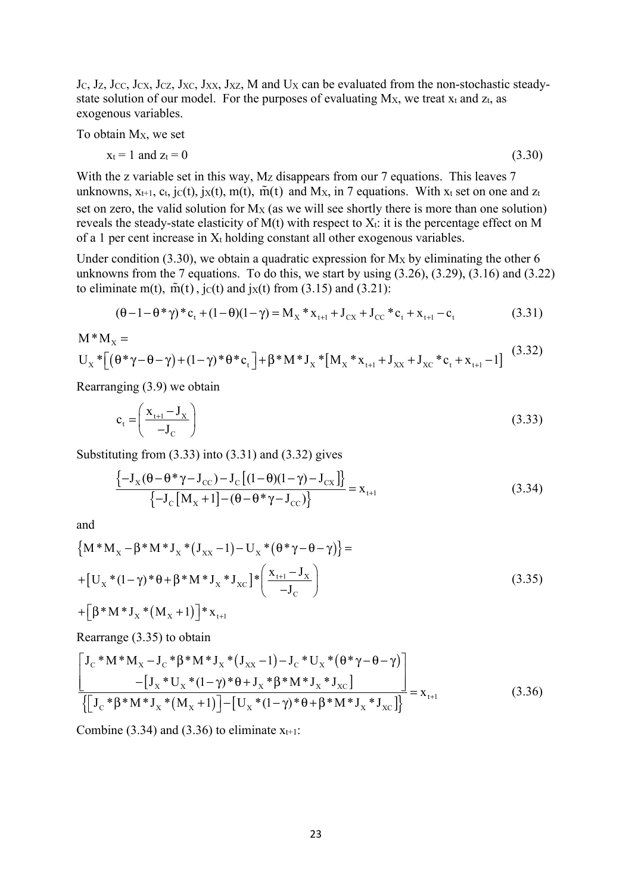$J_C$, $J_Z$, $J_{CC}$, $J_{CX}$, $J_{CZ}$, $J_{XC}$, $J_{XX}$, $J_{XZ}$, M and $U_X$ can be evaluated from the non-stochastic steady-state solution of our model. For the purposes of evaluating $M_X$, we treat $x_t$ and $z_t$, as exogenous variables.

To obtain $M_X$, we set

$$x_t = 1 \text{ and } z_t = 0 \tag{3.30}$$

With the z variable set in this way, $M_Z$ disappears from our 7 equations. This leaves 7 unknowns, $x_{t+1}$, $c_t$, $j_C(t)$, $j_X(t)$, $m(t)$, $\tilde{m}(t)$ and $M_X$, in 7 equations. With $x_t$ set on one and $z_t$ set on zero, the valid solution for $M_X$ (as we will see shortly there is more than one solution) reveals the steady-state elasticity of $M(t)$ with respect to $X_t$: it is the percentage effect on M of a 1 per cent increase in $X_t$ holding constant all other exogenous variables.

Under condition (3.30), we obtain a quadratic expression for $M_X$ by eliminating the other 6 unknowns from the 7 equations. To do this, we start by using (3.26), (3.29), (3.16) and (3.22) to eliminate $m(t)$, $\tilde{m}(t)$, $j_C(t)$ and $j_X(t)$ from (3.15) and (3.21):

$$(\theta - 1 - \theta * \gamma) * c_t + (1-\theta)(1-\gamma) = M_X * x_{t+1} + J_{CX} + J_{CC} * c_t + x_{t+1} - c_t \tag{3.31}$$

$$M * M_X = U_X * \left[ \left( \theta * \gamma - \theta - \gamma \right) + (1-\gamma) * \theta * c_t \right] + \beta * M * J_X * \left[ M_X * x_{t+1} + J_{XX} + J_{XC} * c_t + x_{t+1} - 1 \right] \tag{3.32}$$

Rearranging (3.9) we obtain

$$c_t = \left( \frac{x_{t+1} - J_X}{-J_C} \right) \tag{3.33}$$

Substituting from (3.33) into (3.31) and (3.32) gives

$$\frac{\left\{ -J_X(\theta - \theta * \gamma - J_{CC}) - J_C\left[ (1-\theta)(1-\gamma) - J_{CX} \right] \right\}}{\left\{ -J_C\left[ M_X + 1 \right] - (\theta - \theta * \gamma - J_{CC}) \right\}} = x_{t+1} \tag{3.34}$$

and

$$\begin{aligned} &\left\{ M * M_X - \beta * M * J_X * \left( J_{XX} - 1 \right) - U_X * \left( \theta * \gamma - \theta - \gamma \right) \right\} = \\ &+ \left[ U_X * (1-\gamma) * \theta + \beta * M * J_X * J_{XC} \right] * \left( \frac{x_{t+1} - J_X}{-J_C} \right) \\ &+ \left[ \beta * M * J_X * \left( M_X + 1 \right) \right] * x_{t+1} \end{aligned} \tag{3.35}$$

Rearrange (3.35) to obtain

$$\frac{\begin{bmatrix} J_C * M * M_X - J_C * \beta * M * J_X * \left( J_{XX} - 1 \right) - J_C * U_X * \left( \theta * \gamma - \theta - \gamma \right) \\ - \left[ J_X * U_X * (1-\gamma) * \theta + J_X * \beta * M * J_X * J_{XC} \right] \end{bmatrix}}{\left\{ \left[ J_C * \beta * M * J_X * \left( M_X + 1 \right) \right] - \left[ U_X * (1-\gamma) * \theta + \beta * M * J_X * J_{XC} \right] \right\}} = x_{t+1} \tag{3.36}$$

Combine (3.34) and (3.36) to eliminate $x_{t+1}$: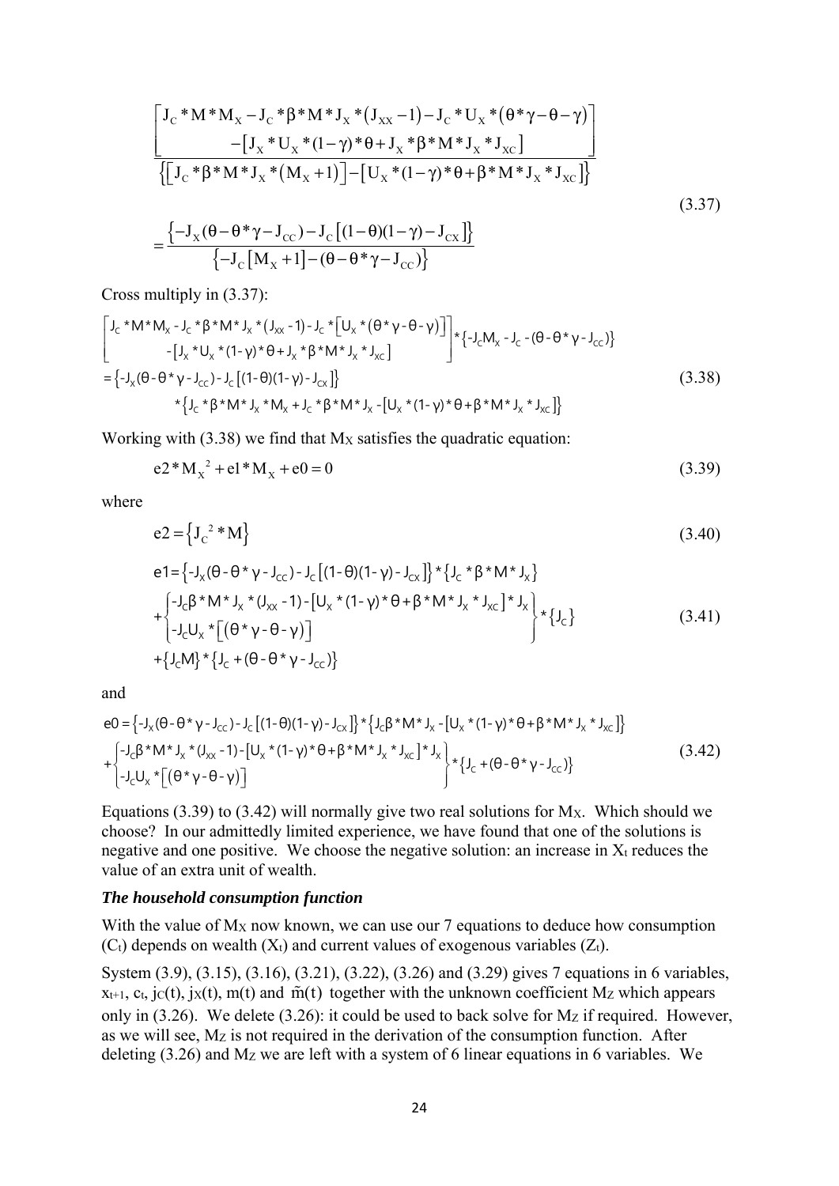$$\frac{\left[\begin{array}{c} J_C * M * M_X - J_C * \beta * M * J_X * (J_{XX} - 1) - J_C * U_X * (\theta * \gamma - \theta - \gamma) \\ -[J_X * U_X * (1-\gamma) * \theta + J_X * \beta * M * J_X * J_{XC}] \end{array}\right]}{\left\{[J_C * \beta * M * J_X * (M_X + 1)] - [U_X * (1-\gamma) * \theta + \beta * M * J_X * J_{XC}]\right\}}$$

$$= \frac{\left\{-J_X(\theta - \theta * \gamma - J_{CC}) - J_C[(1-\theta)(1-\gamma) - J_{CX}]\right\}}{\left\{-J_C[M_X + 1] - (\theta - \theta * \gamma - J_{CC})\right\}} \tag{3.37}$$

Cross multiply in (3.37):

$$\begin{aligned} &\left[\begin{array}{c} J_C * M * M_X - J_C * \beta * M * J_X * (J_{XX} - 1) - J_C * [U_X * (\theta * \gamma - \theta - \gamma)] \\ -[J_X * U_X * (1-\gamma) * \theta + J_X * \beta * M * J_X * J_{XC}] \end{array}\right] * \{-J_C M_X - J_C - (\theta - \theta * \gamma - J_{CC})\} \\ &= \{-J_X(\theta - \theta * \gamma - J_{CC}) - J_C[(1-\theta)(1-\gamma) - J_{CX}]\} \\ &\qquad * \{J_C * \beta * M * J_X * M_X + J_C * \beta * M * J_X - [U_X * (1-\gamma) * \theta + \beta * M * J_X * J_{XC}]\} \end{aligned} \tag{3.38}$$

Working with (3.38) we find that $M_X$ satisfies the quadratic equation:

$$e2 * M_X^2 + e1 * M_X + e0 = 0 \tag{3.39}$$

where

$$e2 = \{J_C^2 * M\} \tag{3.40}$$

$$\begin{aligned} e1 &= \{-J_X(\theta - \theta * \gamma - J_{CC}) - J_C[(1-\theta)(1-\gamma) - J_{CX}]\} * \{J_C * \beta * M * J_X\} \\ &+ \left\{\begin{array}{l} -J_C \beta * M * J_X * (J_{XX} - 1) - [U_X * (1-\gamma) * \theta + \beta * M * J_X * J_{XC}] * J_X \\ -J_C U_X * [(\theta * \gamma - \theta - \gamma)] \end{array}\right\} * \{J_C\} \\ &+ \{J_C M\} * \{J_C + (\theta - \theta * \gamma - J_{CC})\} \end{aligned} \tag{3.41}$$

and

$$\begin{aligned} e0 &= \{-J_X(\theta - \theta * \gamma - J_{CC}) - J_C[(1-\theta)(1-\gamma) - J_{CX}]\} * \{J_C \beta * M * J_X - [U_X * (1-\gamma) * \theta + \beta * M * J_X * J_{XC}]\} \\ &+ \left\{\begin{array}{l} -J_C \beta * M * J_X * (J_{XX} - 1) - [U_X * (1-\gamma) * \theta + \beta * M * J_X * J_{XC}] * J_X \\ -J_C U_X * [(\theta * \gamma - \theta - \gamma)] \end{array}\right\} * \{J_C + (\theta - \theta * \gamma - J_{CC})\} \end{aligned} \tag{3.42}$$

Equations (3.39) to (3.42) will normally give two real solutions for $M_X$. Which should we choose? In our admittedly limited experience, we have found that one of the solutions is negative and one positive. We choose the negative solution: an increase in $X_t$ reduces the value of an extra unit of wealth.

### *The household consumption function*

With the value of $M_X$ now known, we can use our 7 equations to deduce how consumption ($C_t$) depends on wealth ($X_t$) and current values of exogenous variables ($Z_t$).

System (3.9), (3.15), (3.16), (3.21), (3.22), (3.26) and (3.29) gives 7 equations in 6 variables, $x_{t+1}$, $c_t$, $j_C(t)$, $j_X(t)$, $m(t)$ and $\tilde{m}(t)$ together with the unknown coefficient $M_Z$ which appears only in (3.26). We delete (3.26): it could be used to back solve for $M_Z$ if required. However, as we will see, $M_Z$ is not required in the derivation of the consumption function. After deleting (3.26) and $M_Z$ we are left with a system of 6 linear equations in 6 variables. We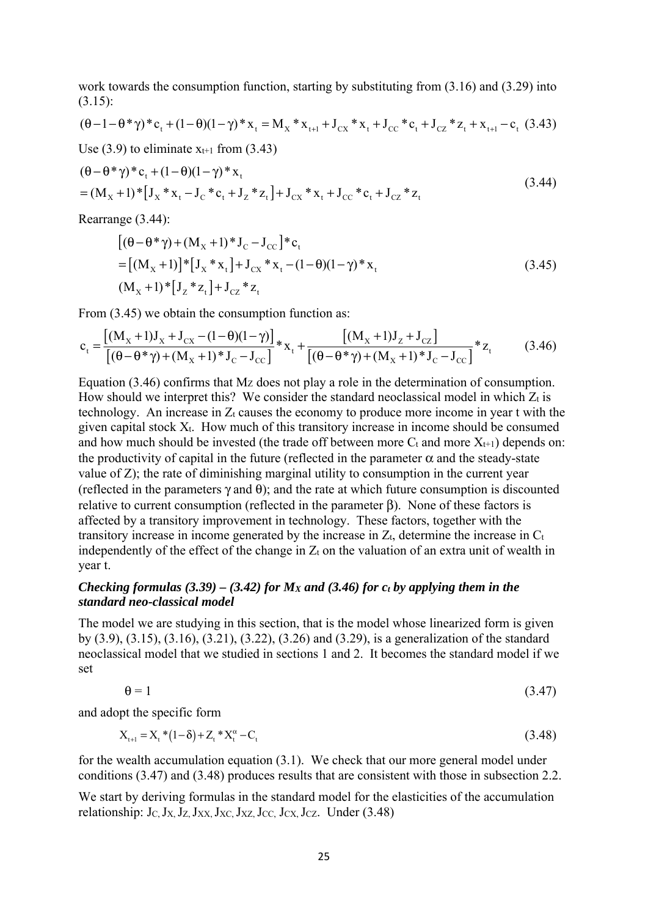work towards the consumption function, starting by substituting from (3.16) and (3.29) into (3.15):

$$(\theta - 1 - \theta * \gamma) * c_t + (1-\theta)(1-\gamma) * x_t = M_X * x_{t+1} + J_{CX} * x_t + J_{CC} * c_t + J_{CZ} * z_t + x_{t+1} - c_t \quad (3.43)$$

Use (3.9) to eliminate $x_{t+1}$ from (3.43)

$$\begin{aligned} &(\theta - \theta * \gamma) * c_t + (1-\theta)(1-\gamma) * x_t \\ &= (M_X + 1) * \left[ J_X * x_t - J_C * c_t + J_Z * z_t \right] + J_{CX} * x_t + J_{CC} * c_t + J_{CZ} * z_t \end{aligned} \quad (3.44)$$

Rearrange (3.44):

$$\begin{aligned} &\left[ (\theta - \theta * \gamma) + (M_X + 1) * J_C - J_{CC} \right] * c_t \\ &= \left[ (M_X + 1) \right] * \left[ J_X * x_t \right] + J_{CX} * x_t - (1-\theta)(1-\gamma) * x_t \\ &(M_X + 1) * \left[ J_Z * z_t \right] + J_{CZ} * z_t \end{aligned} \quad (3.45)$$

From (3.45) we obtain the consumption function as:

$$c_t = \frac{\left[ (M_X + 1) J_X + J_{CX} - (1-\theta)(1-\gamma) \right]}{\left[ (\theta - \theta * \gamma) + (M_X + 1) * J_C - J_{CC} \right]} * x_t + \frac{\left[ (M_X + 1) J_Z + J_{CZ} \right]}{\left[ (\theta - \theta * \gamma) + (M_X + 1) * J_C - J_{CC} \right]} * z_t \quad (3.46)$$

Equation (3.46) confirms that $M_Z$ does not play a role in the determination of consumption. How should we interpret this? We consider the standard neoclassical model in which $Z_t$ is technology. An increase in $Z_t$ causes the economy to produce more income in year t with the given capital stock $X_t$. How much of this transitory increase in income should be consumed and how much should be invested (the trade off between more $C_t$ and more $X_{t+1}$) depends on: the productivity of capital in the future (reflected in the parameter $\alpha$ and the steady-state value of Z); the rate of diminishing marginal utility to consumption in the current year (reflected in the parameters $\gamma$ and $\theta$); and the rate at which future consumption is discounted relative to current consumption (reflected in the parameter $\beta$). None of these factors is affected by a transitory improvement in technology. These factors, together with the transitory increase in income generated by the increase in $Z_t$, determine the increase in $C_t$ independently of the effect of the change in $Z_t$ on the valuation of an extra unit of wealth in year t.

***Checking formulas (3.39) – (3.42) for $M_X$ and (3.46) for $c_t$ by applying them in the standard neo-classical model***

The model we are studying in this section, that is the model whose linearized form is given by (3.9), (3.15), (3.16), (3.21), (3.22), (3.26) and (3.29), is a generalization of the standard neoclassical model that we studied in sections 1 and 2. It becomes the standard model if we set

$$\theta = 1 \quad (3.47)$$

and adopt the specific form

$$X_{t+1} = X_t * (1-\delta) + Z_t * X_t^{\alpha} - C_t \quad (3.48)$$

for the wealth accumulation equation (3.1). We check that our more general model under conditions (3.47) and (3.48) produces results that are consistent with those in subsection 2.2.

We start by deriving formulas in the standard model for the elasticities of the accumulation relationship: $J_C$, $J_X$, $J_Z$, $J_{XX}$, $J_{XC}$, $J_{XZ}$, $J_{CC}$, $J_{CX}$, $J_{CZ}$. Under (3.48)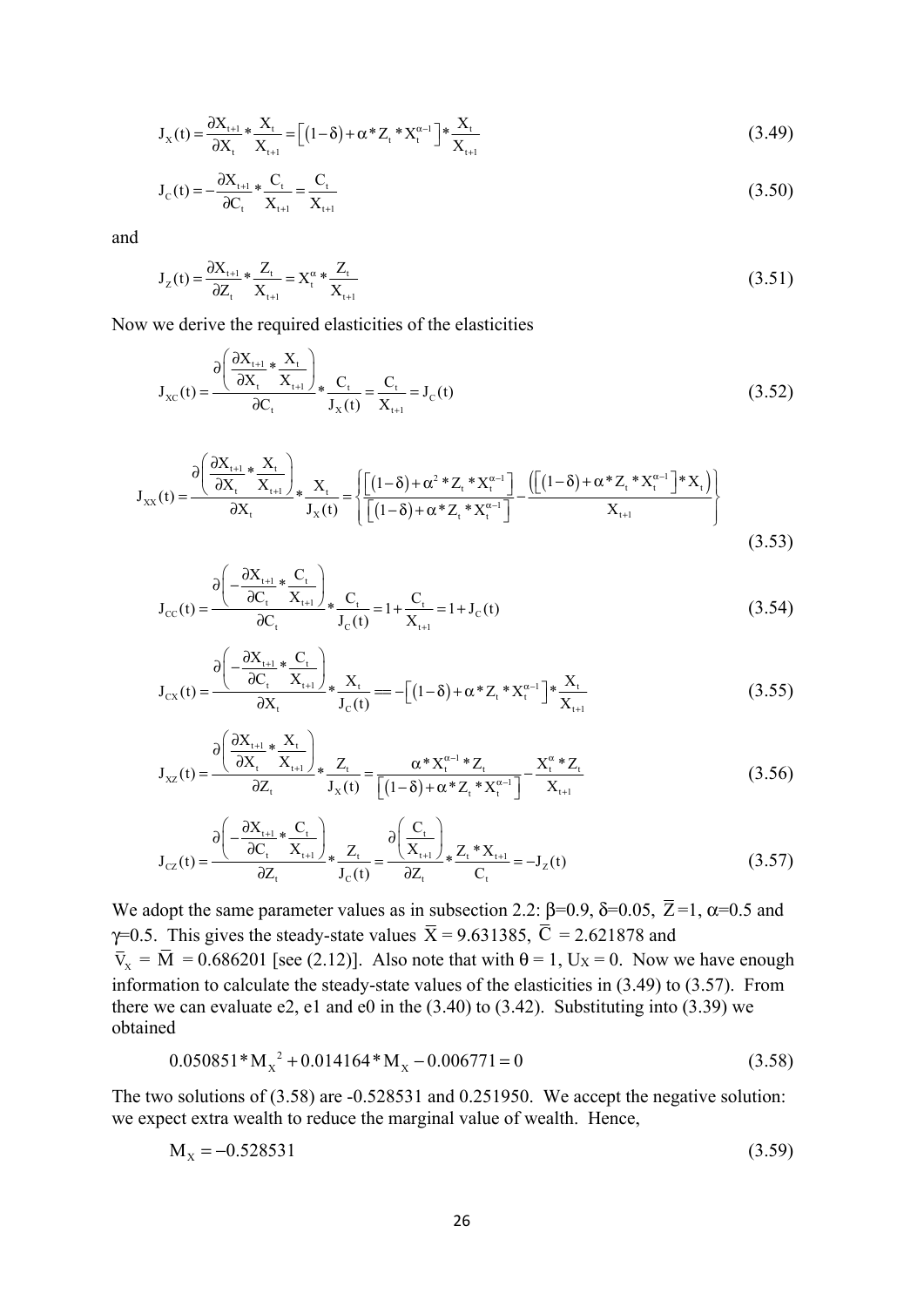$$J_X(t) = \frac{\partial X_{t+1}}{\partial X_t} * \frac{X_t}{X_{t+1}} = \left[(1-\delta) + \alpha * Z_t * X_t^{\alpha-1}\right] * \frac{X_t}{X_{t+1}} \tag{3.49}$$

$$J_C(t) = -\frac{\partial X_{t+1}}{\partial C_t} * \frac{C_t}{X_{t+1}} = \frac{C_t}{X_{t+1}} \tag{3.50}$$

and

$$J_Z(t) = \frac{\partial X_{t+1}}{\partial Z_t} * \frac{Z_t}{X_{t+1}} = X_t^{\alpha} * \frac{Z_t}{X_{t+1}} \tag{3.51}$$

Now we derive the required elasticities of the elasticities

$$J_{XC}(t) = \frac{\partial\left(\frac{\partial X_{t+1}}{\partial X_t} * \frac{X_t}{X_{t+1}}\right)}{\partial C_t} * \frac{C_t}{J_X(t)} = \frac{C_t}{X_{t+1}} = J_C(t) \tag{3.52}$$

$$J_{XX}(t) = \frac{\partial\left(\frac{\partial X_{t+1}}{\partial X_t} * \frac{X_t}{X_{t+1}}\right)}{\partial X_t} * \frac{X_t}{J_X(t)} = \left\{\frac{\left[(1-\delta) + \alpha^2 * Z_t * X_t^{\alpha-1}\right]}{\left[(1-\delta) + \alpha * Z_t * X_t^{\alpha-1}\right]} - \frac{\left(\left[(1-\delta) + \alpha * Z_t * X_t^{\alpha-1}\right] * X_t\right)}{X_{t+1}}\right\} \tag{3.53}$$

$$J_{CC}(t) = \frac{\partial\left(-\frac{\partial X_{t+1}}{\partial C_t} * \frac{C_t}{X_{t+1}}\right)}{\partial C_t} * \frac{C_t}{J_C(t)} = 1 + \frac{C_t}{X_{t+1}} = 1 + J_C(t) \tag{3.54}$$

$$J_{CX}(t) = \frac{\partial\left(-\frac{\partial X_{t+1}}{\partial C_t} * \frac{C_t}{X_{t+1}}\right)}{\partial X_t} * \frac{X_t}{J_C(t)} == -\left[(1-\delta) + \alpha * Z_t * X_t^{\alpha-1}\right] * \frac{X_t}{X_{t+1}} \tag{3.55}$$

$$J_{XZ}(t) = \frac{\partial\left(\frac{\partial X_{t+1}}{\partial X_t} * \frac{X_t}{X_{t+1}}\right)}{\partial Z_t} * \frac{Z_t}{J_X(t)} = \frac{\alpha * X_t^{\alpha-1} * Z_t}{\left[(1-\delta) + \alpha * Z_t * X_t^{\alpha-1}\right]} - \frac{X_t^{\alpha} * Z_t}{X_{t+1}} \tag{3.56}$$

$$J_{CZ}(t) = \frac{\partial\left(-\frac{\partial X_{t+1}}{\partial C_t} * \frac{C_t}{X_{t+1}}\right)}{\partial Z_t} * \frac{Z_t}{J_C(t)} = \frac{\partial\left(\frac{C_t}{X_{t+1}}\right)}{\partial Z_t} * \frac{Z_t * X_{t+1}}{C_t} = -J_Z(t) \tag{3.57}$$

We adopt the same parameter values as in subsection 2.2: $\beta$=0.9, $\delta$=0.05, $\overline{Z}$=1, $\alpha$=0.5 and $\gamma$=0.5. This gives the steady-state values $\overline{X}$ = 9.631385, $\overline{C}$ = 2.621878 and $\overline{V}_X$ = $\overline{M}$ = 0.686201 [see (2.12)]. Also note that with $\theta$ = 1, $U_X$ = 0. Now we have enough information to calculate the steady-state values of the elasticities in (3.49) to (3.57). From there we can evaluate e2, e1 and e0 in the (3.40) to (3.42). Substituting into (3.39) we obtained

$$0.050851 * M_X^{\,2} + 0.014164 * M_X - 0.006771 = 0 \tag{3.58}$$

The two solutions of (3.58) are -0.528531 and 0.251950. We accept the negative solution: we expect extra wealth to reduce the marginal value of wealth. Hence,

$$M_X = -0.528531 \tag{3.59}$$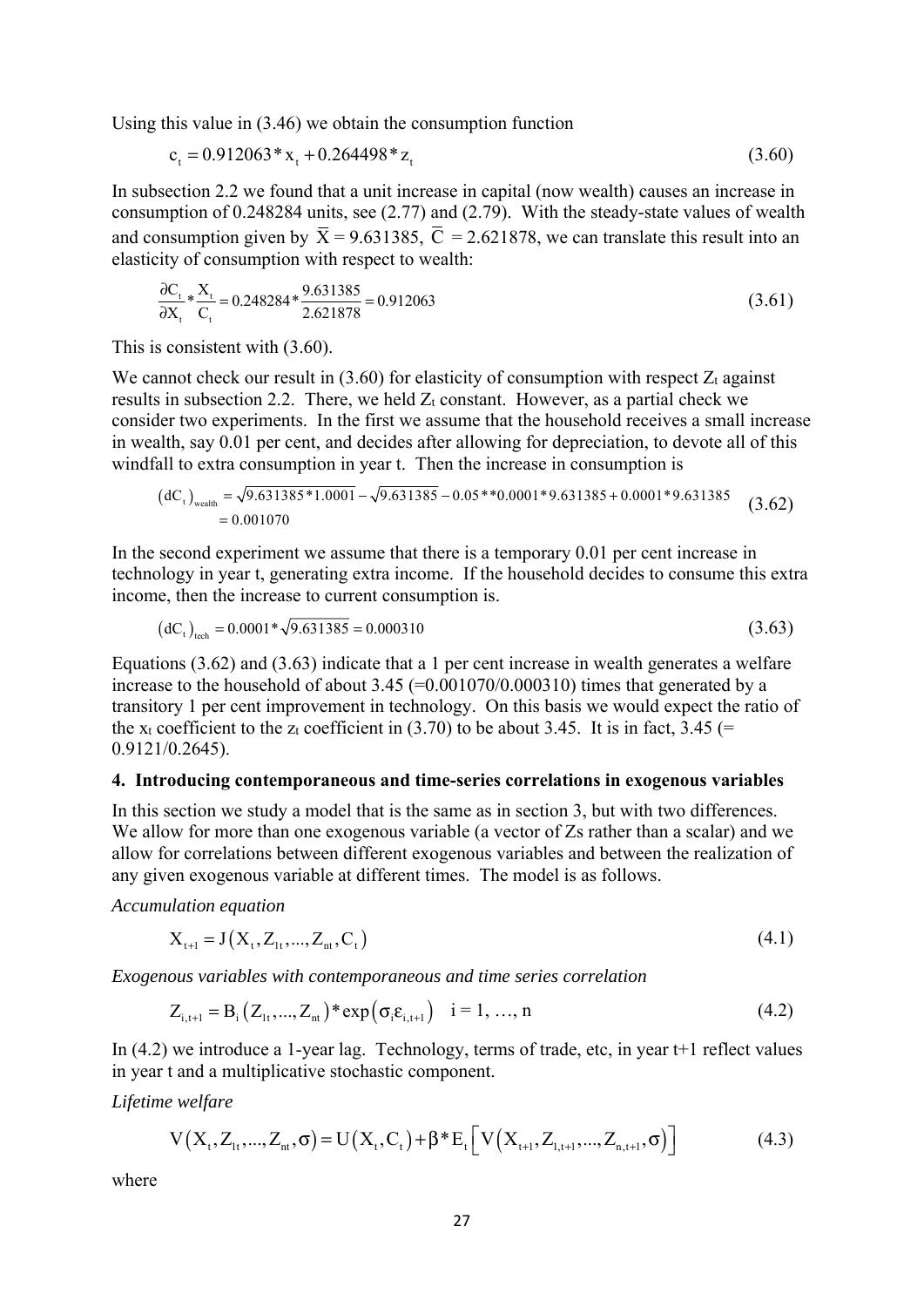Using this value in (3.46) we obtain the consumption function

$$c_t = 0.912063 * x_t + 0.264498 * z_t \tag{3.60}$$

In subsection 2.2 we found that a unit increase in capital (now wealth) causes an increase in consumption of 0.248284 units, see (2.77) and (2.79). With the steady-state values of wealth and consumption given by $\overline{X} = 9.631385$, $\overline{C} = 2.621878$, we can translate this result into an elasticity of consumption with respect to wealth:

$$\frac{\partial C_t}{\partial X_t} * \frac{X_t}{C_t} = 0.248284 * \frac{9.631385}{2.621878} = 0.912063 \tag{3.61}$$

This is consistent with (3.60).

We cannot check our result in (3.60) for elasticity of consumption with respect $Z_t$ against results in subsection 2.2. There, we held $Z_t$ constant. However, as a partial check we consider two experiments. In the first we assume that the household receives a small increase in wealth, say 0.01 per cent, and decides after allowing for depreciation, to devote all of this windfall to extra consumption in year t. Then the increase in consumption is

$$\begin{aligned}(dC_t)_{wealth} &= \sqrt{9.631385 * 1.0001} - \sqrt{9.631385} - 0.05 ** 0.0001 * 9.631385 + 0.0001 * 9.631385 \\ &= 0.001070\end{aligned} \tag{3.62}$$

In the second experiment we assume that there is a temporary 0.01 per cent increase in technology in year t, generating extra income. If the household decides to consume this extra income, then the increase to current consumption is.

$$(dC_t)_{tech} = 0.0001 * \sqrt{9.631385} = 0.000310 \tag{3.63}$$

Equations (3.62) and (3.63) indicate that a 1 per cent increase in wealth generates a welfare increase to the household of about 3.45 (=0.001070/0.000310) times that generated by a transitory 1 per cent improvement in technology. On this basis we would expect the ratio of the $x_t$ coefficient to the $z_t$ coefficient in (3.70) to be about 3.45. It is in fact, 3.45 (= 0.9121/0.2645).

## 4. Introducing contemporaneous and time-series correlations in exogenous variables

In this section we study a model that is the same as in section 3, but with two differences. We allow for more than one exogenous variable (a vector of Zs rather than a scalar) and we allow for correlations between different exogenous variables and between the realization of any given exogenous variable at different times. The model is as follows.

*Accumulation equation*

$$X_{t+1} = J\left(X_t, Z_{1t}, ..., Z_{nt}, C_t\right) \tag{4.1}$$

*Exogenous variables with contemporaneous and time series correlation*

$$Z_{i,t+1} = B_i\left(Z_{1t}, ..., Z_{nt}\right) * \exp\left(\sigma_i \varepsilon_{i,t+1}\right) \quad i = 1, \ldots, n \tag{4.2}$$

In (4.2) we introduce a 1-year lag. Technology, terms of trade, etc, in year t+1 reflect values in year t and a multiplicative stochastic component.

*Lifetime welfare*

$$V\left(X_t, Z_{1t}, ..., Z_{nt}, \sigma\right) = U\left(X_t, C_t\right) + \beta * E_t\left[V\left(X_{t+1}, Z_{1,t+1}, ..., Z_{n,t+1}, \sigma\right)\right] \tag{4.3}$$

where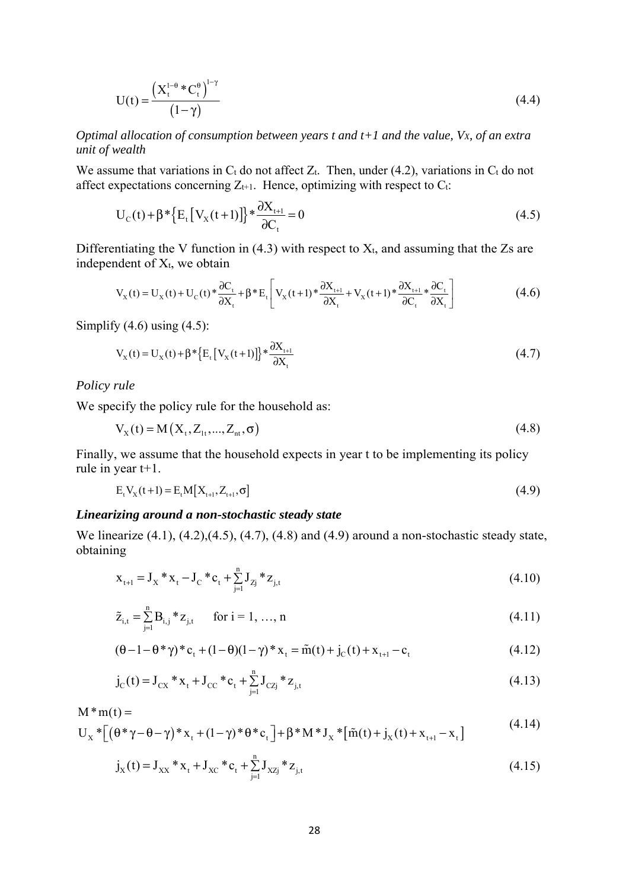$$U(t) = \frac{\left(X_t^{1-\theta} * C_t^{\theta}\right)^{1-\gamma}}{(1-\gamma)} \tag{4.4}$$

*Optimal allocation of consumption between years t and t+1 and the value, $V_X$, of an extra unit of wealth*

We assume that variations in $C_t$ do not affect $Z_t$. Then, under (4.2), variations in $C_t$ do not affect expectations concerning $Z_{t+1}$. Hence, optimizing with respect to $C_t$:

$$U_C(t) + \beta * \left\{E_t\left[V_X(t+1)\right]\right\} * \frac{\partial X_{t+1}}{\partial C_t} = 0 \tag{4.5}$$

Differentiating the V function in (4.3) with respect to $X_t$, and assuming that the Zs are independent of $X_t$, we obtain

$$V_X(t) = U_X(t) + U_C(t) * \frac{\partial C_t}{\partial X_t} + \beta * E_t\left[V_X(t+1) * \frac{\partial X_{t+1}}{\partial X_t} + V_X(t+1) * \frac{\partial X_{t+1}}{\partial C_t} * \frac{\partial C_t}{\partial X_t}\right] \tag{4.6}$$

Simplify (4.6) using (4.5):

$$V_X(t) = U_X(t) + \beta * \left\{E_t\left[V_X(t+1)\right]\right\} * \frac{\partial X_{t+1}}{\partial X_t} \tag{4.7}$$

*Policy rule*

We specify the policy rule for the household as:

$$V_X(t) = M\left(X_t, Z_{1t}, ..., Z_{nt}, \sigma\right) \tag{4.8}$$

Finally, we assume that the household expects in year t to be implementing its policy rule in year t+1.

$$E_t V_X(t+1) = E_t M\left[X_{t+1}, Z_{t+1}, \sigma\right] \tag{4.9}$$

***Linearizing around a non-stochastic steady state***

We linearize (4.1), (4.2),(4.5), (4.7), (4.8) and (4.9) around a non-stochastic steady state, obtaining

$$x_{t+1} = J_X * x_t - J_C * c_t + \sum_{j=1}^{n} J_{Zj} * z_{j,t} \tag{4.10}$$

$$\tilde{z}_{i,t} = \sum_{j=1}^{n} B_{i,j} * z_{j,t} \qquad \text{for i = 1, …, n} \tag{4.11}$$

$$(\theta - 1 - \theta * \gamma) * c_t + (1-\theta)(1-\gamma) * x_t = \tilde{m}(t) + j_C(t) + x_{t+1} - c_t \tag{4.12}$$

$$j_C(t) = J_{CX} * x_t + J_{CC} * c_t + \sum_{j=1}^{n} J_{CZj} * z_{j,t} \tag{4.13}$$

$$M * m(t) = U_X * \left[\left(\theta * \gamma - \theta - \gamma\right) * x_t + (1-\gamma) * \theta * c_t\right] + \beta * M * J_X * \left[\tilde{m}(t) + j_X(t) + x_{t+1} - x_t\right] \tag{4.14}$$

$$j_X(t) = J_{XX} * x_t + J_{XC} * c_t + \sum_{j=1}^{n} J_{XZj} * z_{j,t} \tag{4.15}$$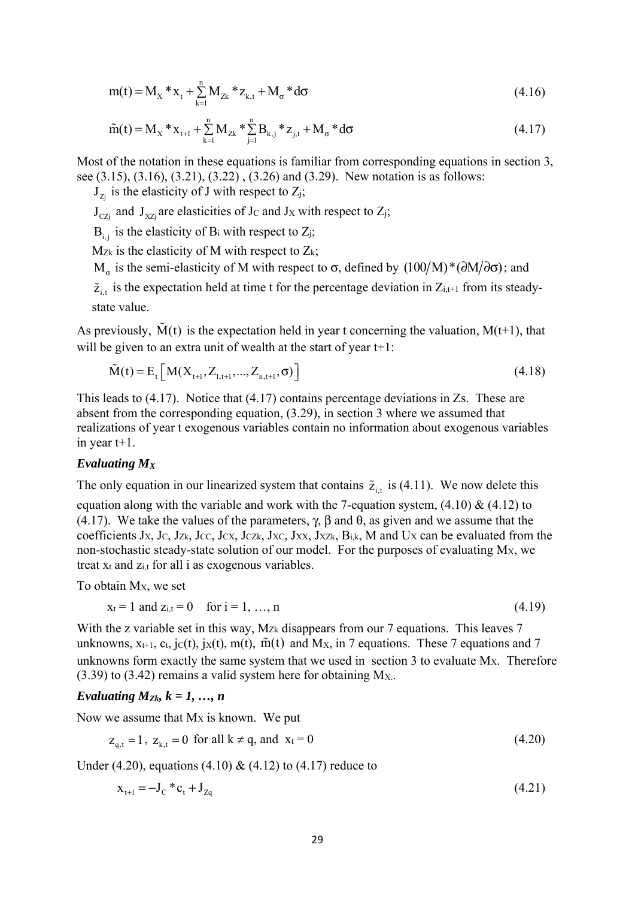$$m(t) = M_X * x_t + \sum_{k=1}^{n} M_{Zk} * z_{k,t} + M_\sigma * d\sigma \tag{4.16}$$

$$\tilde{m}(t) = M_X * x_{t+1} + \sum_{k=1}^{n} M_{Zk} * \sum_{j=1}^{n} B_{k,j} * z_{j,t} + M_\sigma * d\sigma \tag{4.17}$$

Most of the notation in these equations is familiar from corresponding equations in section 3, see (3.15), (3.16), (3.21), (3.22) , (3.26) and (3.29). New notation is as follows:

$J_{Zj}$ is the elasticity of J with respect to $Z_j$;

$J_{CZj}$ and $J_{XZj}$ are elasticities of $J_C$ and $J_X$ with respect to $Z_j$;

$B_{i,j}$ is the elasticity of $B_i$ with respect to $Z_j$;

$M_{Zk}$ is the elasticity of M with respect to $Z_k$;

$M_\sigma$ is the semi-elasticity of M with respect to σ, defined by $(100/M)*(\partial M/\partial \sigma)$; and

$\tilde{z}_{i,t}$ is the expectation held at time t for the percentage deviation in $Z_{i,t+1}$ from its steady-state value.

As previously, $\tilde{M}(t)$ is the expectation held in year t concerning the valuation, M(t+1), that will be given to an extra unit of wealth at the start of year t+1:

$$\tilde{M}(t) = E_t\left[M(X_{t+1}, Z_{1,t+1}, ..., Z_{n,t+1}, \sigma)\right] \tag{4.18}$$

This leads to (4.17). Notice that (4.17) contains percentage deviations in Zs. These are absent from the corresponding equation, (3.29), in section 3 where we assumed that realizations of year t exogenous variables contain no information about exogenous variables in year t+1.

***Evaluating $M_X$***

The only equation in our linearized system that contains $\tilde{z}_{i,t}$ is (4.11). We now delete this equation along with the variable and work with the 7-equation system, (4.10) & (4.12) to (4.17). We take the values of the parameters, γ, β and θ, as given and we assume that the coefficients $J_X$, $J_C$, $J_{Zk}$, $J_{CC}$, $J_{CX}$, $J_{CZk}$, $J_{XC}$, $J_{XX}$, $J_{XZk}$, $B_{i,k}$, M and $U_X$ can be evaluated from the non-stochastic steady-state solution of our model. For the purposes of evaluating $M_X$, we treat $x_t$ and $z_{i,t}$ for all i as exogenous variables.

To obtain $M_X$, we set

$$x_t = 1 \text{ and } z_{i,t} = 0 \quad \text{for } i = 1, …, n \tag{4.19}$$

With the z variable set in this way, $M_{Zk}$ disappears from our 7 equations. This leaves 7 unknowns, $x_{t+1}$, $c_t$, $j_C(t)$, $j_X(t)$, m(t), $\tilde{m}(t)$ and $M_X$, in 7 equations. These 7 equations and 7 unknowns form exactly the same system that we used in section 3 to evaluate $M_X$. Therefore (3.39) to (3.42) remains a valid system here for obtaining $M_X$.

***Evaluating $M_{Zk}$, k = 1, …, n***

Now we assume that $M_X$ is known. We put

$$z_{q,t} = 1,\ z_{k,t} = 0 \text{ for all } k \neq q, \text{ and } x_t = 0 \tag{4.20}$$

Under (4.20), equations (4.10) & (4.12) to (4.17) reduce to

$$x_{t+1} = -J_C * c_t + J_{Zq} \tag{4.21}$$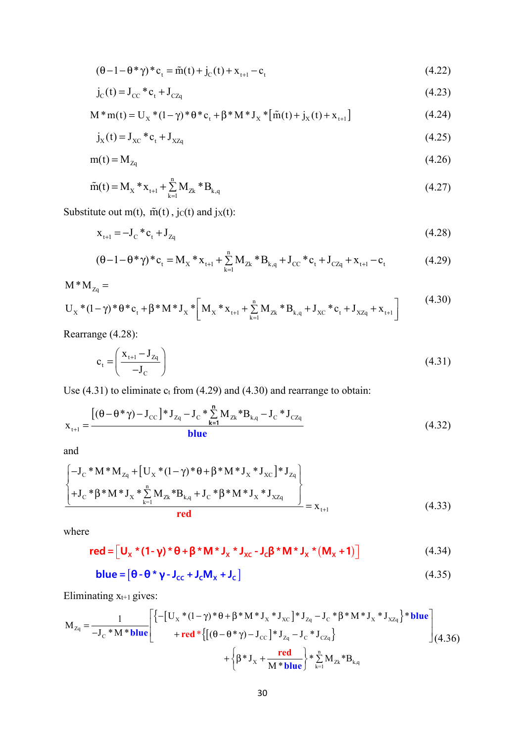$$(\theta - 1 - \theta * \gamma) * c_t = \tilde{m}(t) + j_C(t) + x_{t+1} - c_t \tag{4.22}$$

$$j_C(t) = J_{CC} * c_t + J_{CZq} \tag{4.23}$$

$$M * m(t) = U_X * (1 - \gamma) * \theta * c_t + \beta * M * J_X * [\tilde{m}(t) + j_X(t) + x_{t+1}] \tag{4.24}$$

$$j_X(t) = J_{XC} * c_t + J_{XZq} \tag{4.25}$$

$$m(t) = M_{Zq} \tag{4.26}$$

$$\tilde{m}(t) = M_X * x_{t+1} + \sum_{k=1}^{n} M_{Zk} * B_{k,q} \tag{4.27}$$

Substitute out $m(t)$, $\tilde{m}(t)$, $j_C(t)$ and $j_X(t)$:

$$x_{t+1} = -J_C * c_t + J_{Zq} \tag{4.28}$$

$$(\theta - 1 - \theta * \gamma) * c_t = M_X * x_{t+1} + \sum_{k=1}^{n} M_{Zk} * B_{k,q} + J_{CC} * c_t + J_{CZq} + x_{t+1} - c_t \tag{4.29}$$

$$M * M_{Zq} = U_X * (1 - \gamma) * \theta * c_t + \beta * M * J_X * \left[ M_X * x_{t+1} + \sum_{k=1}^{n} M_{Zk} * B_{k,q} + J_{XC} * c_t + J_{XZq} + x_{t+1} \right] \tag{4.30}$$

Rearrange (4.28):

$$c_t = \left( \frac{x_{t+1} - J_{Zq}}{-J_C} \right) \tag{4.31}$$

Use (4.31) to eliminate $c_t$ from (4.29) and (4.30) and rearrange to obtain:

$$x_{t+1} = \frac{[(\theta - \theta * \gamma) - J_{CC}] * J_{Zq} - J_C * \sum_{k=1}^{n} M_{Zk} * B_{k,q} - J_C * J_{CZq}}{\textbf{blue}} \tag{4.32}$$

and

$$\frac{\left\{ \begin{array}{l} -J_C * M * M_{Zq} + [U_X * (1 - \gamma) * \theta + \beta * M * J_X * J_{XC}] * J_{Zq} \\ +J_C * \beta * M * J_X * \sum_{k=1}^{n} M_{Zk} * B_{k,q} + J_C * \beta * M * J_X * J_{XZq} \end{array} \right\}}{\textbf{red}} = x_{t+1} \tag{4.33}$$

where

$$\textbf{red} = [U_X * (1 - \gamma) * \theta + \beta * M * J_X * J_{XC} - J_C \beta * M * J_X * (M_X + 1)] \tag{4.34}$$

$$\textbf{blue} = [\theta - \theta * \gamma - J_{CC} + J_C M_X + J_C] \tag{4.35}$$

Eliminating $x_{t+1}$ gives:

$$M_{Zq} = \frac{1}{-J_C * M * \textbf{blue}} \left[ \begin{array}{l} \{ -[U_X * (1 - \gamma) * \theta + \beta * M * J_X * J_{XC}] * J_{Zq} - J_C * \beta * M * J_X * J_{XZq} \} * \textbf{blue} \\ + \textbf{red} * \{ [(\theta - \theta * \gamma) - J_{CC}] * J_{Zq} - J_C * J_{CZq} \} \end{array} \right] + \left\{ \beta * J_X + \frac{\textbf{red}}{M * \textbf{blue}} \right\} * \sum_{k=1}^{n} M_{Zk} * B_{k,q} \tag{4.36}$$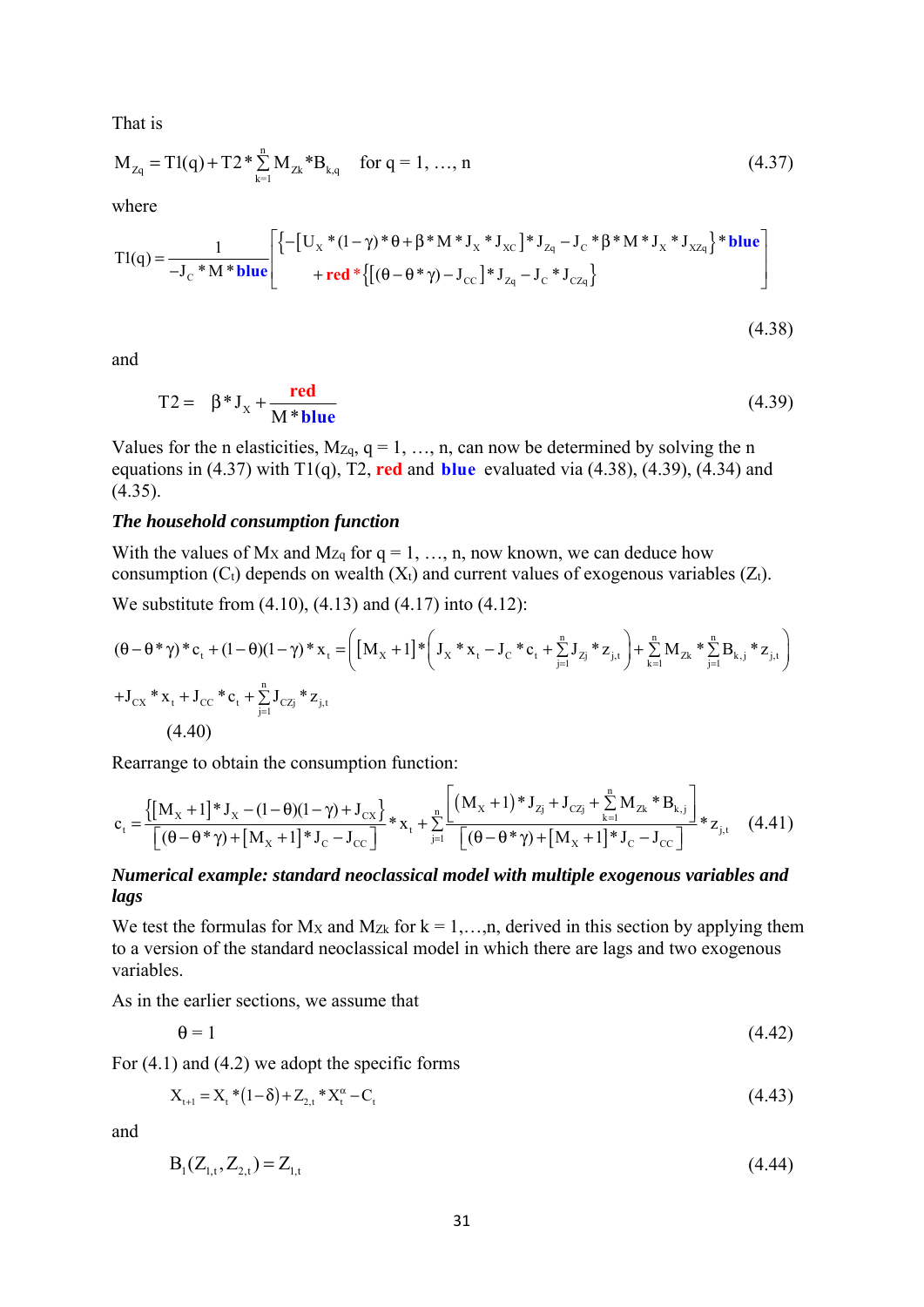That is

$$M_{Zq} = T1(q) + T2 * \sum_{k=1}^{n} M_{Zk} * B_{k,q} \quad \text{for } q = 1, \ldots, n \tag{4.37}$$

where

$$T1(q) = \frac{1}{-J_C * M * \mathbf{blue}} \left[ \begin{array}{l} \left\{ -\left[ U_X * (1-\gamma) * \theta + \beta * M * J_X * J_{XC} \right] * J_{Zq} - J_C * \beta * M * J_X * J_{XZq} \right\} * \mathbf{blue} \\ \quad + \mathbf{red} * \left\{ \left[ (\theta - \theta * \gamma) - J_{CC} \right] * J_{Zq} - J_C * J_{CZq} \right\} \end{array} \right] \tag{4.38}$$

and

$$T2 = \beta * J_X + \frac{\mathbf{red}}{M * \mathbf{blue}} \tag{4.39}$$

Values for the n elasticities, $M_{Zq}$, $q = 1, \ldots, n$, can now be determined by solving the n equations in (4.37) with T1(q), T2, **red** and **blue** evaluated via (4.38), (4.39), (4.34) and (4.35).

***The household consumption function***

With the values of $M_X$ and $M_{Zq}$ for $q = 1, \ldots, n$, now known, we can deduce how consumption ($C_t$) depends on wealth ($X_t$) and current values of exogenous variables ($Z_t$).

We substitute from (4.10), (4.13) and (4.17) into (4.12):

$$(\theta - \theta * \gamma) * c_t + (1-\theta)(1-\gamma) * x_t = \left( [M_X + 1] * \left( J_X * x_t - J_C * c_t + \sum_{j=1}^{n} J_{Zj} * z_{j,t} \right) + \sum_{k=1}^{n} M_{Zk} * \sum_{j=1}^{n} B_{k,j} * z_{j,t} \right)$$
$$+ J_{CX} * x_t + J_{CC} * c_t + \sum_{j=1}^{n} J_{CZj} * z_{j,t} \tag{4.40}$$

Rearrange to obtain the consumption function:

$$c_t = \frac{\left\{ [M_X + 1] * J_X - (1-\theta)(1-\gamma) + J_{CX} \right\}}{\left[ (\theta - \theta * \gamma) + [M_X + 1] * J_C - J_{CC} \right]} * x_t + \sum_{j=1}^{n} \frac{\left[ (M_X + 1) * J_{Zj} + J_{CZj} + \sum_{k=1}^{n} M_{Zk} * B_{k,j} \right]}{\left[ (\theta - \theta * \gamma) + [M_X + 1] * J_C - J_{CC} \right]} * z_{j,t} \tag{4.41}$$

***Numerical example: standard neoclassical model with multiple exogenous variables and lags***

We test the formulas for $M_X$ and $M_{Zk}$ for $k = 1, \ldots, n$, derived in this section by applying them to a version of the standard neoclassical model in which there are lags and two exogenous variables.

As in the earlier sections, we assume that

$$\theta = 1 \tag{4.42}$$

For (4.1) and (4.2) we adopt the specific forms

$$X_{t+1} = X_t * (1-\delta) + Z_{2,t} * X_t^{\alpha} - C_t \tag{4.43}$$

and

$$B_1(Z_{1,t}, Z_{2,t}) = Z_{1,t} \tag{4.44}$$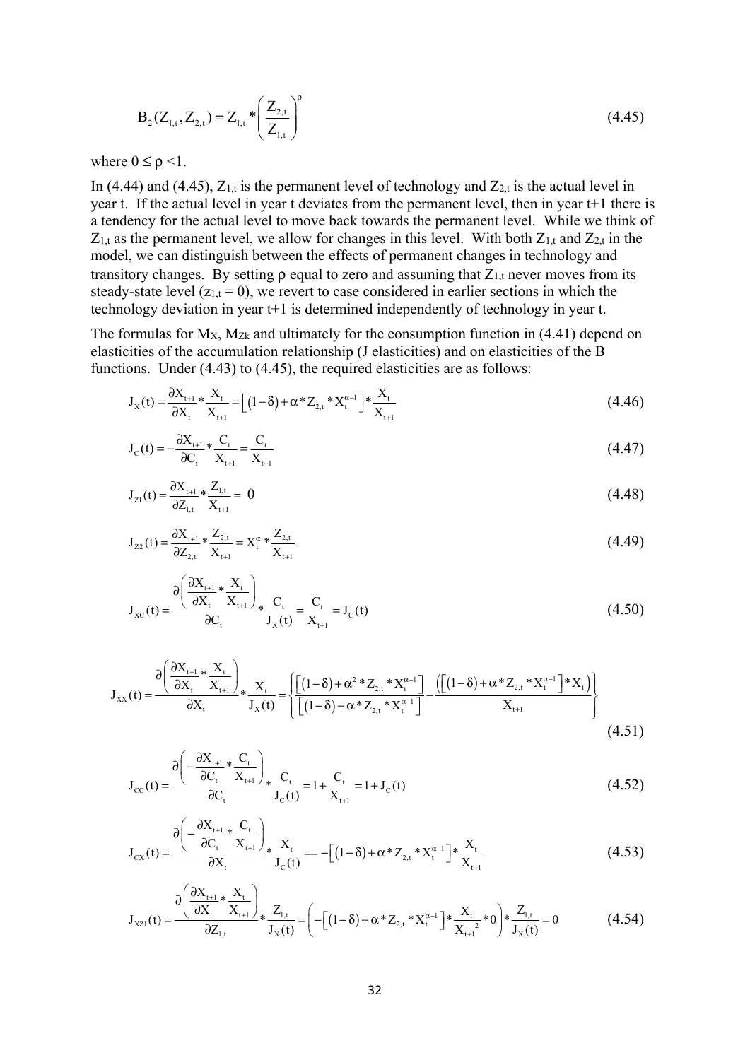$$B_2(Z_{1,t}, Z_{2,t}) = Z_{1,t} * \left( \frac{Z_{2,t}}{Z_{1,t}} \right)^{\rho} \tag{4.45}$$

where $0 \leq \rho < 1$.

In (4.44) and (4.45), $Z_{1,t}$ is the permanent level of technology and $Z_{2,t}$ is the actual level in year t. If the actual level in year t deviates from the permanent level, then in year t+1 there is a tendency for the actual level to move back towards the permanent level. While we think of $Z_{1,t}$ as the permanent level, we allow for changes in this level. With both $Z_{1,t}$ and $Z_{2,t}$ in the model, we can distinguish between the effects of permanent changes in technology and transitory changes. By setting $\rho$ equal to zero and assuming that $Z_{1,t}$ never moves from its steady-state level ($z_{1,t} = 0$), we revert to case considered in earlier sections in which the technology deviation in year t+1 is determined independently of technology in year t.

The formulas for $M_X$, $M_{Zk}$ and ultimately for the consumption function in (4.41) depend on elasticities of the accumulation relationship (J elasticities) and on elasticities of the B functions. Under (4.43) to (4.45), the required elasticities are as follows:

$$J_X(t) = \frac{\partial X_{t+1}}{\partial X_t} * \frac{X_t}{X_{t+1}} = \left[ (1-\delta) + \alpha * Z_{2,t} * X_t^{\alpha-1} \right] * \frac{X_t}{X_{t+1}} \tag{4.46}$$

$$J_C(t) = -\frac{\partial X_{t+1}}{\partial C_t} * \frac{C_t}{X_{t+1}} = \frac{C_t}{X_{t+1}} \tag{4.47}$$

$$J_{Z1}(t) = \frac{\partial X_{t+1}}{\partial Z_{1,t}} * \frac{Z_{1,t}}{X_{t+1}} = 0 \tag{4.48}$$

$$J_{Z2}(t) = \frac{\partial X_{t+1}}{\partial Z_{2,t}} * \frac{Z_{2,t}}{X_{t+1}} = X_t^{\alpha} * \frac{Z_{2,t}}{X_{t+1}} \tag{4.49}$$

$$J_{XC}(t) = \frac{\partial \left( \frac{\partial X_{t+1}}{\partial X_t} * \frac{X_t}{X_{t+1}} \right)}{\partial C_t} * \frac{C_t}{J_X(t)} = \frac{C_t}{X_{t+1}} = J_C(t) \tag{4.50}$$

$$J_{XX}(t) = \frac{\partial \left( \frac{\partial X_{t+1}}{\partial X_t} * \frac{X_t}{X_{t+1}} \right)}{\partial X_t} * \frac{X_t}{J_X(t)} = \left\{ \frac{\left[ (1-\delta) + \alpha^2 * Z_{2,t} * X_t^{\alpha-1} \right]}{\left[ (1-\delta) + \alpha * Z_{2,t} * X_t^{\alpha-1} \right]} - \frac{\left( \left[ (1-\delta) + \alpha * Z_{2,t} * X_t^{\alpha-1} \right] * X_t \right)}{X_{t+1}} \right\} \tag{4.51}$$

$$J_{CC}(t) = \frac{\partial \left( -\frac{\partial X_{t+1}}{\partial C_t} * \frac{C_t}{X_{t+1}} \right)}{\partial C_t} * \frac{C_t}{J_C(t)} = 1 + \frac{C_t}{X_{t+1}} = 1 + J_C(t) \tag{4.52}$$

$$J_{CX}(t) = \frac{\partial \left( -\frac{\partial X_{t+1}}{\partial C_t} * \frac{C_t}{X_{t+1}} \right)}{\partial X_t} * \frac{X_t}{J_C(t)} == -\left[ (1-\delta) + \alpha * Z_{2,t} * X_t^{\alpha-1} \right] * \frac{X_t}{X_{t+1}} \tag{4.53}$$

$$J_{XZ1}(t) = \frac{\partial \left( \frac{\partial X_{t+1}}{\partial X_t} * \frac{X_t}{X_{t+1}} \right)}{\partial Z_{1,t}} * \frac{Z_{1,t}}{J_X(t)} = \left( -\left[ (1-\delta) + \alpha * Z_{2,t} * X_t^{\alpha-1} \right] * \frac{X_t}{X_{t+1}^{\ 2}} * 0 \right) * \frac{Z_{1,t}}{J_X(t)} = 0 \tag{4.54}$$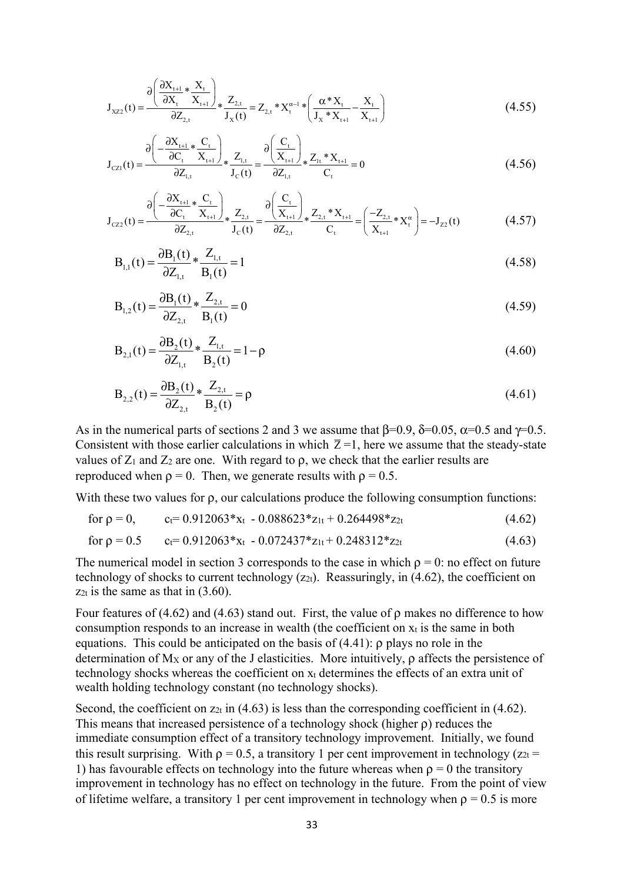$$J_{XZ2}(t) = \frac{\partial\left(\frac{\partial X_{t+1}}{\partial X_t} * \frac{X_t}{X_{t+1}}\right)}{\partial Z_{2,t}} * \frac{Z_{2,t}}{J_X(t)} = Z_{2,t} * X_t^{\alpha-1} * \left(\frac{\alpha * X_t}{J_X * X_{t+1}} - \frac{X_t}{X_{t+1}}\right) \tag{4.55}$$

$$J_{CZ1}(t) = \frac{\partial\left(-\frac{\partial X_{t+1}}{\partial C_t} * \frac{C_t}{X_{t+1}}\right)}{\partial Z_{1,t}} * \frac{Z_{1,t}}{J_C(t)} = \frac{\partial\left(\frac{C_t}{X_{t+1}}\right)}{\partial Z_{1,t}} * \frac{Z_{1t} * X_{t+1}}{C_t} = 0 \tag{4.56}$$

$$J_{CZ2}(t) = \frac{\partial\left(-\frac{\partial X_{t+1}}{\partial C_t} * \frac{C_t}{X_{t+1}}\right)}{\partial Z_{2,t}} * \frac{Z_{2,t}}{J_C(t)} = \frac{\partial\left(\frac{C_t}{X_{t+1}}\right)}{\partial Z_{2,t}} * \frac{Z_{2,t} * X_{t+1}}{C_t} = \left(\frac{-Z_{2,t}}{X_{t+1}} * X_t^{\alpha}\right) = -J_{Z2}(t) \tag{4.57}$$

$$B_{1,1}(t) = \frac{\partial B_1(t)}{\partial Z_{1,t}} * \frac{Z_{1,t}}{B_1(t)} = 1 \tag{4.58}$$

$$B_{1,2}(t) = \frac{\partial B_1(t)}{\partial Z_{2,t}} * \frac{Z_{2,t}}{B_1(t)} = 0 \tag{4.59}$$

$$B_{2,1}(t) = \frac{\partial B_2(t)}{\partial Z_{1,t}} * \frac{Z_{1,t}}{B_2(t)} = 1 - \rho \tag{4.60}$$

$$B_{2,2}(t) = \frac{\partial B_2(t)}{\partial Z_{2,t}} * \frac{Z_{2,t}}{B_2(t)} = \rho \tag{4.61}$$

As in the numerical parts of sections 2 and 3 we assume that $\beta$=0.9, $\delta$=0.05, $\alpha$=0.5 and $\gamma$=0.5. Consistent with those earlier calculations in which $\bar{Z}$ =1, here we assume that the steady-state values of $Z_1$ and $Z_2$ are one. With regard to $\rho$, we check that the earlier results are reproduced when $\rho$ = 0. Then, we generate results with $\rho$ = 0.5.

With these two values for $\rho$, our calculations produce the following consumption functions:

for $\rho = 0$, $\quad c_t = 0.912063*x_t - 0.088623*z_{1t} + 0.264498*z_{2t}$ (4.62)

for $\rho = 0.5$ $\quad c_t = 0.912063*x_t - 0.072437*z_{1t} + 0.248312*z_{2t}$ (4.63)

The numerical model in section 3 corresponds to the case in which $\rho$ = 0: no effect on future technology of shocks to current technology ($z_{2t}$). Reassuringly, in (4.62), the coefficient on $z_{2t}$ is the same as that in (3.60).

Four features of (4.62) and (4.63) stand out. First, the value of $\rho$ makes no difference to how consumption responds to an increase in wealth (the coefficient on $x_t$ is the same in both equations. This could be anticipated on the basis of (4.41): $\rho$ plays no role in the determination of $M_X$ or any of the J elasticities. More intuitively, $\rho$ affects the persistence of technology shocks whereas the coefficient on $x_t$ determines the effects of an extra unit of wealth holding technology constant (no technology shocks).

Second, the coefficient on $z_{2t}$ in (4.63) is less than the corresponding coefficient in (4.62). This means that increased persistence of a technology shock (higher $\rho$) reduces the immediate consumption effect of a transitory technology improvement. Initially, we found this result surprising. With $\rho$ = 0.5, a transitory 1 per cent improvement in technology ($z_{2t}$ = 1) has favourable effects on technology into the future whereas when $\rho$ = 0 the transitory improvement in technology has no effect on technology in the future. From the point of view of lifetime welfare, a transitory 1 per cent improvement in technology when $\rho$ = 0.5 is more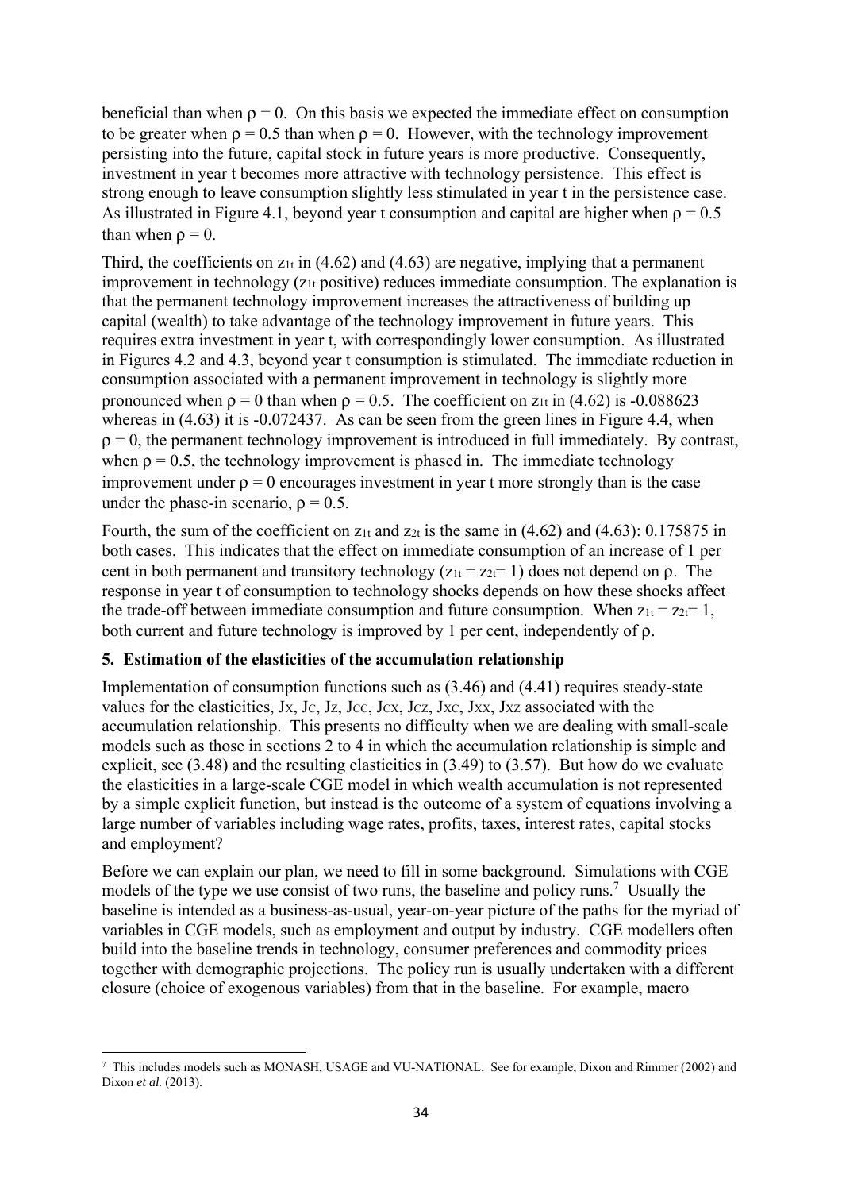beneficial than when $\rho = 0$. On this basis we expected the immediate effect on consumption to be greater when $\rho = 0.5$ than when $\rho = 0$. However, with the technology improvement persisting into the future, capital stock in future years is more productive. Consequently, investment in year t becomes more attractive with technology persistence. This effect is strong enough to leave consumption slightly less stimulated in year t in the persistence case. As illustrated in Figure 4.1, beyond year t consumption and capital are higher when $\rho = 0.5$ than when $\rho = 0$.

Third, the coefficients on $z_{1t}$ in (4.62) and (4.63) are negative, implying that a permanent improvement in technology ($z_{1t}$ positive) reduces immediate consumption. The explanation is that the permanent technology improvement increases the attractiveness of building up capital (wealth) to take advantage of the technology improvement in future years. This requires extra investment in year t, with correspondingly lower consumption. As illustrated in Figures 4.2 and 4.3, beyond year t consumption is stimulated. The immediate reduction in consumption associated with a permanent improvement in technology is slightly more pronounced when $\rho = 0$ than when $\rho = 0.5$. The coefficient on $z_{1t}$ in (4.62) is -0.088623 whereas in (4.63) it is -0.072437. As can be seen from the green lines in Figure 4.4, when $\rho = 0$, the permanent technology improvement is introduced in full immediately. By contrast, when $\rho = 0.5$, the technology improvement is phased in. The immediate technology improvement under $\rho = 0$ encourages investment in year t more strongly than is the case under the phase-in scenario, $\rho = 0.5$.

Fourth, the sum of the coefficient on $z_{1t}$ and $z_{2t}$ is the same in (4.62) and (4.63): 0.175875 in both cases. This indicates that the effect on immediate consumption of an increase of 1 per cent in both permanent and transitory technology ($z_{1t} = z_{2t} = 1$) does not depend on $\rho$. The response in year t of consumption to technology shocks depends on how these shocks affect the trade-off between immediate consumption and future consumption. When $z_{1t} = z_{2t} = 1$, both current and future technology is improved by 1 per cent, independently of $\rho$.

## 5. Estimation of the elasticities of the accumulation relationship

Implementation of consumption functions such as (3.46) and (4.41) requires steady-state values for the elasticities, $J_X$, $J_C$, $J_Z$, $J_{CC}$, $J_{CX}$, $J_{CZ}$, $J_{XC}$, $J_{XX}$, $J_{XZ}$ associated with the accumulation relationship. This presents no difficulty when we are dealing with small-scale models such as those in sections 2 to 4 in which the accumulation relationship is simple and explicit, see (3.48) and the resulting elasticities in (3.49) to (3.57). But how do we evaluate the elasticities in a large-scale CGE model in which wealth accumulation is not represented by a simple explicit function, but instead is the outcome of a system of equations involving a large number of variables including wage rates, profits, taxes, interest rates, capital stocks and employment?

Before we can explain our plan, we need to fill in some background. Simulations with CGE models of the type we use consist of two runs, the baseline and policy runs.[7] Usually the baseline is intended as a business-as-usual, year-on-year picture of the paths for the myriad of variables in CGE models, such as employment and output by industry. CGE modellers often build into the baseline trends in technology, consumer preferences and commodity prices together with demographic projections. The policy run is usually undertaken with a different closure (choice of exogenous variables) from that in the baseline. For example, macro

[7] This includes models such as MONASH, USAGE and VU-NATIONAL. See for example, Dixon and Rimmer (2002) and Dixon *et al.* (2013).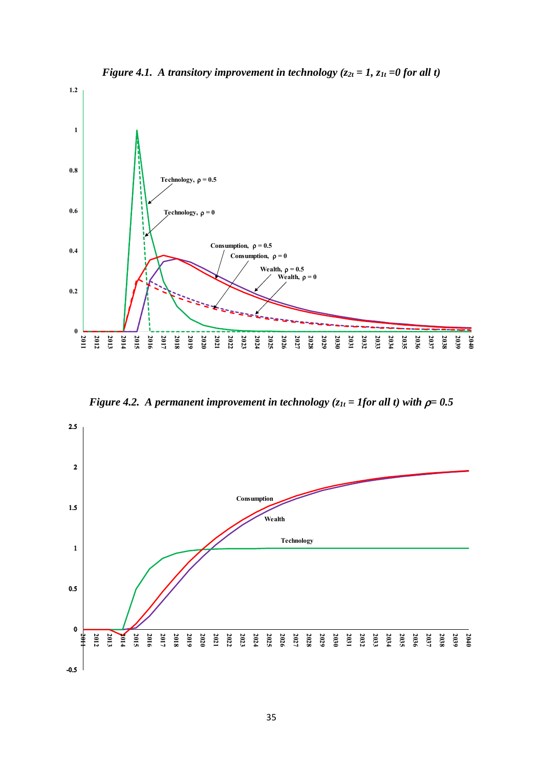*Figure 4.1. A transitory improvement in technology ($z_{2t} = 1$, $z_{1t} = 0$ for all t)*

*Figure 4.2. A permanent improvement in technology ($z_{1t} = 1$ for all t) with $\rho = 0.5$*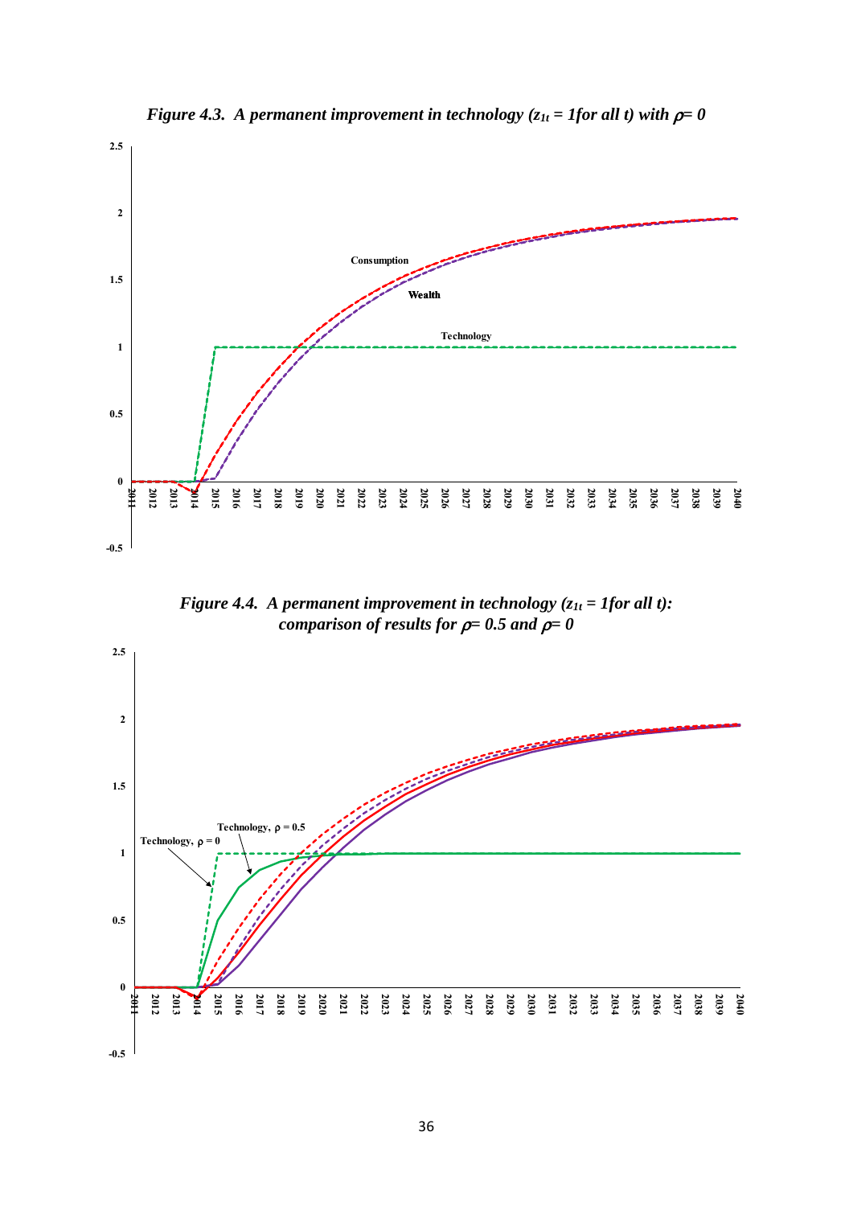*Figure 4.3. A permanent improvement in technology ($z_{1t} = 1$ for all t) with $\rho = 0$*

*Figure 4.4. A permanent improvement in technology ($z_{1t} = 1$ for all t): comparison of results for $\rho = 0.5$ and $\rho = 0$*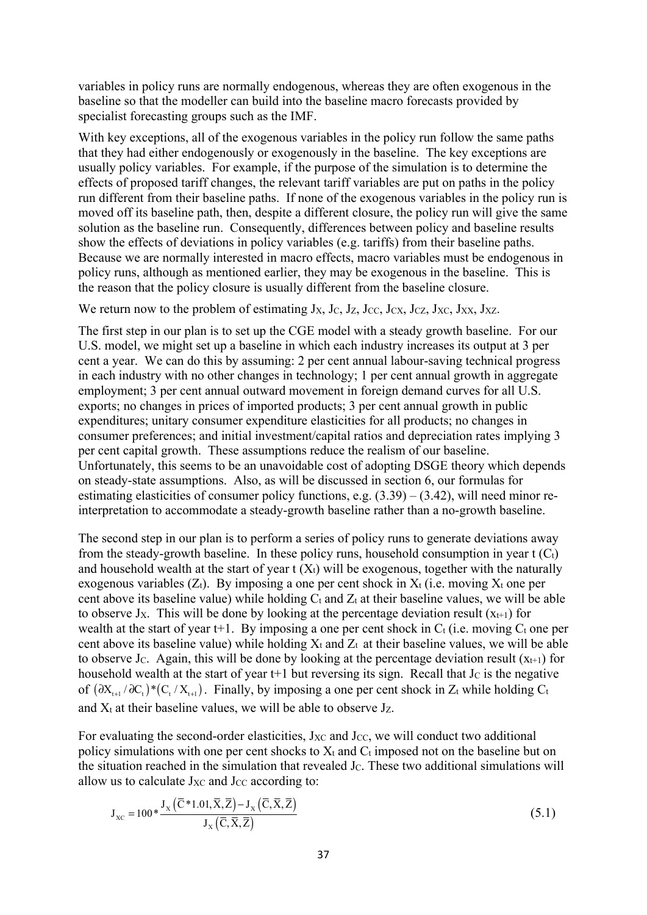variables in policy runs are normally endogenous, whereas they are often exogenous in the baseline so that the modeller can build into the baseline macro forecasts provided by specialist forecasting groups such as the IMF.

With key exceptions, all of the exogenous variables in the policy run follow the same paths that they had either endogenously or exogenously in the baseline. The key exceptions are usually policy variables. For example, if the purpose of the simulation is to determine the effects of proposed tariff changes, the relevant tariff variables are put on paths in the policy run different from their baseline paths. If none of the exogenous variables in the policy run is moved off its baseline path, then, despite a different closure, the policy run will give the same solution as the baseline run. Consequently, differences between policy and baseline results show the effects of deviations in policy variables (e.g. tariffs) from their baseline paths. Because we are normally interested in macro effects, macro variables must be endogenous in policy runs, although as mentioned earlier, they may be exogenous in the baseline. This is the reason that the policy closure is usually different from the baseline closure.

We return now to the problem of estimating $J_X$, $J_C$, $J_Z$, $J_{CC}$, $J_{CX}$, $J_{CZ}$, $J_{XC}$, $J_{XX}$, $J_{XZ}$.

The first step in our plan is to set up the CGE model with a steady growth baseline. For our U.S. model, we might set up a baseline in which each industry increases its output at 3 per cent a year. We can do this by assuming: 2 per cent annual labour-saving technical progress in each industry with no other changes in technology; 1 per cent annual growth in aggregate employment; 3 per cent annual outward movement in foreign demand curves for all U.S. exports; no changes in prices of imported products; 3 per cent annual growth in public expenditures; unitary consumer expenditure elasticities for all products; no changes in consumer preferences; and initial investment/capital ratios and depreciation rates implying 3 per cent capital growth. These assumptions reduce the realism of our baseline. Unfortunately, this seems to be an unavoidable cost of adopting DSGE theory which depends on steady-state assumptions. Also, as will be discussed in section 6, our formulas for estimating elasticities of consumer policy functions, e.g. (3.39) – (3.42), will need minor re-interpretation to accommodate a steady-growth baseline rather than a no-growth baseline.

The second step in our plan is to perform a series of policy runs to generate deviations away from the steady-growth baseline. In these policy runs, household consumption in year t ($C_t$) and household wealth at the start of year t ($X_t$) will be exogenous, together with the naturally exogenous variables ($Z_t$). By imposing a one per cent shock in $X_t$ (i.e. moving $X_t$ one per cent above its baseline value) while holding $C_t$ and $Z_t$ at their baseline values, we will be able to observe $J_X$. This will be done by looking at the percentage deviation result ($x_{t+1}$) for wealth at the start of year t+1. By imposing a one per cent shock in $C_t$ (i.e. moving $C_t$ one per cent above its baseline value) while holding $X_t$ and $Z_t$ at their baseline values, we will be able to observe $J_C$. Again, this will be done by looking at the percentage deviation result ($x_{t+1}$) for household wealth at the start of year t+1 but reversing its sign. Recall that $J_C$ is the negative of $\left(\partial X_{t+1}/\partial C_t\right)*\left(C_t/X_{t+1}\right)$. Finally, by imposing a one per cent shock in $Z_t$ while holding $C_t$ and $X_t$ at their baseline values, we will be able to observe $J_Z$.

For evaluating the second-order elasticities, $J_{XC}$ and $J_{CC}$, we will conduct two additional policy simulations with one per cent shocks to $X_t$ and $C_t$ imposed not on the baseline but on the situation reached in the simulation that revealed $J_C$. These two additional simulations will allow us to calculate $J_{XC}$ and $J_{CC}$ according to:

$$J_{XC} = 100*\frac{J_X\left(\overline{C}*1.01,\overline{X},\overline{Z}\right)-J_X\left(\overline{C},\overline{X},\overline{Z}\right)}{J_X\left(\overline{C},\overline{X},\overline{Z}\right)} \tag{5.1}$$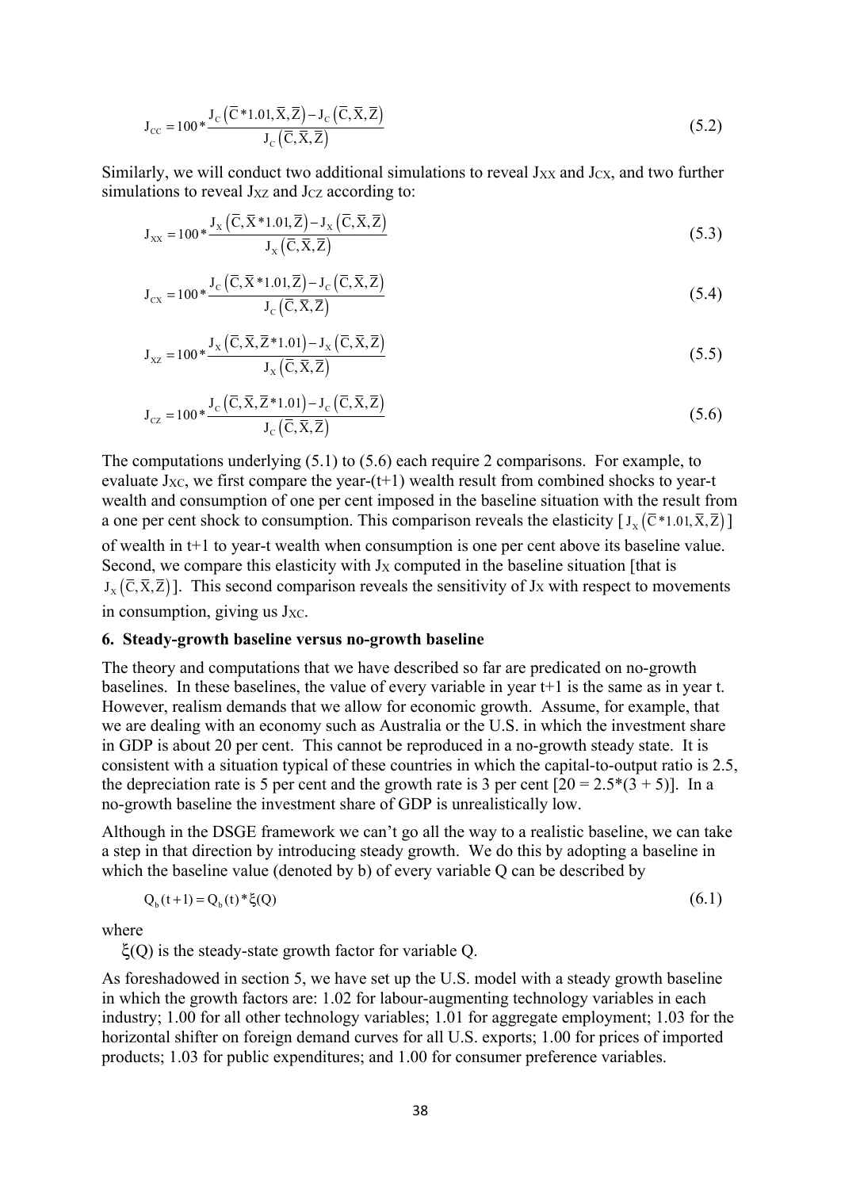$$J_{CC} = 100 * \frac{J_C\left(\overline{C}*1.01, \overline{X}, \overline{Z}\right) - J_C\left(\overline{C}, \overline{X}, \overline{Z}\right)}{J_C\left(\overline{C}, \overline{X}, \overline{Z}\right)} \tag{5.2}$$

Similarly, we will conduct two additional simulations to reveal $J_{XX}$ and $J_{CX}$, and two further simulations to reveal $J_{XZ}$ and $J_{CZ}$ according to:

$$J_{XX} = 100 * \frac{J_X\left(\overline{C}, \overline{X}*1.01, \overline{Z}\right) - J_X\left(\overline{C}, \overline{X}, \overline{Z}\right)}{J_X\left(\overline{C}, \overline{X}, \overline{Z}\right)} \tag{5.3}$$

$$J_{CX} = 100 * \frac{J_C\left(\overline{C}, \overline{X}*1.01, \overline{Z}\right) - J_C\left(\overline{C}, \overline{X}, \overline{Z}\right)}{J_C\left(\overline{C}, \overline{X}, \overline{Z}\right)} \tag{5.4}$$

$$J_{XZ} = 100 * \frac{J_X\left(\overline{C}, \overline{X}, \overline{Z}*1.01\right) - J_X\left(\overline{C}, \overline{X}, \overline{Z}\right)}{J_X\left(\overline{C}, \overline{X}, \overline{Z}\right)} \tag{5.5}$$

$$J_{CZ} = 100 * \frac{J_C\left(\overline{C}, \overline{X}, \overline{Z}*1.01\right) - J_C\left(\overline{C}, \overline{X}, \overline{Z}\right)}{J_C\left(\overline{C}, \overline{X}, \overline{Z}\right)} \tag{5.6}$$

The computations underlying (5.1) to (5.6) each require 2 comparisons. For example, to evaluate $J_{XC}$, we first compare the year-(t+1) wealth result from combined shocks to year-t wealth and consumption of one per cent imposed in the baseline situation with the result from a one per cent shock to consumption. This comparison reveals the elasticity [ $J_X\left(\overline{C}*1.01, \overline{X}, \overline{Z}\right)$ ] of wealth in t+1 to year-t wealth when consumption is one per cent above its baseline value. Second, we compare this elasticity with $J_X$ computed in the baseline situation [that is $J_X\left(\overline{C}, \overline{X}, \overline{Z}\right)$]. This second comparison reveals the sensitivity of $J_X$ with respect to movements in consumption, giving us $J_{XC}$.

## 6. Steady-growth baseline versus no-growth baseline

The theory and computations that we have described so far are predicated on no-growth baselines. In these baselines, the value of every variable in year t+1 is the same as in year t. However, realism demands that we allow for economic growth. Assume, for example, that we are dealing with an economy such as Australia or the U.S. in which the investment share in GDP is about 20 per cent. This cannot be reproduced in a no-growth steady state. It is consistent with a situation typical of these countries in which the capital-to-output ratio is 2.5, the depreciation rate is 5 per cent and the growth rate is 3 per cent [20 = 2.5*(3 + 5)]. In a no-growth baseline the investment share of GDP is unrealistically low.

Although in the DSGE framework we can't go all the way to a realistic baseline, we can take a step in that direction by introducing steady growth. We do this by adopting a baseline in which the baseline value (denoted by b) of every variable Q can be described by

$$Q_b(t+1) = Q_b(t) * \xi(Q) \tag{6.1}$$

where

$\xi(Q)$ is the steady-state growth factor for variable Q.

As foreshadowed in section 5, we have set up the U.S. model with a steady growth baseline in which the growth factors are: 1.02 for labour-augmenting technology variables in each industry; 1.00 for all other technology variables; 1.01 for aggregate employment; 1.03 for the horizontal shifter on foreign demand curves for all U.S. exports; 1.00 for prices of imported products; 1.03 for public expenditures; and 1.00 for consumer preference variables.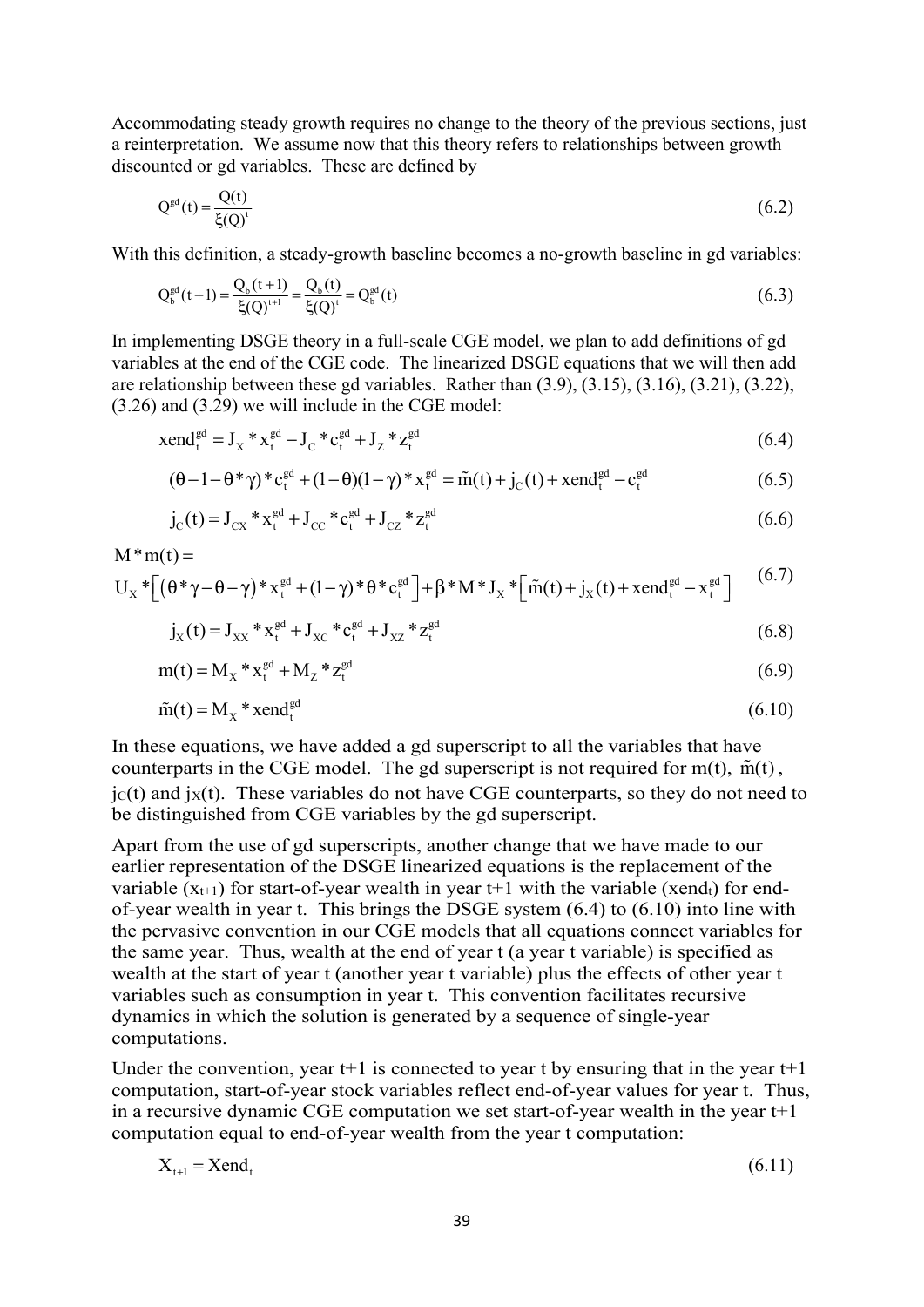Accommodating steady growth requires no change to the theory of the previous sections, just a reinterpretation. We assume now that this theory refers to relationships between growth discounted or gd variables. These are defined by

$$Q^{gd}(t) = \frac{Q(t)}{\xi(Q)^t} \tag{6.2}$$

With this definition, a steady-growth baseline becomes a no-growth baseline in gd variables:

$$Q_b^{gd}(t+1) = \frac{Q_b(t+1)}{\xi(Q)^{t+1}} = \frac{Q_b(t)}{\xi(Q)^t} = Q_b^{gd}(t) \tag{6.3}$$

In implementing DSGE theory in a full-scale CGE model, we plan to add definitions of gd variables at the end of the CGE code. The linearized DSGE equations that we will then add are relationship between these gd variables. Rather than (3.9), (3.15), (3.16), (3.21), (3.22), (3.26) and (3.29) we will include in the CGE model:

$$xend_t^{gd} = J_X * x_t^{gd} - J_C * c_t^{gd} + J_Z * z_t^{gd} \tag{6.4}$$

$$(\theta - 1 - \theta * \gamma) * c_t^{gd} + (1-\theta)(1-\gamma) * x_t^{gd} = \tilde{m}(t) + j_C(t) + xend_t^{gd} - c_t^{gd} \tag{6.5}$$

$$j_C(t) = J_{CX} * x_t^{gd} + J_{CC} * c_t^{gd} + J_{CZ} * z_t^{gd} \tag{6.6}$$

$$M * m(t) = U_X * \left[ (\theta * \gamma - \theta - \gamma) * x_t^{gd} + (1-\gamma) * \theta * c_t^{gd} \right] + \beta * M * J_X * \left[ \tilde{m}(t) + j_X(t) + xend_t^{gd} - x_t^{gd} \right] \tag{6.7}$$

$$j_X(t) = J_{XX} * x_t^{gd} + J_{XC} * c_t^{gd} + J_{XZ} * z_t^{gd} \tag{6.8}$$

$$m(t) = M_X * x_t^{gd} + M_Z * z_t^{gd} \tag{6.9}$$

$$\tilde{m}(t) = M_X * xend_t^{gd} \tag{6.10}$$

In these equations, we have added a gd superscript to all the variables that have counterparts in the CGE model. The gd superscript is not required for $m(t)$, $\tilde{m}(t)$, $j_C(t)$ and $j_X(t)$. These variables do not have CGE counterparts, so they do not need to be distinguished from CGE variables by the gd superscript.

Apart from the use of gd superscripts, another change that we have made to our earlier representation of the DSGE linearized equations is the replacement of the variable ($x_{t+1}$) for start-of-year wealth in year t+1 with the variable ($xend_t$) for end-of-year wealth in year t. This brings the DSGE system (6.4) to (6.10) into line with the pervasive convention in our CGE models that all equations connect variables for the same year. Thus, wealth at the end of year t (a year t variable) is specified as wealth at the start of year t (another year t variable) plus the effects of other year t variables such as consumption in year t. This convention facilitates recursive dynamics in which the solution is generated by a sequence of single-year computations.

Under the convention, year t+1 is connected to year t by ensuring that in the year t+1 computation, start-of-year stock variables reflect end-of-year values for year t. Thus, in a recursive dynamic CGE computation we set start-of-year wealth in the year t+1 computation equal to end-of-year wealth from the year t computation:

$$X_{t+1} = Xend_t \tag{6.11}$$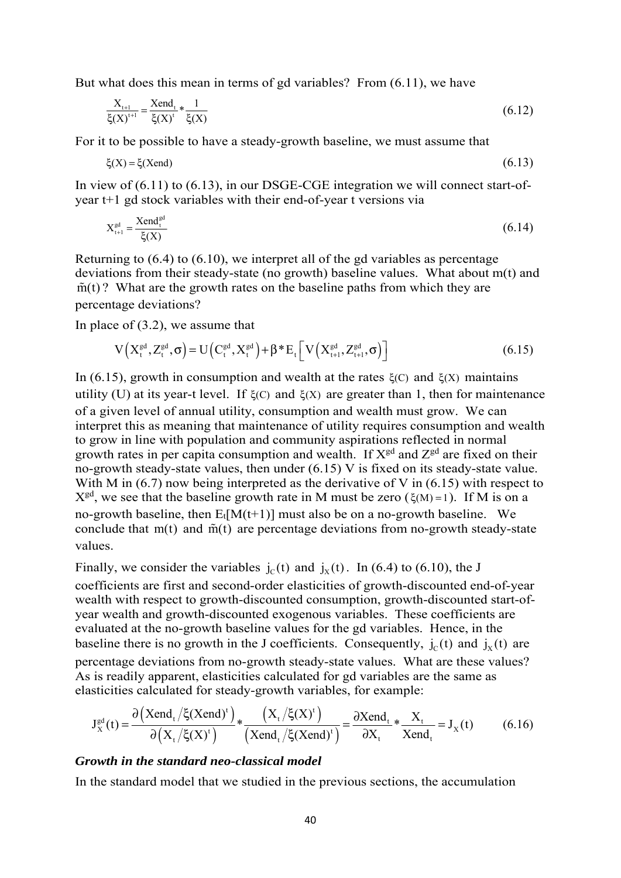But what does this mean in terms of gd variables? From (6.11), we have

$$\frac{X_{t+1}}{\xi(X)^{t+1}} = \frac{Xend_t}{\xi(X)^t} * \frac{1}{\xi(X)} \tag{6.12}$$

For it to be possible to have a steady-growth baseline, we must assume that

$$\xi(X) = \xi(Xend) \tag{6.13}$$

In view of (6.11) to (6.13), in our DSGE-CGE integration we will connect start-of-year t+1 gd stock variables with their end-of-year t versions via

$$X_{t+1}^{gd} = \frac{Xend_t^{gd}}{\xi(X)} \tag{6.14}$$

Returning to (6.4) to (6.10), we interpret all of the gd variables as percentage deviations from their steady-state (no growth) baseline values. What about m(t) and $\tilde{m}(t)$? What are the growth rates on the baseline paths from which they are percentage deviations?

In place of (3.2), we assume that

$$V\left(X_t^{gd}, Z_t^{gd}, \sigma\right) = U\left(C_t^{gd}, X_t^{gd}\right) + \beta * E_t\left[V\left(X_{t+1}^{gd}, Z_{t+1}^{gd}, \sigma\right)\right] \tag{6.15}$$

In (6.15), growth in consumption and wealth at the rates $\xi(C)$ and $\xi(X)$ maintains utility (U) at its year-t level. If $\xi(C)$ and $\xi(X)$ are greater than 1, then for maintenance of a given level of annual utility, consumption and wealth must grow. We can interpret this as meaning that maintenance of utility requires consumption and wealth to grow in line with population and community aspirations reflected in normal growth rates in per capita consumption and wealth. If $X^{gd}$ and $Z^{gd}$ are fixed on their no-growth steady-state values, then under (6.15) V is fixed on its steady-state value. With M in (6.7) now being interpreted as the derivative of V in (6.15) with respect to $X^{gd}$, we see that the baseline growth rate in M must be zero ($\xi(M) = 1$). If M is on a no-growth baseline, then $E_t[M(t+1)]$ must also be on a no-growth baseline. We conclude that m(t) and $\tilde{m}(t)$ are percentage deviations from no-growth steady-state values.

Finally, we consider the variables $j_C(t)$ and $j_X(t)$. In (6.4) to (6.10), the J coefficients are first and second-order elasticities of growth-discounted end-of-year wealth with respect to growth-discounted consumption, growth-discounted start-of-year wealth and growth-discounted exogenous variables. These coefficients are evaluated at the no-growth baseline values for the gd variables. Hence, in the baseline there is no growth in the J coefficients. Consequently, $j_C(t)$ and $j_X(t)$ are percentage deviations from no-growth steady-state values. What are these values? As is readily apparent, elasticities calculated for gd variables are the same as elasticities calculated for steady-growth variables, for example:

$$J_X^{gd}(t) = \frac{\partial\left(Xend_t / \xi(Xend)^t\right)}{\partial\left(X_t / \xi(X)^t\right)} * \frac{\left(X_t / \xi(X)^t\right)}{\left(Xend_t / \xi(Xend)^t\right)} = \frac{\partial Xend_t}{\partial X_t} * \frac{X_t}{Xend_t} = J_X(t) \tag{6.16}$$

### *Growth in the standard neo-classical model*

In the standard model that we studied in the previous sections, the accumulation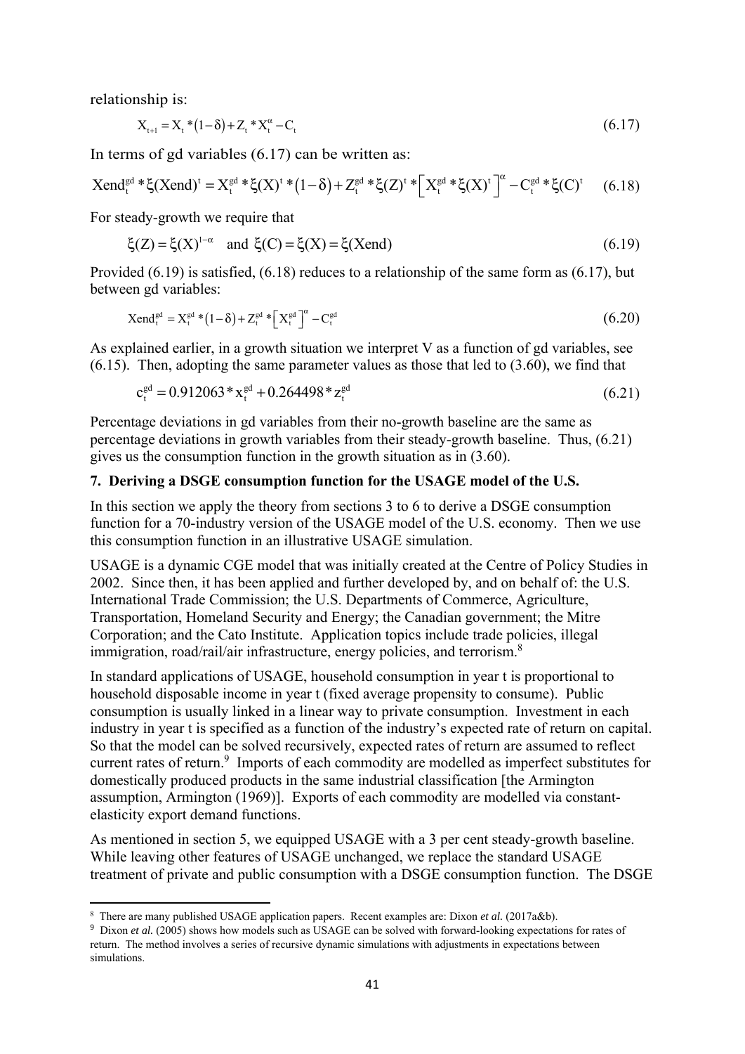relationship is:

$$X_{t+1} = X_t * (1-\delta) + Z_t * X_t^{\alpha} - C_t \tag{6.17}$$

In terms of gd variables (6.17) can be written as:

$$\text{Xend}_t^{gd} * \xi(\text{Xend})^t = X_t^{gd} * \xi(X)^t * (1-\delta) + Z_t^{gd} * \xi(Z)^t * \left[ X_t^{gd} * \xi(X)^t \right]^{\alpha} - C_t^{gd} * \xi(C)^t \tag{6.18}$$

For steady-growth we require that

$$\xi(Z) = \xi(X)^{1-\alpha} \quad \text{and} \quad \xi(C) = \xi(X) = \xi(\text{Xend}) \tag{6.19}$$

Provided (6.19) is satisfied, (6.18) reduces to a relationship of the same form as (6.17), but between gd variables:

$$\text{Xend}_t^{gd} = X_t^{gd} * (1-\delta) + Z_t^{gd} * \left[ X_t^{gd} \right]^{\alpha} - C_t^{gd} \tag{6.20}$$

As explained earlier, in a growth situation we interpret V as a function of gd variables, see (6.15). Then, adopting the same parameter values as those that led to (3.60), we find that

$$c_t^{gd} = 0.912063 * x_t^{gd} + 0.264498 * z_t^{gd} \tag{6.21}$$

Percentage deviations in gd variables from their no-growth baseline are the same as percentage deviations in growth variables from their steady-growth baseline. Thus, (6.21) gives us the consumption function in the growth situation as in (3.60).

## 7. Deriving a DSGE consumption function for the USAGE model of the U.S.

In this section we apply the theory from sections 3 to 6 to derive a DSGE consumption function for a 70-industry version of the USAGE model of the U.S. economy. Then we use this consumption function in an illustrative USAGE simulation.

USAGE is a dynamic CGE model that was initially created at the Centre of Policy Studies in 2002. Since then, it has been applied and further developed by, and on behalf of: the U.S. International Trade Commission; the U.S. Departments of Commerce, Agriculture, Transportation, Homeland Security and Energy; the Canadian government; the Mitre Corporation; and the Cato Institute. Application topics include trade policies, illegal immigration, road/rail/air infrastructure, energy policies, and terrorism.[8]

In standard applications of USAGE, household consumption in year t is proportional to household disposable income in year t (fixed average propensity to consume). Public consumption is usually linked in a linear way to private consumption. Investment in each industry in year t is specified as a function of the industry's expected rate of return on capital. So that the model can be solved recursively, expected rates of return are assumed to reflect current rates of return.[9] Imports of each commodity are modelled as imperfect substitutes for domestically produced products in the same industrial classification [the Armington assumption, Armington (1969)]. Exports of each commodity are modelled via constant-elasticity export demand functions.

As mentioned in section 5, we equipped USAGE with a 3 per cent steady-growth baseline. While leaving other features of USAGE unchanged, we replace the standard USAGE treatment of private and public consumption with a DSGE consumption function. The DSGE

---

[8] There are many published USAGE application papers. Recent examples are: Dixon *et al.* (2017a&b).

[9] Dixon *et al.* (2005) shows how models such as USAGE can be solved with forward-looking expectations for rates of return. The method involves a series of recursive dynamic simulations with adjustments in expectations between simulations.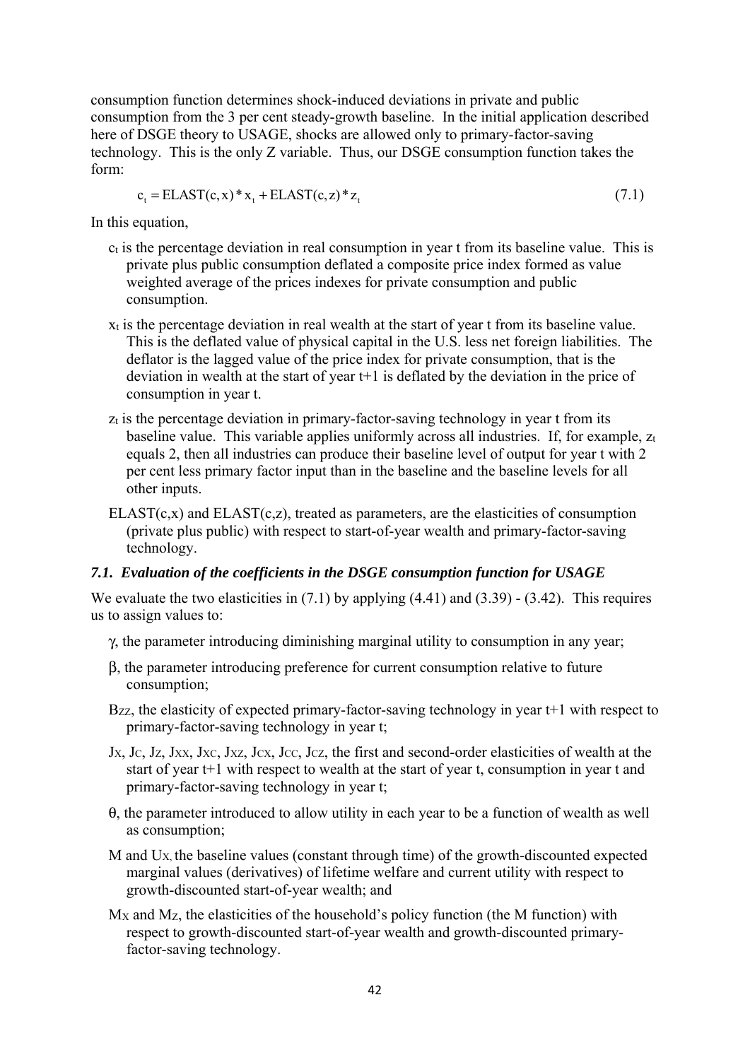consumption function determines shock-induced deviations in private and public consumption from the 3 per cent steady-growth baseline. In the initial application described here of DSGE theory to USAGE, shocks are allowed only to primary-factor-saving technology. This is the only Z variable. Thus, our DSGE consumption function takes the form:

$$c_t = ELAST(c, x) * x_t + ELAST(c, z) * z_t \tag{7.1}$$

In this equation,

- $c_t$ is the percentage deviation in real consumption in year t from its baseline value. This is private plus public consumption deflated a composite price index formed as value weighted average of the prices indexes for private consumption and public consumption.
- $x_t$ is the percentage deviation in real wealth at the start of year t from its baseline value. This is the deflated value of physical capital in the U.S. less net foreign liabilities. The deflator is the lagged value of the price index for private consumption, that is the deviation in wealth at the start of year t+1 is deflated by the deviation in the price of consumption in year t.
- $z_t$ is the percentage deviation in primary-factor-saving technology in year t from its baseline value. This variable applies uniformly across all industries. If, for example, $z_t$ equals 2, then all industries can produce their baseline level of output for year t with 2 per cent less primary factor input than in the baseline and the baseline levels for all other inputs.
- ELAST(c,x) and ELAST(c,z), treated as parameters, are the elasticities of consumption (private plus public) with respect to start-of-year wealth and primary-factor-saving technology.

### *7.1. Evaluation of the coefficients in the DSGE consumption function for USAGE*

We evaluate the two elasticities in (7.1) by applying (4.41) and (3.39) - (3.42). This requires us to assign values to:

- $\gamma$, the parameter introducing diminishing marginal utility to consumption in any year;
- $\beta$, the parameter introducing preference for current consumption relative to future consumption;
- $B_{ZZ}$, the elasticity of expected primary-factor-saving technology in year t+1 with respect to primary-factor-saving technology in year t;
- $J_X$, $J_C$, $J_Z$, $J_{XX}$, $J_{XC}$, $J_{XZ}$, $J_{CX}$, $J_{CC}$, $J_{CZ}$, the first and second-order elasticities of wealth at the start of year t+1 with respect to wealth at the start of year t, consumption in year t and primary-factor-saving technology in year t;
- $\theta$, the parameter introduced to allow utility in each year to be a function of wealth as well as consumption;
- M and $U_X$, the baseline values (constant through time) of the growth-discounted expected marginal values (derivatives) of lifetime welfare and current utility with respect to growth-discounted start-of-year wealth; and
- $M_X$ and $M_Z$, the elasticities of the household's policy function (the M function) with respect to growth-discounted start-of-year wealth and growth-discounted primary-factor-saving technology.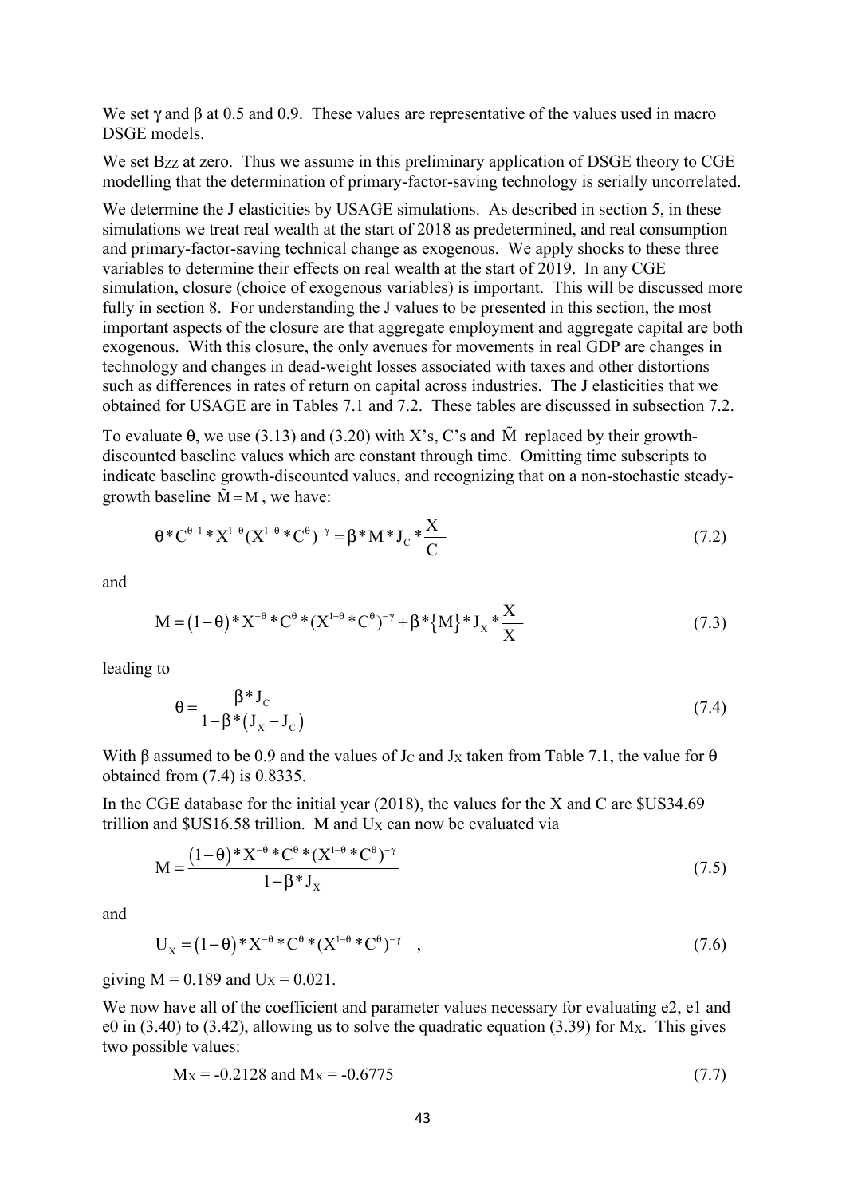We set $\gamma$ and $\beta$ at 0.5 and 0.9. These values are representative of the values used in macro DSGE models.

We set $B_{ZZ}$ at zero. Thus we assume in this preliminary application of DSGE theory to CGE modelling that the determination of primary-factor-saving technology is serially uncorrelated.

We determine the J elasticities by USAGE simulations. As described in section 5, in these simulations we treat real wealth at the start of 2018 as predetermined, and real consumption and primary-factor-saving technical change as exogenous. We apply shocks to these three variables to determine their effects on real wealth at the start of 2019. In any CGE simulation, closure (choice of exogenous variables) is important. This will be discussed more fully in section 8. For understanding the J values to be presented in this section, the most important aspects of the closure are that aggregate employment and aggregate capital are both exogenous. With this closure, the only avenues for movements in real GDP are changes in technology and changes in dead-weight losses associated with taxes and other distortions such as differences in rates of return on capital across industries. The J elasticities that we obtained for USAGE are in Tables 7.1 and 7.2. These tables are discussed in subsection 7.2.

To evaluate $\theta$, we use (3.13) and (3.20) with X's, C's and $\tilde{M}$ replaced by their growth-discounted baseline values which are constant through time. Omitting time subscripts to indicate baseline growth-discounted values, and recognizing that on a non-stochastic steady-growth baseline $\tilde{M} = M$, we have:

$$\theta * C^{\theta-1} * X^{1-\theta} (X^{1-\theta} * C^{\theta})^{-\gamma} = \beta * M * J_C * \frac{X}{C} \tag{7.2}$$

and

$$M = (1-\theta) * X^{-\theta} * C^{\theta} * (X^{1-\theta} * C^{\theta})^{-\gamma} + \beta * \{M\} * J_X * \frac{X}{X} \tag{7.3}$$

leading to

$$\theta = \frac{\beta * J_C}{1 - \beta * (J_X - J_C)} \tag{7.4}$$

With $\beta$ assumed to be 0.9 and the values of $J_C$ and $J_X$ taken from Table 7.1, the value for $\theta$ obtained from (7.4) is 0.8335.

In the CGE database for the initial year (2018), the values for the X and C are \$US34.69 trillion and \$US16.58 trillion. M and $U_X$ can now be evaluated via

$$M = \frac{(1-\theta) * X^{-\theta} * C^{\theta} * (X^{1-\theta} * C^{\theta})^{-\gamma}}{1 - \beta * J_X} \tag{7.5}$$

and

$$U_X = (1-\theta) * X^{-\theta} * C^{\theta} * (X^{1-\theta} * C^{\theta})^{-\gamma} \quad , \tag{7.6}$$

giving M = 0.189 and $U_X$ = 0.021.

We now have all of the coefficient and parameter values necessary for evaluating e2, e1 and e0 in (3.40) to (3.42), allowing us to solve the quadratic equation (3.39) for $M_X$. This gives two possible values:

$$M_X = -0.2128 \text{ and } M_X = -0.6775 \tag{7.7}$$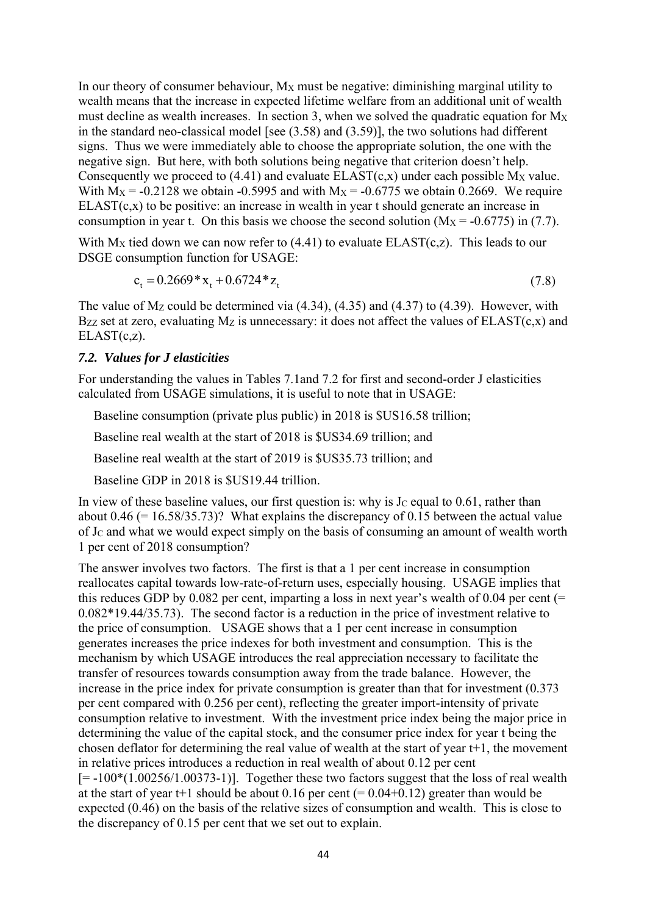In our theory of consumer behaviour, $M_X$ must be negative: diminishing marginal utility to wealth means that the increase in expected lifetime welfare from an additional unit of wealth must decline as wealth increases. In section 3, when we solved the quadratic equation for $M_X$ in the standard neo-classical model [see (3.58) and (3.59)], the two solutions had different signs. Thus we were immediately able to choose the appropriate solution, the one with the negative sign. But here, with both solutions being negative that criterion doesn't help. Consequently we proceed to (4.41) and evaluate ELAST(c,x) under each possible $M_X$ value. With $M_X$ = -0.2128 we obtain -0.5995 and with $M_X$ = -0.6775 we obtain 0.2669. We require ELAST(c,x) to be positive: an increase in wealth in year t should generate an increase in consumption in year t. On this basis we choose the second solution ($M_X$ = -0.6775) in (7.7).

With $M_X$ tied down we can now refer to (4.41) to evaluate ELAST(c,z). This leads to our DSGE consumption function for USAGE:

$$c_t = 0.2669 * x_t + 0.6724 * z_t \tag{7.8}$$

The value of $M_Z$ could be determined via (4.34), (4.35) and (4.37) to (4.39). However, with $B_{ZZ}$ set at zero, evaluating $M_Z$ is unnecessary: it does not affect the values of ELAST(c,x) and ELAST(c,z).

### *7.2. Values for J elasticities*

For understanding the values in Tables 7.1and 7.2 for first and second-order J elasticities calculated from USAGE simulations, it is useful to note that in USAGE:

Baseline consumption (private plus public) in 2018 is $US16.58 trillion;

Baseline real wealth at the start of 2018 is $US34.69 trillion; and

Baseline real wealth at the start of 2019 is $US35.73 trillion; and

Baseline GDP in 2018 is $US19.44 trillion.

In view of these baseline values, our first question is: why is $J_C$ equal to 0.61, rather than about 0.46 (= 16.58/35.73)? What explains the discrepancy of 0.15 between the actual value of $J_C$ and what we would expect simply on the basis of consuming an amount of wealth worth 1 per cent of 2018 consumption?

The answer involves two factors. The first is that a 1 per cent increase in consumption reallocates capital towards low-rate-of-return uses, especially housing. USAGE implies that this reduces GDP by 0.082 per cent, imparting a loss in next year's wealth of 0.04 per cent (= 0.082*19.44/35.73). The second factor is a reduction in the price of investment relative to the price of consumption. USAGE shows that a 1 per cent increase in consumption generates increases the price indexes for both investment and consumption. This is the mechanism by which USAGE introduces the real appreciation necessary to facilitate the transfer of resources towards consumption away from the trade balance. However, the increase in the price index for private consumption is greater than that for investment (0.373 per cent compared with 0.256 per cent), reflecting the greater import-intensity of private consumption relative to investment. With the investment price index being the major price in determining the value of the capital stock, and the consumer price index for year t being the chosen deflator for determining the real value of wealth at the start of year t+1, the movement in relative prices introduces a reduction in real wealth of about 0.12 per cent [= -100*(1.00256/1.00373-1)]. Together these two factors suggest that the loss of real wealth at the start of year t+1 should be about 0.16 per cent (= 0.04+0.12) greater than would be expected (0.46) on the basis of the relative sizes of consumption and wealth. This is close to the discrepancy of 0.15 per cent that we set out to explain.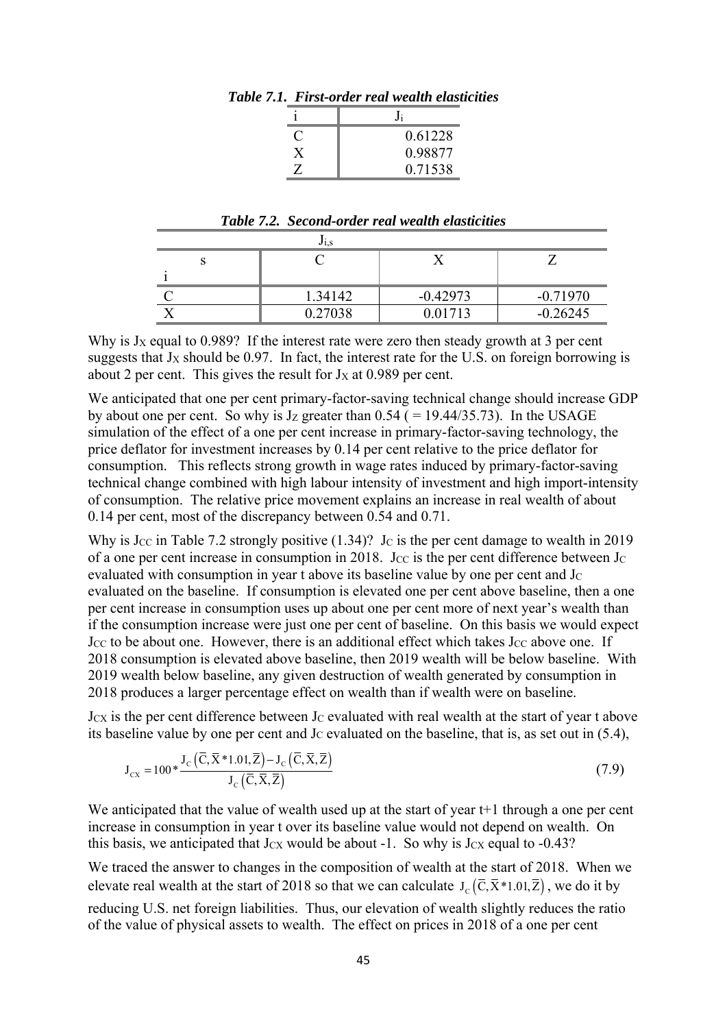***Table 7.1. First-order real wealth elasticities***

| i | $J_i$ |
|---|---|
| C | 0.61228 |
| X | 0.98877 |
| Z | 0.71538 |

***Table 7.2. Second-order real wealth elasticities***

| $J_{i,s}$ | | | |
|---|---|---|---|
| s / i | C | X | Z |
| C | 1.34142 | -0.42973 | -0.71970 |
| X | 0.27038 | 0.01713 | -0.26245 |

Why is $J_X$ equal to 0.989? If the interest rate were zero then steady growth at 3 per cent suggests that $J_X$ should be 0.97. In fact, the interest rate for the U.S. on foreign borrowing is about 2 per cent. This gives the result for $J_X$ at 0.989 per cent.

We anticipated that one per cent primary-factor-saving technical change should increase GDP by about one per cent. So why is $J_Z$ greater than 0.54 ( = 19.44/35.73). In the USAGE simulation of the effect of a one per cent increase in primary-factor-saving technology, the price deflator for investment increases by 0.14 per cent relative to the price deflator for consumption. This reflects strong growth in wage rates induced by primary-factor-saving technical change combined with high labour intensity of investment and high import-intensity of consumption. The relative price movement explains an increase in real wealth of about 0.14 per cent, most of the discrepancy between 0.54 and 0.71.

Why is $J_{CC}$ in Table 7.2 strongly positive (1.34)? $J_C$ is the per cent damage to wealth in 2019 of a one per cent increase in consumption in 2018. $J_{CC}$ is the per cent difference between $J_C$ evaluated with consumption in year t above its baseline value by one per cent and $J_C$ evaluated on the baseline. If consumption is elevated one per cent above baseline, then a one per cent increase in consumption uses up about one per cent more of next year's wealth than if the consumption increase were just one per cent of baseline. On this basis we would expect $J_{CC}$ to be about one. However, there is an additional effect which takes $J_{CC}$ above one. If 2018 consumption is elevated above baseline, then 2019 wealth will be below baseline. With 2019 wealth below baseline, any given destruction of wealth generated by consumption in 2018 produces a larger percentage effect on wealth than if wealth were on baseline.

$J_{CX}$ is the per cent difference between $J_C$ evaluated with real wealth at the start of year t above its baseline value by one per cent and $J_C$ evaluated on the baseline, that is, as set out in (5.4),

$$J_{CX} = 100 * \frac{J_C\left(\overline{C}, \overline{X}*1.01, \overline{Z}\right) - J_C\left(\overline{C}, \overline{X}, \overline{Z}\right)}{J_C\left(\overline{C}, \overline{X}, \overline{Z}\right)} \tag{7.9}$$

We anticipated that the value of wealth used up at the start of year t+1 through a one per cent increase in consumption in year t over its baseline value would not depend on wealth. On this basis, we anticipated that $J_{CX}$ would be about -1. So why is $J_{CX}$ equal to -0.43?

We traced the answer to changes in the composition of wealth at the start of 2018. When we elevate real wealth at the start of 2018 so that we can calculate $J_C\left(\overline{C}, \overline{X}*1.01, \overline{Z}\right)$, we do it by reducing U.S. net foreign liabilities. Thus, our elevation of wealth slightly reduces the ratio of the value of physical assets to wealth. The effect on prices in 2018 of a one per cent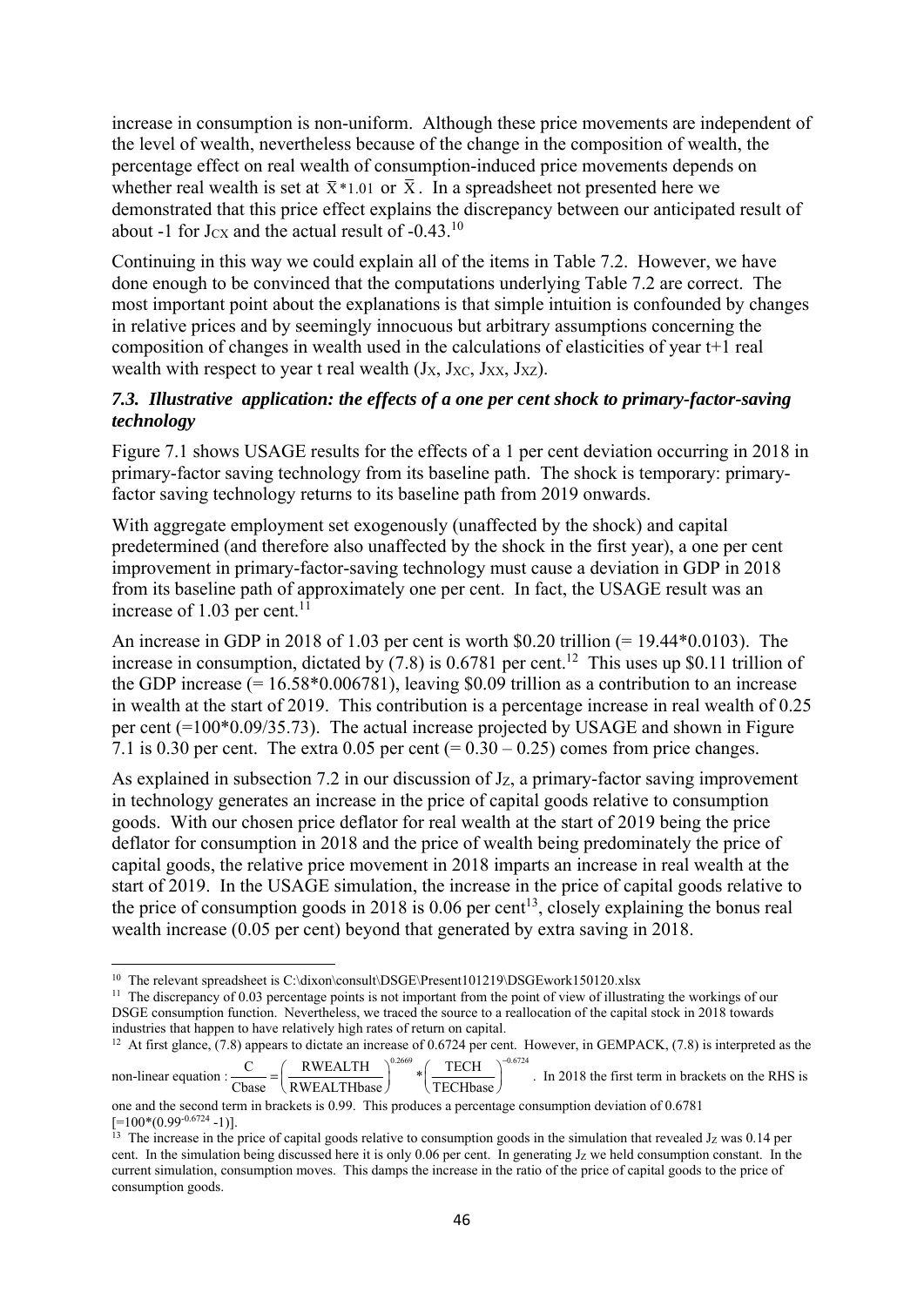increase in consumption is non-uniform. Although these price movements are independent of the level of wealth, nevertheless because of the change in the composition of wealth, the percentage effect on real wealth of consumption-induced price movements depends on whether real wealth is set at $\bar{X}*1.01$ or $\bar{X}$. In a spreadsheet not presented here we demonstrated that this price effect explains the discrepancy between our anticipated result of about -1 for $J_{CX}$ and the actual result of -0.43.[10]

Continuing in this way we could explain all of the items in Table 7.2. However, we have done enough to be convinced that the computations underlying Table 7.2 are correct. The most important point about the explanations is that simple intuition is confounded by changes in relative prices and by seemingly innocuous but arbitrary assumptions concerning the composition of changes in wealth used in the calculations of elasticities of year t+1 real wealth with respect to year t real wealth ($J_X$, $J_{XC}$, $J_{XX}$, $J_{XZ}$).

### *7.3. Illustrative application: the effects of a one per cent shock to primary-factor-saving technology*

Figure 7.1 shows USAGE results for the effects of a 1 per cent deviation occurring in 2018 in primary-factor saving technology from its baseline path. The shock is temporary: primary-factor saving technology returns to its baseline path from 2019 onwards.

With aggregate employment set exogenously (unaffected by the shock) and capital predetermined (and therefore also unaffected by the shock in the first year), a one per cent improvement in primary-factor-saving technology must cause a deviation in GDP in 2018 from its baseline path of approximately one per cent. In fact, the USAGE result was an increase of 1.03 per cent.[11]

An increase in GDP in 2018 of 1.03 per cent is worth \$0.20 trillion (= 19.44*0.0103). The increase in consumption, dictated by (7.8) is 0.6781 per cent.[12] This uses up \$0.11 trillion of the GDP increase (= 16.58*0.006781), leaving \$0.09 trillion as a contribution to an increase in wealth at the start of 2019. This contribution is a percentage increase in real wealth of 0.25 per cent (=100*0.09/35.73). The actual increase projected by USAGE and shown in Figure 7.1 is 0.30 per cent. The extra 0.05 per cent (= 0.30 – 0.25) comes from price changes.

As explained in subsection 7.2 in our discussion of $J_Z$, a primary-factor saving improvement in technology generates an increase in the price of capital goods relative to consumption goods. With our chosen price deflator for real wealth at the start of 2019 being the price deflator for consumption in 2018 and the price of wealth being predominately the price of capital goods, the relative price movement in 2018 imparts an increase in real wealth at the start of 2019. In the USAGE simulation, the increase in the price of capital goods relative to the price of consumption goods in 2018 is 0.06 per cent[13], closely explaining the bonus real wealth increase (0.05 per cent) beyond that generated by extra saving in 2018.

---

[10] The relevant spreadsheet is C:\dixon\consult\DSGE\Present101219\DSGEwork150120.xlsx

[11] The discrepancy of 0.03 percentage points is not important from the point of view of illustrating the workings of our DSGE consumption function. Nevertheless, we traced the source to a reallocation of the capital stock in 2018 towards industries that happen to have relatively high rates of return on capital.

[12] At first glance, (7.8) appears to dictate an increase of 0.6724 per cent. However, in GEMPACK, (7.8) is interpreted as the non-linear equation : $\frac{C}{Cbase} = \left(\frac{RWEALTH}{RWEALTHbase}\right)^{0.2669} * \left(\frac{TECH}{TECHbase}\right)^{-0.6724}$. In 2018 the first term in brackets on the RHS is one and the second term in brackets is 0.99. This produces a percentage consumption deviation of 0.6781 [$=100*(0.99^{-0.6724}-1)$].

[13] The increase in the price of capital goods relative to consumption goods in the simulation that revealed $J_Z$ was 0.14 per cent. In the simulation being discussed here it is only 0.06 per cent. In generating $J_Z$ we held consumption constant. In the current simulation, consumption moves. This damps the increase in the ratio of the price of capital goods to the price of consumption goods.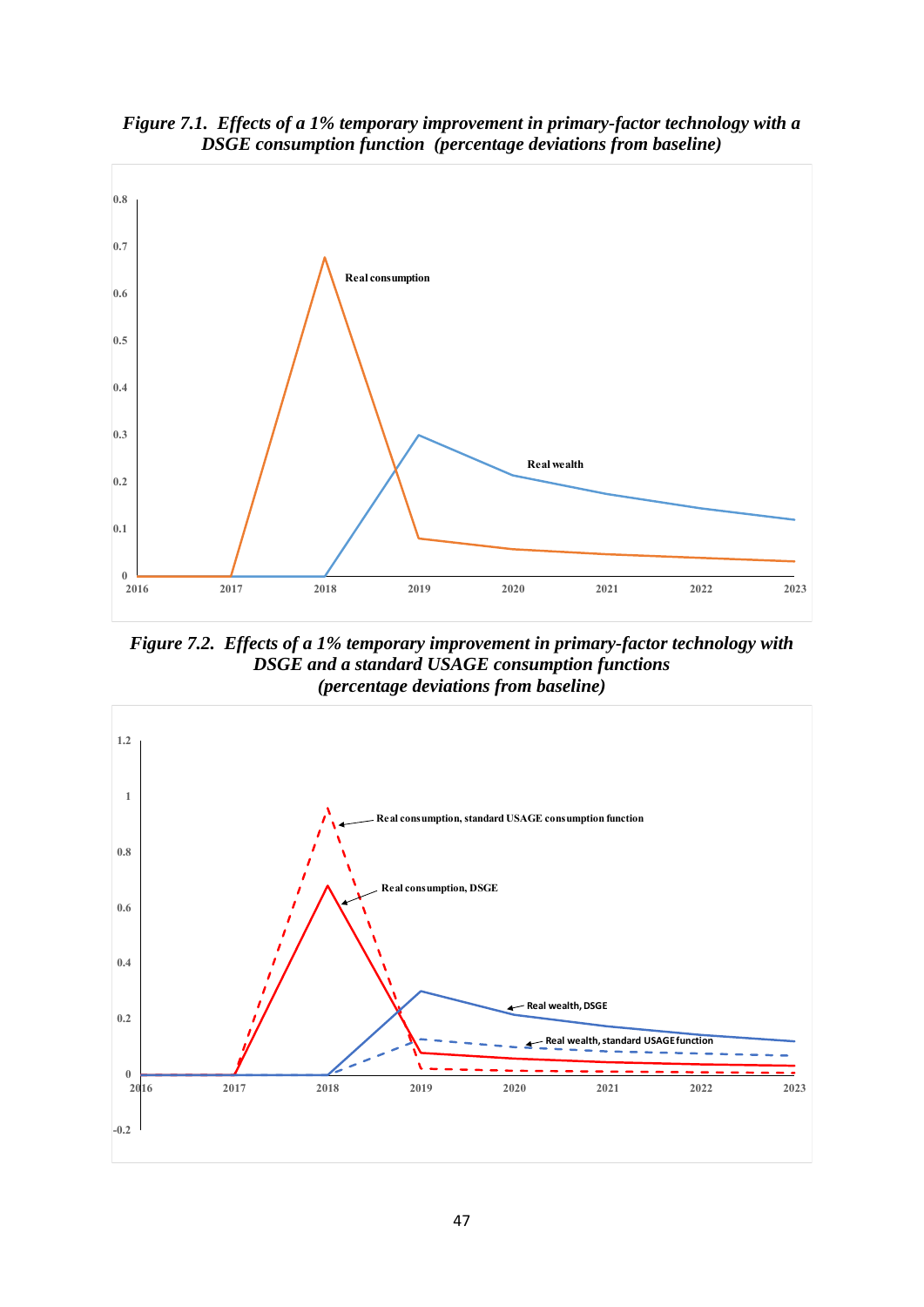*Figure 7.1. Effects of a 1% temporary improvement in primary-factor technology with a DSGE consumption function (percentage deviations from baseline)*

*Figure 7.2. Effects of a 1% temporary improvement in primary-factor technology with DSGE and a standard USAGE consumption functions (percentage deviations from baseline)*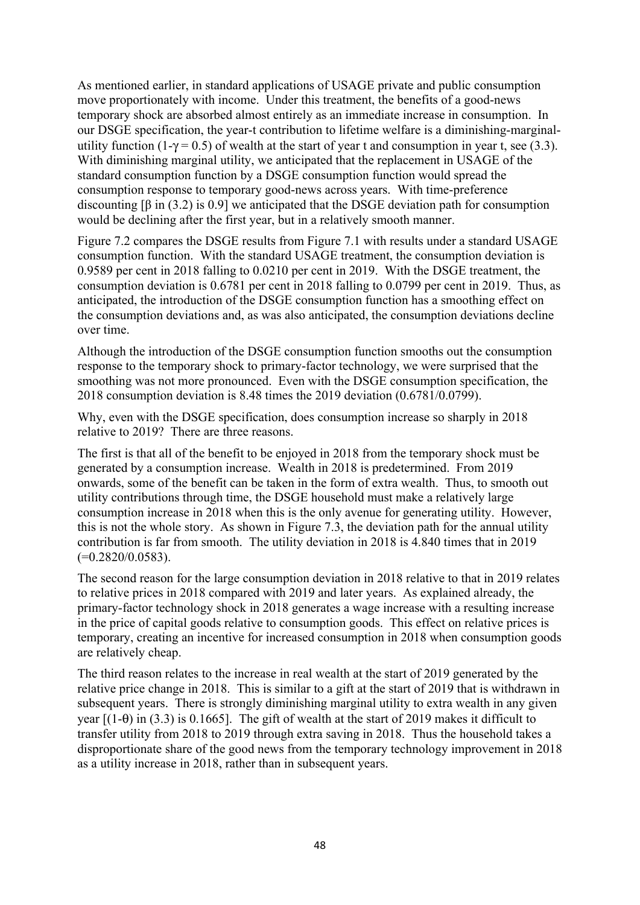As mentioned earlier, in standard applications of USAGE private and public consumption move proportionately with income. Under this treatment, the benefits of a good-news temporary shock are absorbed almost entirely as an immediate increase in consumption. In our DSGE specification, the year-t contribution to lifetime welfare is a diminishing-marginal-utility function ($1-\gamma = 0.5$) of wealth at the start of year t and consumption in year t, see (3.3). With diminishing marginal utility, we anticipated that the replacement in USAGE of the standard consumption function by a DSGE consumption function would spread the consumption response to temporary good-news across years. With time-preference discounting [$\beta$ in (3.2) is 0.9] we anticipated that the DSGE deviation path for consumption would be declining after the first year, but in a relatively smooth manner.

Figure 7.2 compares the DSGE results from Figure 7.1 with results under a standard USAGE consumption function. With the standard USAGE treatment, the consumption deviation is 0.9589 per cent in 2018 falling to 0.0210 per cent in 2019. With the DSGE treatment, the consumption deviation is 0.6781 per cent in 2018 falling to 0.0799 per cent in 2019. Thus, as anticipated, the introduction of the DSGE consumption function has a smoothing effect on the consumption deviations and, as was also anticipated, the consumption deviations decline over time.

Although the introduction of the DSGE consumption function smooths out the consumption response to the temporary shock to primary-factor technology, we were surprised that the smoothing was not more pronounced. Even with the DSGE consumption specification, the 2018 consumption deviation is 8.48 times the 2019 deviation (0.6781/0.0799).

Why, even with the DSGE specification, does consumption increase so sharply in 2018 relative to 2019? There are three reasons.

The first is that all of the benefit to be enjoyed in 2018 from the temporary shock must be generated by a consumption increase. Wealth in 2018 is predetermined. From 2019 onwards, some of the benefit can be taken in the form of extra wealth. Thus, to smooth out utility contributions through time, the DSGE household must make a relatively large consumption increase in 2018 when this is the only avenue for generating utility. However, this is not the whole story. As shown in Figure 7.3, the deviation path for the annual utility contribution is far from smooth. The utility deviation in 2018 is 4.840 times that in 2019 (=0.2820/0.0583).

The second reason for the large consumption deviation in 2018 relative to that in 2019 relates to relative prices in 2018 compared with 2019 and later years. As explained already, the primary-factor technology shock in 2018 generates a wage increase with a resulting increase in the price of capital goods relative to consumption goods. This effect on relative prices is temporary, creating an incentive for increased consumption in 2018 when consumption goods are relatively cheap.

The third reason relates to the increase in real wealth at the start of 2019 generated by the relative price change in 2018. This is similar to a gift at the start of 2019 that is withdrawn in subsequent years. There is strongly diminishing marginal utility to extra wealth in any given year [($1-\theta$) in (3.3) is 0.1665]. The gift of wealth at the start of 2019 makes it difficult to transfer utility from 2018 to 2019 through extra saving in 2018. Thus the household takes a disproportionate share of the good news from the temporary technology improvement in 2018 as a utility increase in 2018, rather than in subsequent years.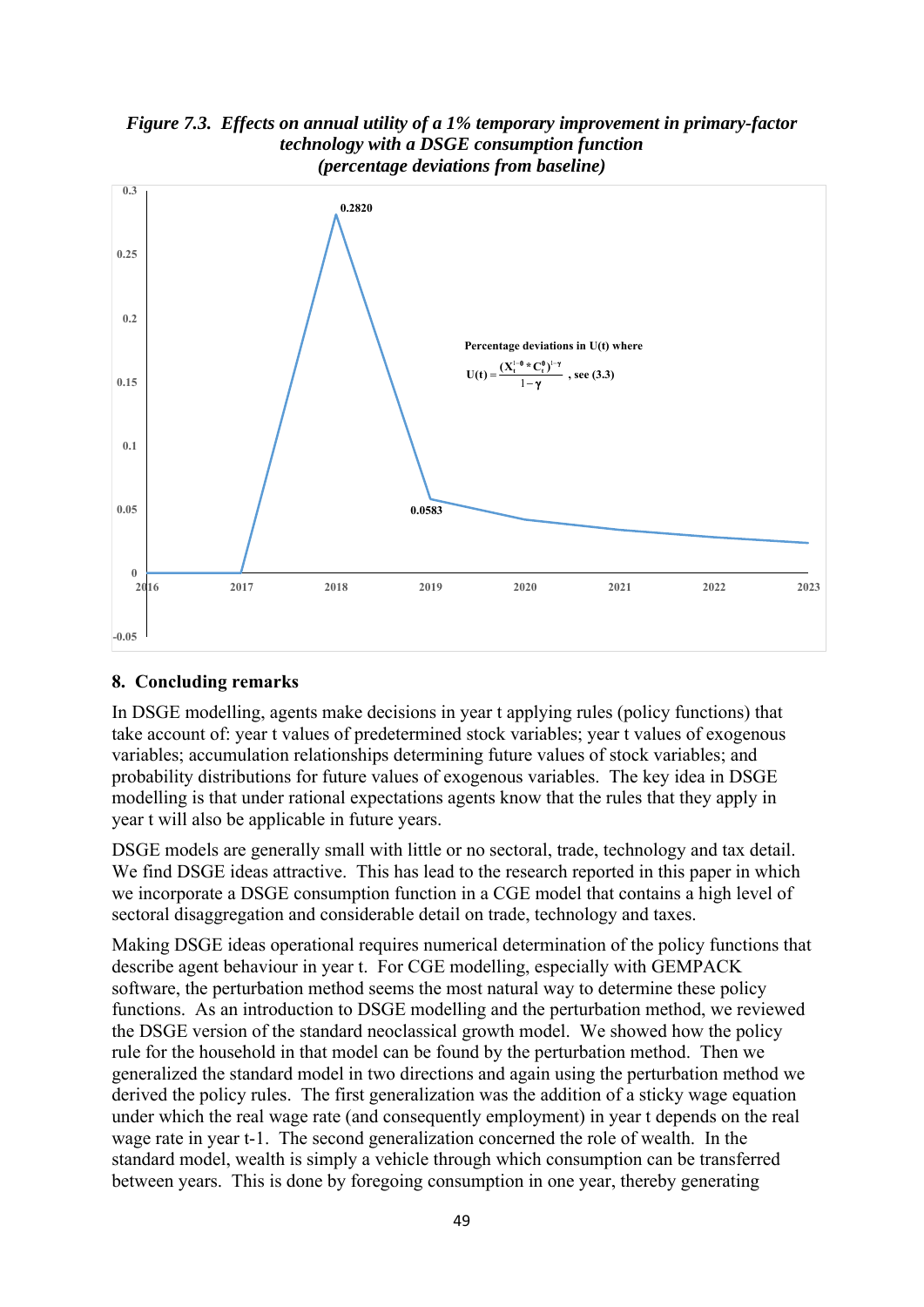*Figure 7.3. Effects on annual utility of a 1% temporary improvement in primary-factor technology with a DSGE consumption function (percentage deviations from baseline)*

## 8. Concluding remarks

In DSGE modelling, agents make decisions in year t applying rules (policy functions) that take account of: year t values of predetermined stock variables; year t values of exogenous variables; accumulation relationships determining future values of stock variables; and probability distributions for future values of exogenous variables. The key idea in DSGE modelling is that under rational expectations agents know that the rules that they apply in year t will also be applicable in future years.

DSGE models are generally small with little or no sectoral, trade, technology and tax detail. We find DSGE ideas attractive. This has lead to the research reported in this paper in which we incorporate a DSGE consumption function in a CGE model that contains a high level of sectoral disaggregation and considerable detail on trade, technology and taxes.

Making DSGE ideas operational requires numerical determination of the policy functions that describe agent behaviour in year t. For CGE modelling, especially with GEMPACK software, the perturbation method seems the most natural way to determine these policy functions. As an introduction to DSGE modelling and the perturbation method, we reviewed the DSGE version of the standard neoclassical growth model. We showed how the policy rule for the household in that model can be found by the perturbation method. Then we generalized the standard model in two directions and again using the perturbation method we derived the policy rules. The first generalization was the addition of a sticky wage equation under which the real wage rate (and consequently employment) in year t depends on the real wage rate in year t-1. The second generalization concerned the role of wealth. In the standard model, wealth is simply a vehicle through which consumption can be transferred between years. This is done by foregoing consumption in one year, thereby generating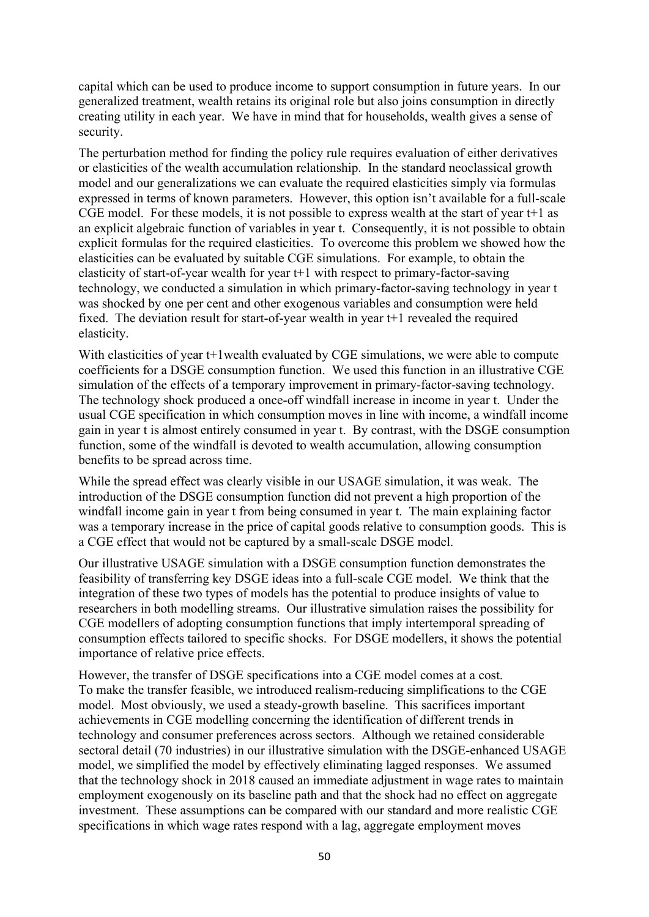capital which can be used to produce income to support consumption in future years. In our generalized treatment, wealth retains its original role but also joins consumption in directly creating utility in each year. We have in mind that for households, wealth gives a sense of security.

The perturbation method for finding the policy rule requires evaluation of either derivatives or elasticities of the wealth accumulation relationship. In the standard neoclassical growth model and our generalizations we can evaluate the required elasticities simply via formulas expressed in terms of known parameters. However, this option isn't available for a full-scale CGE model. For these models, it is not possible to express wealth at the start of year t+1 as an explicit algebraic function of variables in year t. Consequently, it is not possible to obtain explicit formulas for the required elasticities. To overcome this problem we showed how the elasticities can be evaluated by suitable CGE simulations. For example, to obtain the elasticity of start-of-year wealth for year t+1 with respect to primary-factor-saving technology, we conducted a simulation in which primary-factor-saving technology in year t was shocked by one per cent and other exogenous variables and consumption were held fixed. The deviation result for start-of-year wealth in year t+1 revealed the required elasticity.

With elasticities of year t+1wealth evaluated by CGE simulations, we were able to compute coefficients for a DSGE consumption function. We used this function in an illustrative CGE simulation of the effects of a temporary improvement in primary-factor-saving technology. The technology shock produced a once-off windfall increase in income in year t. Under the usual CGE specification in which consumption moves in line with income, a windfall income gain in year t is almost entirely consumed in year t. By contrast, with the DSGE consumption function, some of the windfall is devoted to wealth accumulation, allowing consumption benefits to be spread across time.

While the spread effect was clearly visible in our USAGE simulation, it was weak. The introduction of the DSGE consumption function did not prevent a high proportion of the windfall income gain in year t from being consumed in year t. The main explaining factor was a temporary increase in the price of capital goods relative to consumption goods. This is a CGE effect that would not be captured by a small-scale DSGE model.

Our illustrative USAGE simulation with a DSGE consumption function demonstrates the feasibility of transferring key DSGE ideas into a full-scale CGE model. We think that the integration of these two types of models has the potential to produce insights of value to researchers in both modelling streams. Our illustrative simulation raises the possibility for CGE modellers of adopting consumption functions that imply intertemporal spreading of consumption effects tailored to specific shocks. For DSGE modellers, it shows the potential importance of relative price effects.

However, the transfer of DSGE specifications into a CGE model comes at a cost. To make the transfer feasible, we introduced realism-reducing simplifications to the CGE model. Most obviously, we used a steady-growth baseline. This sacrifices important achievements in CGE modelling concerning the identification of different trends in technology and consumer preferences across sectors. Although we retained considerable sectoral detail (70 industries) in our illustrative simulation with the DSGE-enhanced USAGE model, we simplified the model by effectively eliminating lagged responses. We assumed that the technology shock in 2018 caused an immediate adjustment in wage rates to maintain employment exogenously on its baseline path and that the shock had no effect on aggregate investment. These assumptions can be compared with our standard and more realistic CGE specifications in which wage rates respond with a lag, aggregate employment moves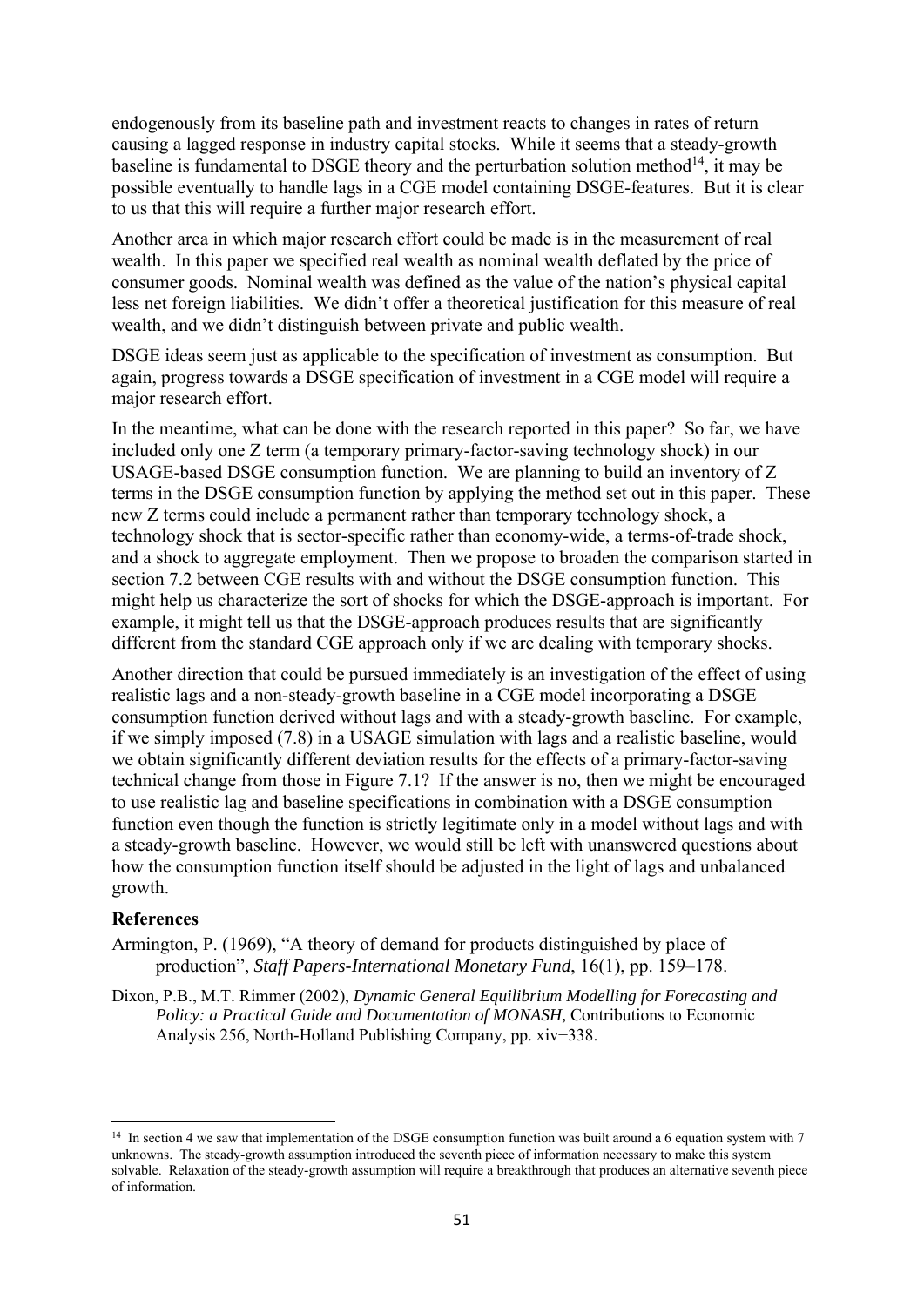endogenously from its baseline path and investment reacts to changes in rates of return causing a lagged response in industry capital stocks. While it seems that a steady-growth baseline is fundamental to DSGE theory and the perturbation solution method[14], it may be possible eventually to handle lags in a CGE model containing DSGE-features. But it is clear to us that this will require a further major research effort.

Another area in which major research effort could be made is in the measurement of real wealth. In this paper we specified real wealth as nominal wealth deflated by the price of consumer goods. Nominal wealth was defined as the value of the nation's physical capital less net foreign liabilities. We didn't offer a theoretical justification for this measure of real wealth, and we didn't distinguish between private and public wealth.

DSGE ideas seem just as applicable to the specification of investment as consumption. But again, progress towards a DSGE specification of investment in a CGE model will require a major research effort.

In the meantime, what can be done with the research reported in this paper? So far, we have included only one Z term (a temporary primary-factor-saving technology shock) in our USAGE-based DSGE consumption function. We are planning to build an inventory of Z terms in the DSGE consumption function by applying the method set out in this paper. These new Z terms could include a permanent rather than temporary technology shock, a technology shock that is sector-specific rather than economy-wide, a terms-of-trade shock, and a shock to aggregate employment. Then we propose to broaden the comparison started in section 7.2 between CGE results with and without the DSGE consumption function. This might help us characterize the sort of shocks for which the DSGE-approach is important. For example, it might tell us that the DSGE-approach produces results that are significantly different from the standard CGE approach only if we are dealing with temporary shocks.

Another direction that could be pursued immediately is an investigation of the effect of using realistic lags and a non-steady-growth baseline in a CGE model incorporating a DSGE consumption function derived without lags and with a steady-growth baseline. For example, if we simply imposed (7.8) in a USAGE simulation with lags and a realistic baseline, would we obtain significantly different deviation results for the effects of a primary-factor-saving technical change from those in Figure 7.1? If the answer is no, then we might be encouraged to use realistic lag and baseline specifications in combination with a DSGE consumption function even though the function is strictly legitimate only in a model without lags and with a steady-growth baseline. However, we would still be left with unanswered questions about how the consumption function itself should be adjusted in the light of lags and unbalanced growth.

### References

Armington, P. (1969), "A theory of demand for products distinguished by place of production", *Staff Papers-International Monetary Fund*, 16(1), pp. 159–178.

Dixon, P.B., M.T. Rimmer (2002), *Dynamic General Equilibrium Modelling for Forecasting and Policy: a Practical Guide and Documentation of MONASH,* Contributions to Economic Analysis 256, North-Holland Publishing Company, pp. xiv+338.

---

[14] In section 4 we saw that implementation of the DSGE consumption function was built around a 6 equation system with 7 unknowns. The steady-growth assumption introduced the seventh piece of information necessary to make this system solvable. Relaxation of the steady-growth assumption will require a breakthrough that produces an alternative seventh piece of information.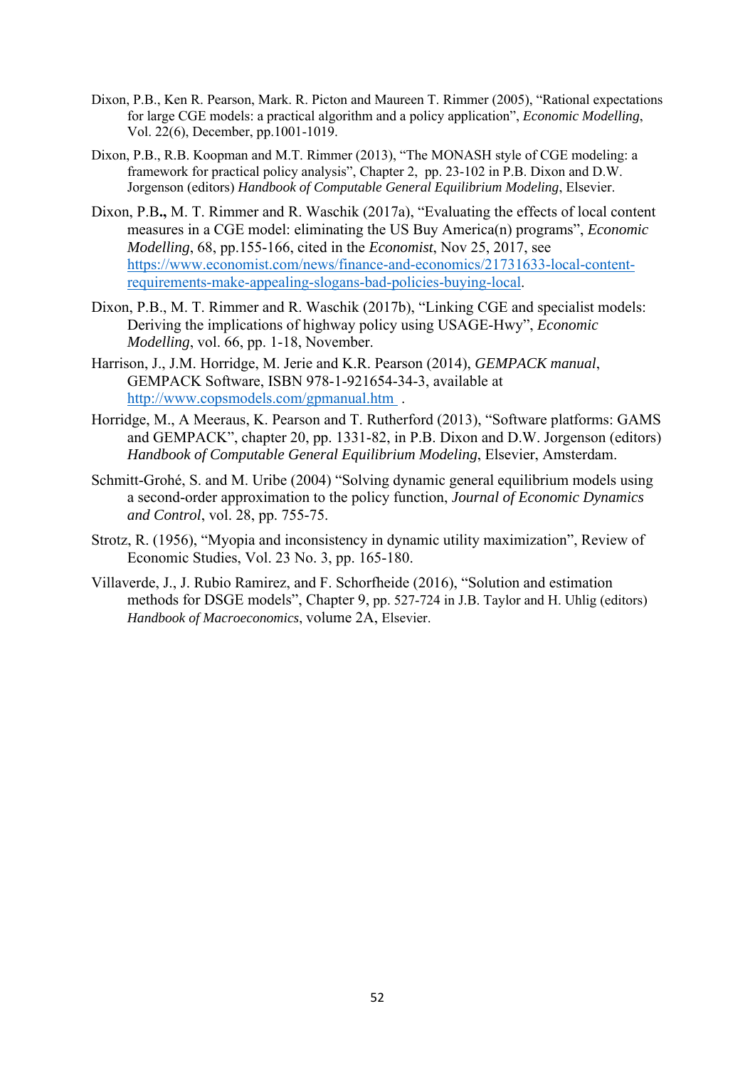Dixon, P.B., Ken R. Pearson, Mark. R. Picton and Maureen T. Rimmer (2005), "Rational expectations for large CGE models: a practical algorithm and a policy application", *Economic Modelling*, Vol. 22(6), December, pp.1001-1019.

Dixon, P.B., R.B. Koopman and M.T. Rimmer (2013), "The MONASH style of CGE modeling: a framework for practical policy analysis", Chapter 2, pp. 23-102 in P.B. Dixon and D.W. Jorgenson (editors) *Handbook of Computable General Equilibrium Modeling*, Elsevier.

Dixon, P.B**.,** M. T. Rimmer and R. Waschik (2017a), "Evaluating the effects of local content measures in a CGE model: eliminating the US Buy America(n) programs", *Economic Modelling*, 68, pp.155-166, cited in the *Economist*, Nov 25, 2017, see https://www.economist.com/news/finance-and-economics/21731633-local-content-requirements-make-appealing-slogans-bad-policies-buying-local.

Dixon, P.B., M. T. Rimmer and R. Waschik (2017b), "Linking CGE and specialist models: Deriving the implications of highway policy using USAGE-Hwy", *Economic Modelling*, vol. 66, pp. 1-18, November.

Harrison, J., J.M. Horridge, M. Jerie and K.R. Pearson (2014), *GEMPACK manual*, GEMPACK Software, ISBN 978-1-921654-34-3, available at http://www.copsmodels.com/gpmanual.htm .

Horridge, M., A Meeraus, K. Pearson and T. Rutherford (2013), "Software platforms: GAMS and GEMPACK", chapter 20, pp. 1331-82, in P.B. Dixon and D.W. Jorgenson (editors) *Handbook of Computable General Equilibrium Modeling*, Elsevier, Amsterdam.

Schmitt-Grohé, S. and M. Uribe (2004) "Solving dynamic general equilibrium models using a second-order approximation to the policy function, *Journal of Economic Dynamics and Control*, vol. 28, pp. 755-75.

Strotz, R. (1956), "Myopia and inconsistency in dynamic utility maximization", Review of Economic Studies, Vol. 23 No. 3, pp. 165-180.

Villaverde, J., J. Rubio Ramirez, and F. Schorfheide (2016), "Solution and estimation methods for DSGE models", Chapter 9, pp. 527-724 in J.B. Taylor and H. Uhlig (editors) *Handbook of Macroeconomics*, volume 2A, Elsevier.